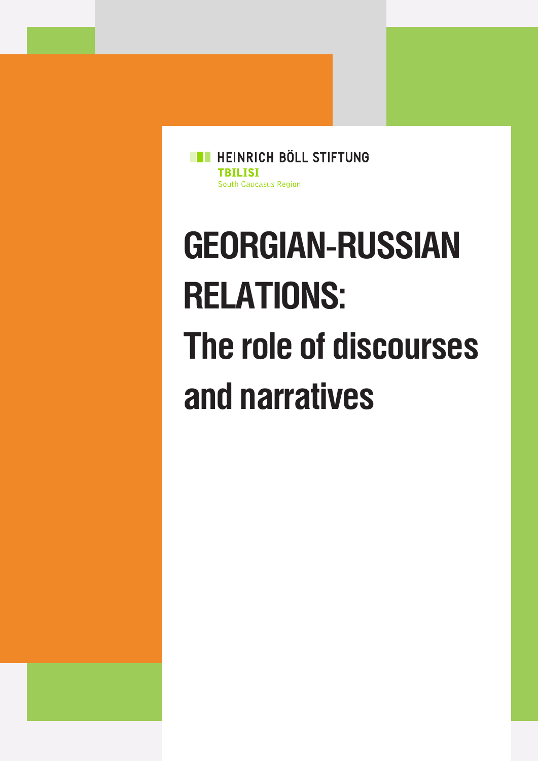HEINRICH BÖLL STIFTUNG
TBILISI
South Caucasus Region

# GEORGIAN-RUSSIAN RELATIONS: The role of discourses and narratives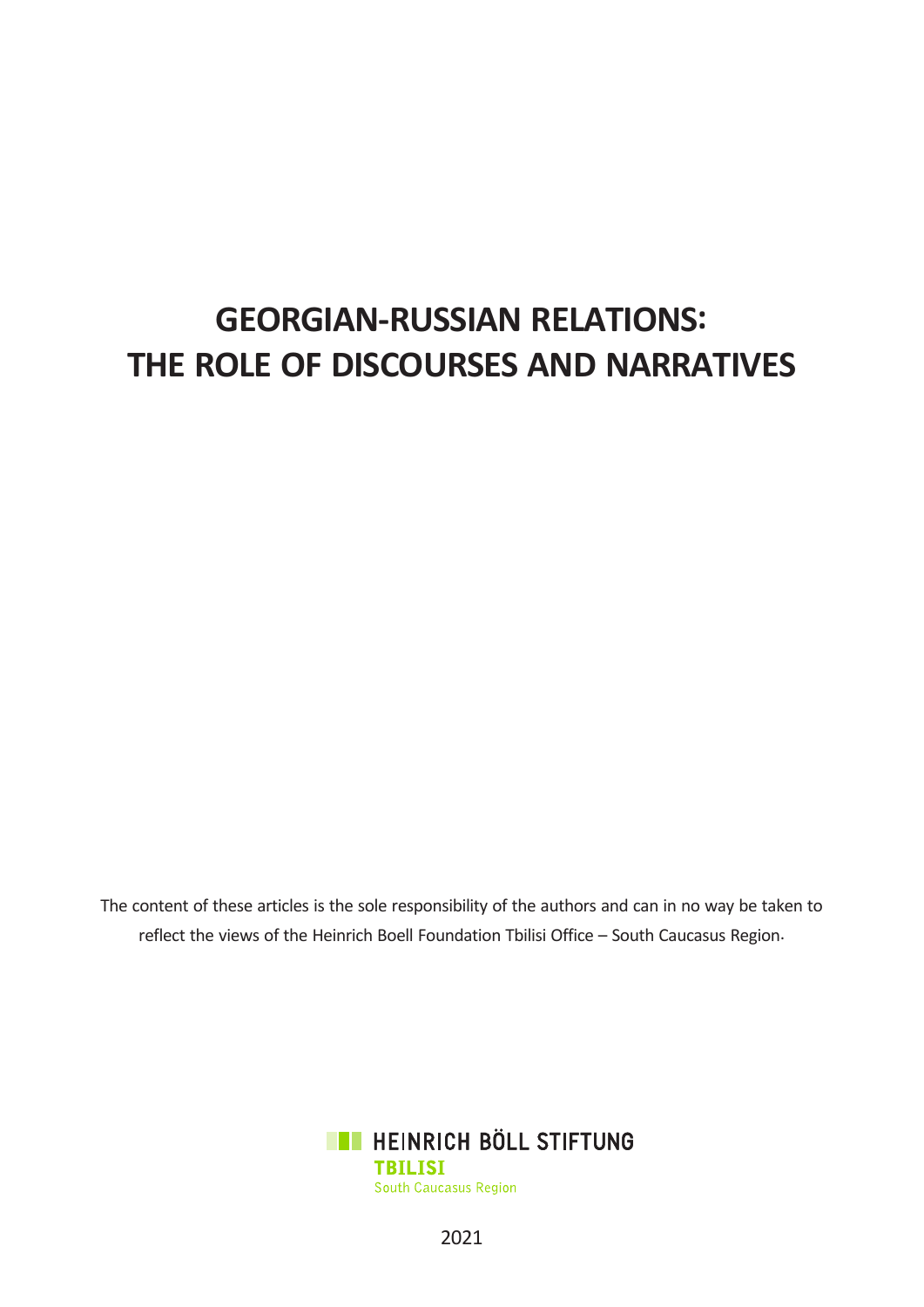# GEORGIAN-RUSSIAN RELATIONS: THE ROLE OF DISCOURSES AND NARRATIVES

The content of these articles is the sole responsibility of the authors and can in no way be taken to reflect the views of the Heinrich Boell Foundation Tbilisi Office – South Caucasus Region.

HEINRICH BÖLL STIFTUNG
TBILISI
South Caucasus Region

2021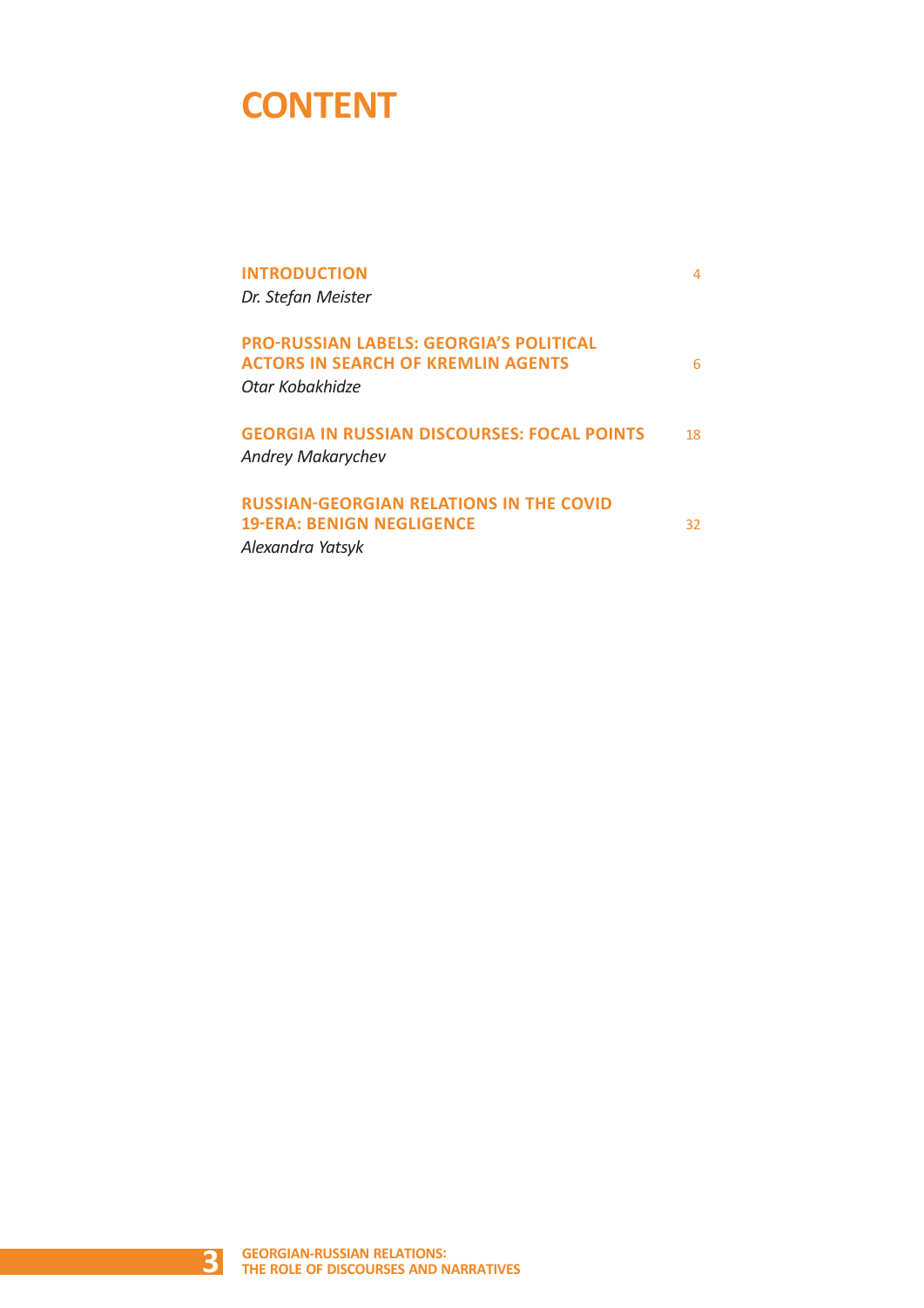# CONTENT

**INTRODUCTION** 4
*Dr. Stefan Meister*

**PRO-RUSSIAN LABELS: GEORGIA'S POLITICAL ACTORS IN SEARCH OF KREMLIN AGENTS** 6
*Otar Kobakhidze*

**GEORGIA IN RUSSIAN DISCOURSES: FOCAL POINTS** 18
*Andrey Makarychev*

**RUSSIAN-GEORGIAN RELATIONS IN THE COVID 19-ERA: BENIGN NEGLIGENCE** 32
*Alexandra Yatsyk*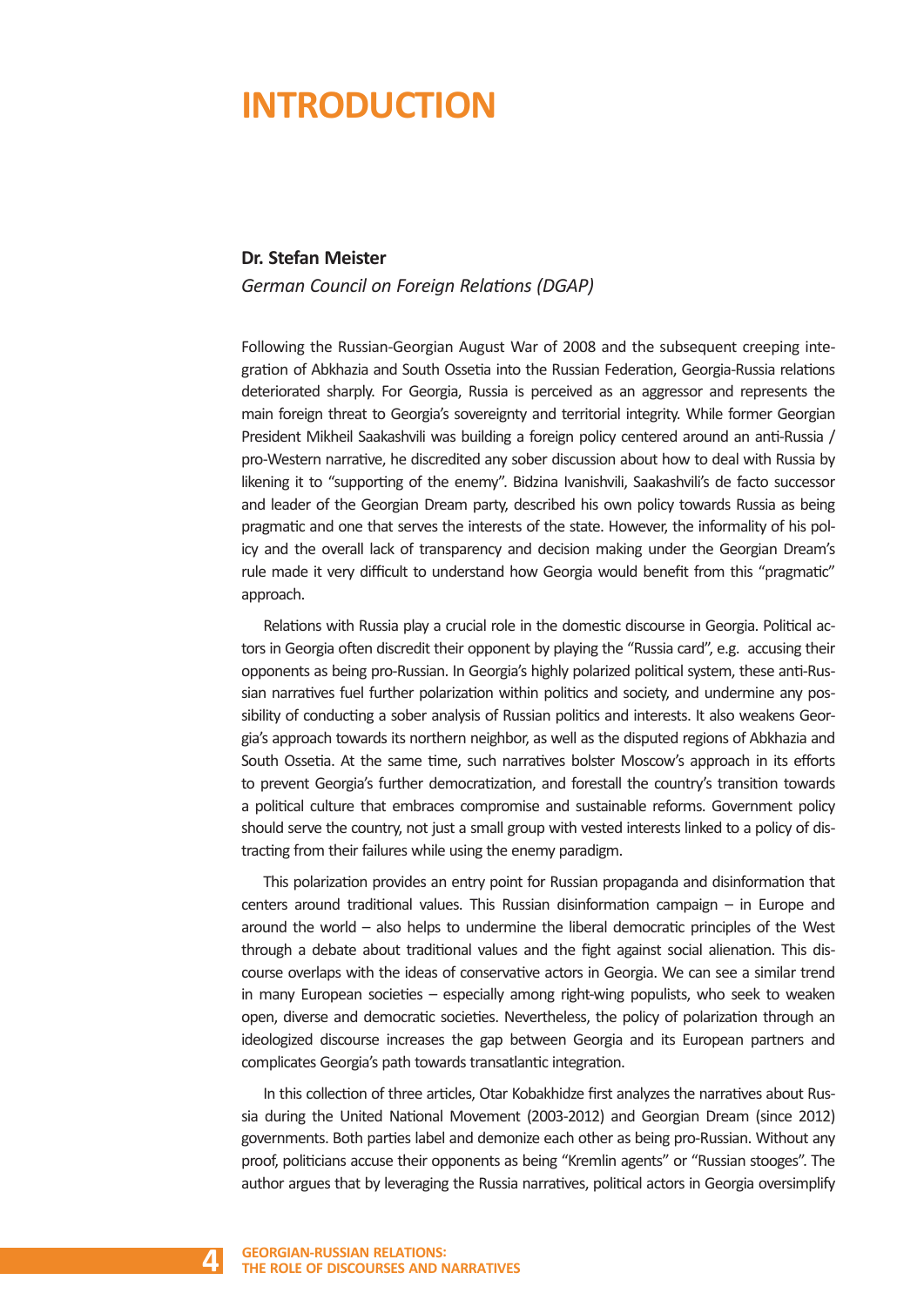# INTRODUCTION

**Dr. Stefan Meister**

*German Council on Foreign Relations (DGAP)*

Following the Russian-Georgian August War of 2008 and the subsequent creeping integration of Abkhazia and South Ossetia into the Russian Federation, Georgia-Russia relations deteriorated sharply. For Georgia, Russia is perceived as an aggressor and represents the main foreign threat to Georgia's sovereignty and territorial integrity. While former Georgian President Mikheil Saakashvili was building a foreign policy centered around an anti-Russia / pro-Western narrative, he discredited any sober discussion about how to deal with Russia by likening it to "supporting of the enemy". Bidzina Ivanishvili, Saakashvili's de facto successor and leader of the Georgian Dream party, described his own policy towards Russia as being pragmatic and one that serves the interests of the state. However, the informality of his policy and the overall lack of transparency and decision making under the Georgian Dream's rule made it very difficult to understand how Georgia would benefit from this "pragmatic" approach.

Relations with Russia play a crucial role in the domestic discourse in Georgia. Political actors in Georgia often discredit their opponent by playing the "Russia card", e.g. accusing their opponents as being pro-Russian. In Georgia's highly polarized political system, these anti-Russian narratives fuel further polarization within politics and society, and undermine any possibility of conducting a sober analysis of Russian politics and interests. It also weakens Georgia's approach towards its northern neighbor, as well as the disputed regions of Abkhazia and South Ossetia. At the same time, such narratives bolster Moscow's approach in its efforts to prevent Georgia's further democratization, and forestall the country's transition towards a political culture that embraces compromise and sustainable reforms. Government policy should serve the country, not just a small group with vested interests linked to a policy of distracting from their failures while using the enemy paradigm.

This polarization provides an entry point for Russian propaganda and disinformation that centers around traditional values. This Russian disinformation campaign – in Europe and around the world – also helps to undermine the liberal democratic principles of the West through a debate about traditional values and the fight against social alienation. This discourse overlaps with the ideas of conservative actors in Georgia. We can see a similar trend in many European societies – especially among right-wing populists, who seek to weaken open, diverse and democratic societies. Nevertheless, the policy of polarization through an ideologized discourse increases the gap between Georgia and its European partners and complicates Georgia's path towards transatlantic integration.

In this collection of three articles, Otar Kobakhidze first analyzes the narratives about Russia during the United National Movement (2003-2012) and Georgian Dream (since 2012) governments. Both parties label and demonize each other as being pro-Russian. Without any proof, politicians accuse their opponents as being "Kremlin agents" or "Russian stooges". The author argues that by leveraging the Russia narratives, political actors in Georgia oversimplify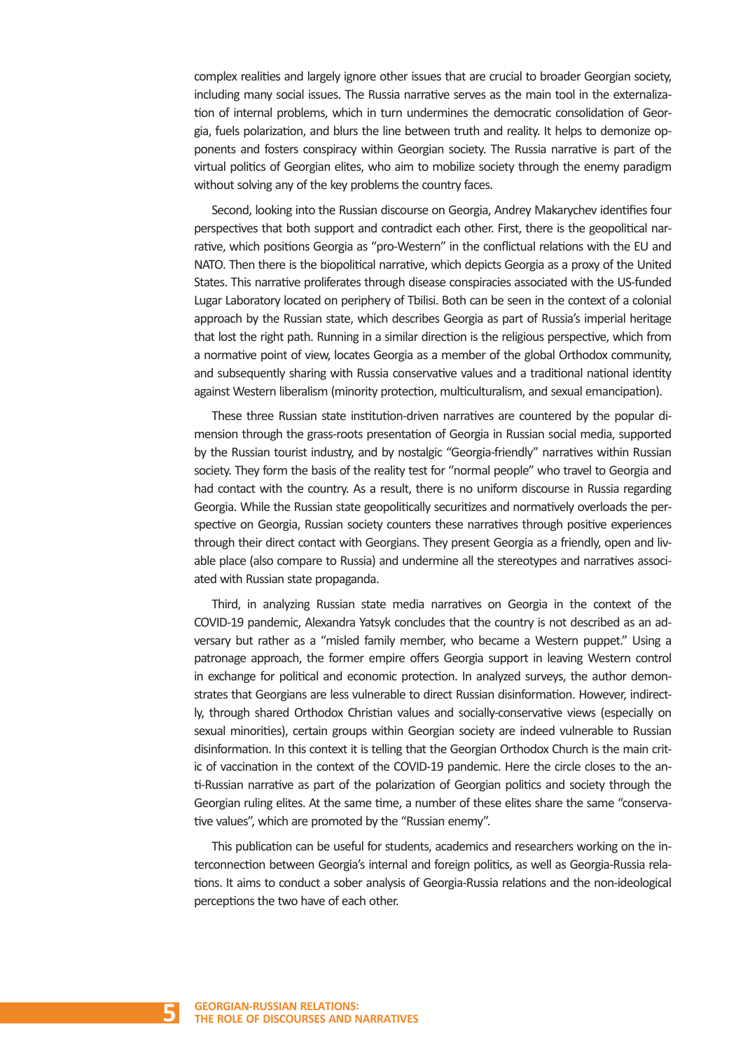complex realities and largely ignore other issues that are crucial to broader Georgian society, including many social issues. The Russia narrative serves as the main tool in the externalization of internal problems, which in turn undermines the democratic consolidation of Georgia, fuels polarization, and blurs the line between truth and reality. It helps to demonize opponents and fosters conspiracy within Georgian society. The Russia narrative is part of the virtual politics of Georgian elites, who aim to mobilize society through the enemy paradigm without solving any of the key problems the country faces.

Second, looking into the Russian discourse on Georgia, Andrey Makarychev identifies four perspectives that both support and contradict each other. First, there is the geopolitical narrative, which positions Georgia as "pro-Western" in the conflictual relations with the EU and NATO. Then there is the biopolitical narrative, which depicts Georgia as a proxy of the United States. This narrative proliferates through disease conspiracies associated with the US-funded Lugar Laboratory located on periphery of Tbilisi. Both can be seen in the context of a colonial approach by the Russian state, which describes Georgia as part of Russia's imperial heritage that lost the right path. Running in a similar direction is the religious perspective, which from a normative point of view, locates Georgia as a member of the global Orthodox community, and subsequently sharing with Russia conservative values and a traditional national identity against Western liberalism (minority protection, multiculturalism, and sexual emancipation).

These three Russian state institution-driven narratives are countered by the popular dimension through the grass-roots presentation of Georgia in Russian social media, supported by the Russian tourist industry, and by nostalgic "Georgia-friendly" narratives within Russian society. They form the basis of the reality test for "normal people" who travel to Georgia and had contact with the country. As a result, there is no uniform discourse in Russia regarding Georgia. While the Russian state geopolitically securitizes and normatively overloads the perspective on Georgia, Russian society counters these narratives through positive experiences through their direct contact with Georgians. They present Georgia as a friendly, open and livable place (also compare to Russia) and undermine all the stereotypes and narratives associated with Russian state propaganda.

Third, in analyzing Russian state media narratives on Georgia in the context of the COVID-19 pandemic, Alexandra Yatsyk concludes that the country is not described as an adversary but rather as a "misled family member, who became a Western puppet." Using a patronage approach, the former empire offers Georgia support in leaving Western control in exchange for political and economic protection. In analyzed surveys, the author demonstrates that Georgians are less vulnerable to direct Russian disinformation. However, indirectly, through shared Orthodox Christian values and socially-conservative views (especially on sexual minorities), certain groups within Georgian society are indeed vulnerable to Russian disinformation. In this context it is telling that the Georgian Orthodox Church is the main critic of vaccination in the context of the COVID-19 pandemic. Here the circle closes to the anti-Russian narrative as part of the polarization of Georgian politics and society through the Georgian ruling elites. At the same time, a number of these elites share the same "conservative values", which are promoted by the "Russian enemy".

This publication can be useful for students, academics and researchers working on the interconnection between Georgia's internal and foreign politics, as well as Georgia-Russia relations. It aims to conduct a sober analysis of Georgia-Russia relations and the non-ideological perceptions the two have of each other.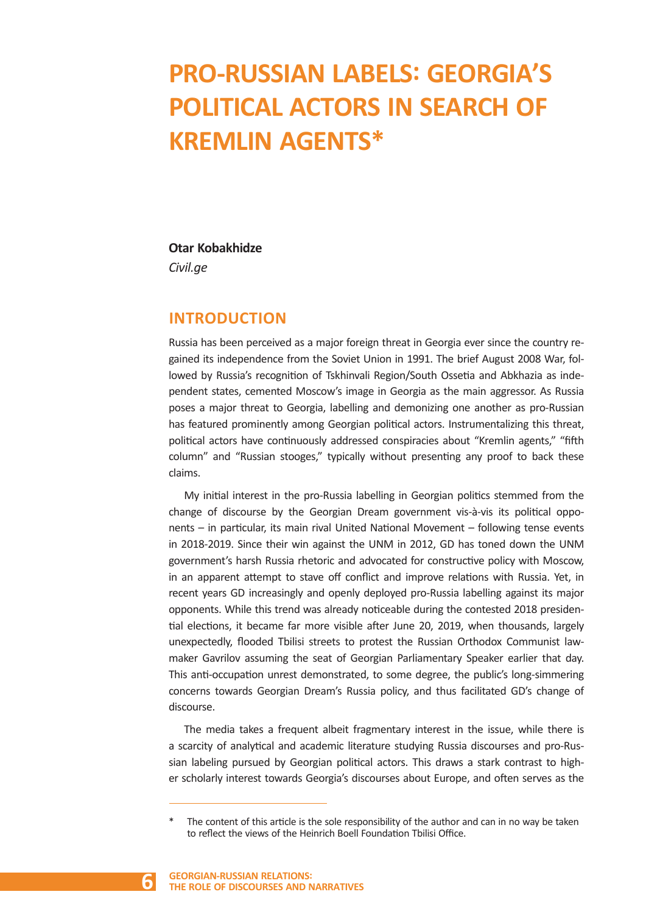# PRO-RUSSIAN LABELS: GEORGIA'S POLITICAL ACTORS IN SEARCH OF KREMLIN AGENTS*

**Otar Kobakhidze**

*Civil.ge*

## INTRODUCTION

Russia has been perceived as a major foreign threat in Georgia ever since the country regained its independence from the Soviet Union in 1991. The brief August 2008 War, followed by Russia's recognition of Tskhinvali Region/South Ossetia and Abkhazia as independent states, cemented Moscow's image in Georgia as the main aggressor. As Russia poses a major threat to Georgia, labelling and demonizing one another as pro-Russian has featured prominently among Georgian political actors. Instrumentalizing this threat, political actors have continuously addressed conspiracies about "Kremlin agents," "fifth column" and "Russian stooges," typically without presenting any proof to back these claims.

My initial interest in the pro-Russia labelling in Georgian politics stemmed from the change of discourse by the Georgian Dream government vis-à-vis its political opponents – in particular, its main rival United National Movement – following tense events in 2018-2019. Since their win against the UNM in 2012, GD has toned down the UNM government's harsh Russia rhetoric and advocated for constructive policy with Moscow, in an apparent attempt to stave off conflict and improve relations with Russia. Yet, in recent years GD increasingly and openly deployed pro-Russia labelling against its major opponents. While this trend was already noticeable during the contested 2018 presidential elections, it became far more visible after June 20, 2019, when thousands, largely unexpectedly, flooded Tbilisi streets to protest the Russian Orthodox Communist lawmaker Gavrilov assuming the seat of Georgian Parliamentary Speaker earlier that day. This anti-occupation unrest demonstrated, to some degree, the public's long-simmering concerns towards Georgian Dream's Russia policy, and thus facilitated GD's change of discourse.

The media takes a frequent albeit fragmentary interest in the issue, while there is a scarcity of analytical and academic literature studying Russia discourses and pro-Russian labeling pursued by Georgian political actors. This draws a stark contrast to higher scholarly interest towards Georgia's discourses about Europe, and often serves as the

---

\* The content of this article is the sole responsibility of the author and can in no way be taken to reflect the views of the Heinrich Boell Foundation Tbilisi Office.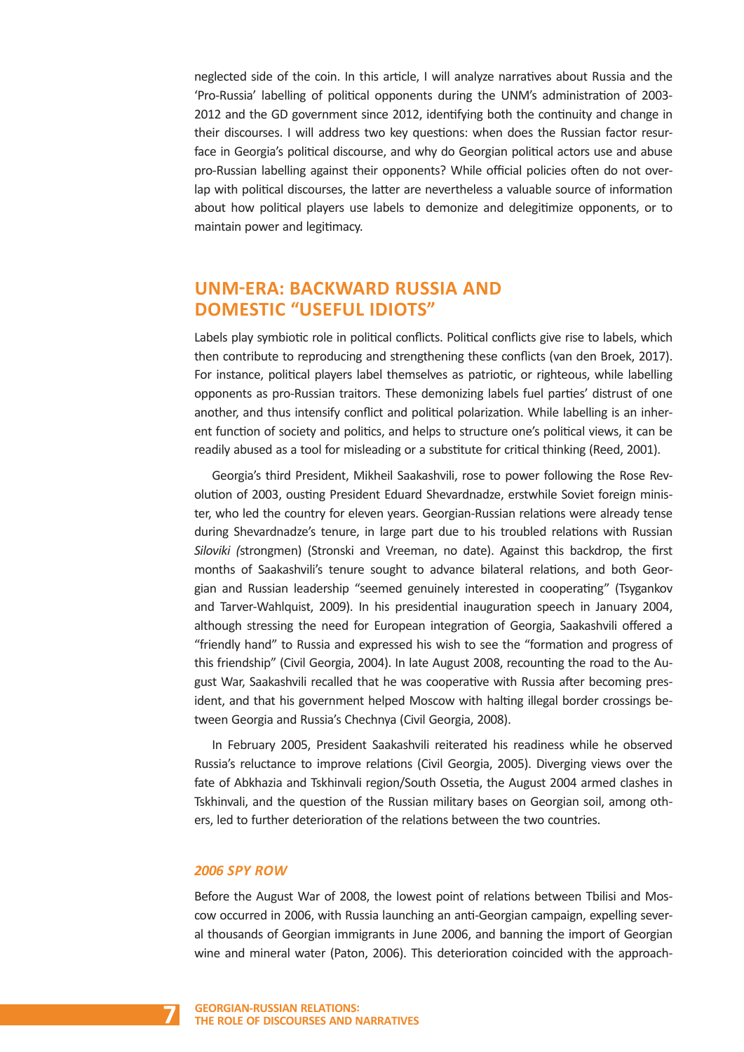neglected side of the coin. In this article, I will analyze narratives about Russia and the 'Pro-Russia' labelling of political opponents during the UNM's administration of 2003-2012 and the GD government since 2012, identifying both the continuity and change in their discourses. I will address two key questions: when does the Russian factor resurface in Georgia's political discourse, and why do Georgian political actors use and abuse pro-Russian labelling against their opponents? While official policies often do not overlap with political discourses, the latter are nevertheless a valuable source of information about how political players use labels to demonize and delegitimize opponents, or to maintain power and legitimacy.

## UNM-ERA: BACKWARD RUSSIA AND DOMESTIC "USEFUL IDIOTS"

Labels play symbiotic role in political conflicts. Political conflicts give rise to labels, which then contribute to reproducing and strengthening these conflicts (van den Broek, 2017). For instance, political players label themselves as patriotic, or righteous, while labelling opponents as pro-Russian traitors. These demonizing labels fuel parties' distrust of one another, and thus intensify conflict and political polarization. While labelling is an inherent function of society and politics, and helps to structure one's political views, it can be readily abused as a tool for misleading or a substitute for critical thinking (Reed, 2001).

Georgia's third President, Mikheil Saakashvili, rose to power following the Rose Revolution of 2003, ousting President Eduard Shevardnadze, erstwhile Soviet foreign minister, who led the country for eleven years. Georgian-Russian relations were already tense during Shevardnadze's tenure, in large part due to his troubled relations with Russian *Siloviki (*strongmen) (Stronski and Vreeman, no date). Against this backdrop, the first months of Saakashvili's tenure sought to advance bilateral relations, and both Georgian and Russian leadership "seemed genuinely interested in cooperating" (Tsygankov and Tarver-Wahlquist, 2009). In his presidential inauguration speech in January 2004, although stressing the need for European integration of Georgia, Saakashvili offered a "friendly hand" to Russia and expressed his wish to see the "formation and progress of this friendship" (Civil Georgia, 2004). In late August 2008, recounting the road to the August War, Saakashvili recalled that he was cooperative with Russia after becoming president, and that his government helped Moscow with halting illegal border crossings between Georgia and Russia's Chechnya (Civil Georgia, 2008).

In February 2005, President Saakashvili reiterated his readiness while he observed Russia's reluctance to improve relations (Civil Georgia, 2005). Diverging views over the fate of Abkhazia and Tskhinvali region/South Ossetia, the August 2004 armed clashes in Tskhinvali, and the question of the Russian military bases on Georgian soil, among others, led to further deterioration of the relations between the two countries.

### *2006 SPY ROW*

Before the August War of 2008, the lowest point of relations between Tbilisi and Moscow occurred in 2006, with Russia launching an anti-Georgian campaign, expelling several thousands of Georgian immigrants in June 2006, and banning the import of Georgian wine and mineral water (Paton, 2006). This deterioration coincided with the approach-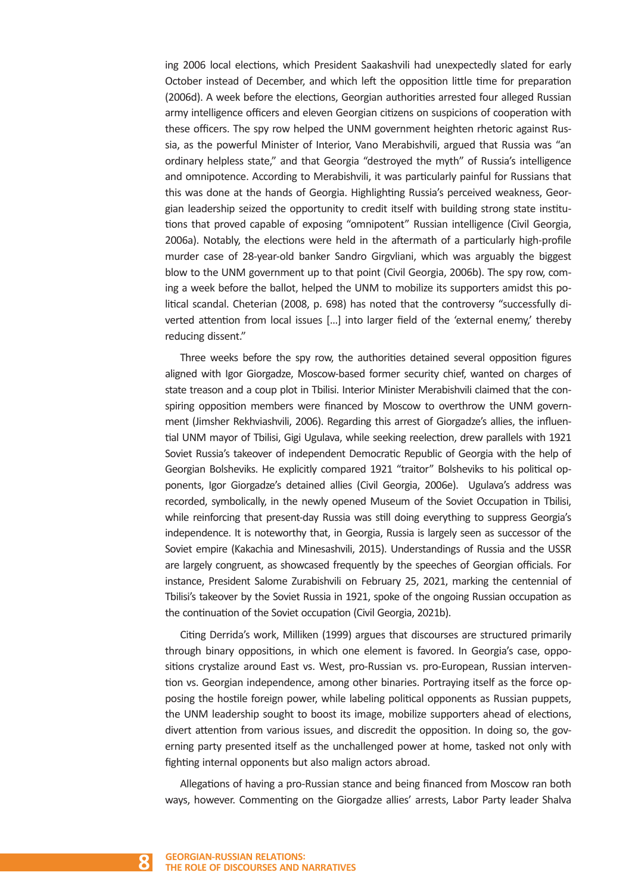ing 2006 local elections, which President Saakashvili had unexpectedly slated for early October instead of December, and which left the opposition little time for preparation (2006d). A week before the elections, Georgian authorities arrested four alleged Russian army intelligence officers and eleven Georgian citizens on suspicions of cooperation with these officers. The spy row helped the UNM government heighten rhetoric against Russia, as the powerful Minister of Interior, Vano Merabishvili, argued that Russia was "an ordinary helpless state," and that Georgia "destroyed the myth" of Russia's intelligence and omnipotence. According to Merabishvili, it was particularly painful for Russians that this was done at the hands of Georgia. Highlighting Russia's perceived weakness, Georgian leadership seized the opportunity to credit itself with building strong state institutions that proved capable of exposing "omnipotent" Russian intelligence (Civil Georgia, 2006a). Notably, the elections were held in the aftermath of a particularly high-profile murder case of 28-year-old banker Sandro Girgvliani, which was arguably the biggest blow to the UNM government up to that point (Civil Georgia, 2006b). The spy row, coming a week before the ballot, helped the UNM to mobilize its supporters amidst this political scandal. Cheterian (2008, p. 698) has noted that the controversy "successfully diverted attention from local issues [...] into larger field of the 'external enemy,' thereby reducing dissent."

Three weeks before the spy row, the authorities detained several opposition figures aligned with Igor Giorgadze, Moscow-based former security chief, wanted on charges of state treason and a coup plot in Tbilisi. Interior Minister Merabishvili claimed that the conspiring opposition members were financed by Moscow to overthrow the UNM government (Jimsher Rekhviashvili, 2006). Regarding this arrest of Giorgadze's allies, the influential UNM mayor of Tbilisi, Gigi Ugulava, while seeking reelection, drew parallels with 1921 Soviet Russia's takeover of independent Democratic Republic of Georgia with the help of Georgian Bolsheviks. He explicitly compared 1921 "traitor" Bolsheviks to his political opponents, Igor Giorgadze's detained allies (Civil Georgia, 2006e). Ugulava's address was recorded, symbolically, in the newly opened Museum of the Soviet Occupation in Tbilisi, while reinforcing that present-day Russia was still doing everything to suppress Georgia's independence. It is noteworthy that, in Georgia, Russia is largely seen as successor of the Soviet empire (Kakachia and Minesashvili, 2015). Understandings of Russia and the USSR are largely congruent, as showcased frequently by the speeches of Georgian officials. For instance, President Salome Zurabishvili on February 25, 2021, marking the centennial of Tbilisi's takeover by the Soviet Russia in 1921, spoke of the ongoing Russian occupation as the continuation of the Soviet occupation (Civil Georgia, 2021b).

Citing Derrida's work, Milliken (1999) argues that discourses are structured primarily through binary oppositions, in which one element is favored. In Georgia's case, oppositions crystalize around East vs. West, pro-Russian vs. pro-European, Russian intervention vs. Georgian independence, among other binaries. Portraying itself as the force opposing the hostile foreign power, while labeling political opponents as Russian puppets, the UNM leadership sought to boost its image, mobilize supporters ahead of elections, divert attention from various issues, and discredit the opposition. In doing so, the governing party presented itself as the unchallenged power at home, tasked not only with fighting internal opponents but also malign actors abroad.

Allegations of having a pro-Russian stance and being financed from Moscow ran both ways, however. Commenting on the Giorgadze allies' arrests, Labor Party leader Shalva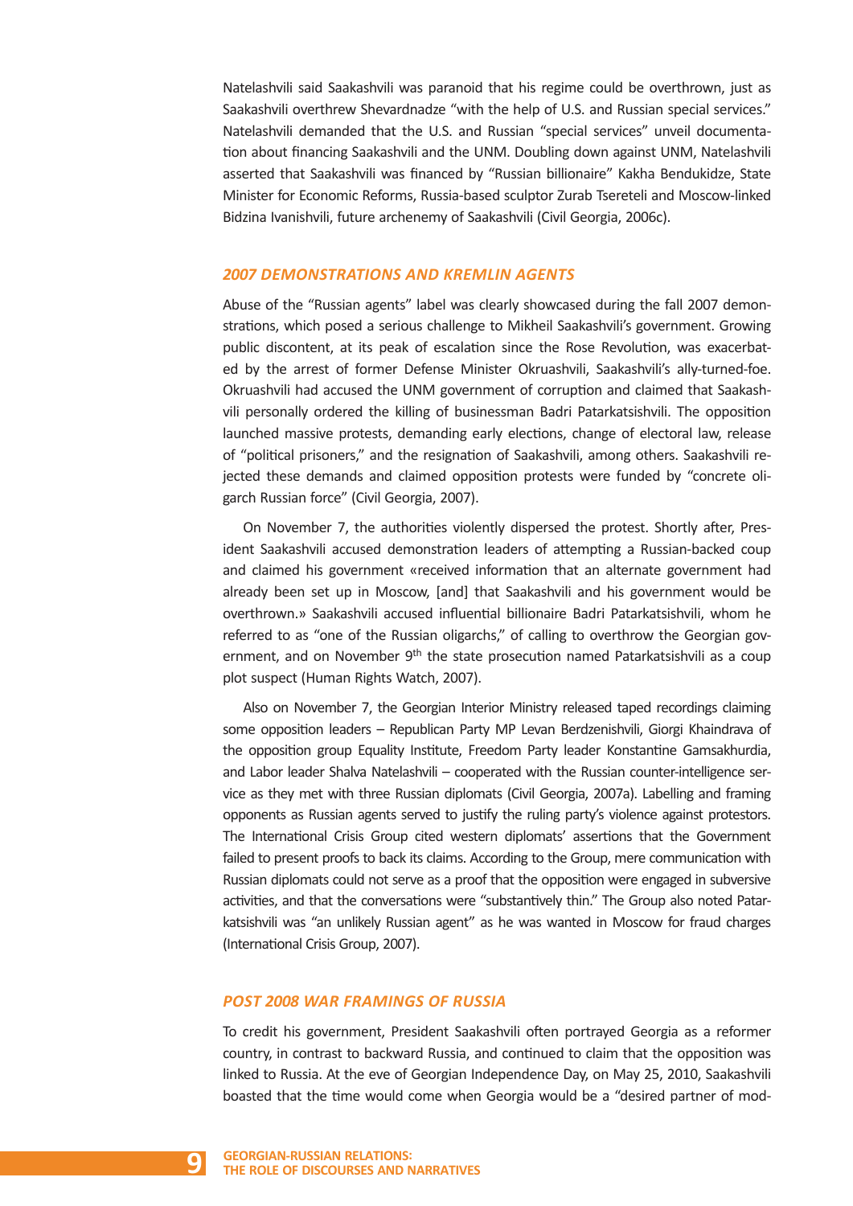Natelashvili said Saakashvili was paranoid that his regime could be overthrown, just as Saakashvili overthrew Shevardnadze "with the help of U.S. and Russian special services." Natelashvili demanded that the U.S. and Russian "special services" unveil documentation about financing Saakashvili and the UNM. Doubling down against UNM, Natelashvili asserted that Saakashvili was financed by "Russian billionaire" Kakha Bendukidze, State Minister for Economic Reforms, Russia-based sculptor Zurab Tsereteli and Moscow-linked Bidzina Ivanishvili, future archenemy of Saakashvili (Civil Georgia, 2006c).

### *2007 DEMONSTRATIONS AND KREMLIN AGENTS*

Abuse of the "Russian agents" label was clearly showcased during the fall 2007 demonstrations, which posed a serious challenge to Mikheil Saakashvili's government. Growing public discontent, at its peak of escalation since the Rose Revolution, was exacerbated by the arrest of former Defense Minister Okruashvili, Saakashvili's ally-turned-foe. Okruashvili had accused the UNM government of corruption and claimed that Saakashvili personally ordered the killing of businessman Badri Patarkatsishvili. The opposition launched massive protests, demanding early elections, change of electoral law, release of "political prisoners," and the resignation of Saakashvili, among others. Saakashvili rejected these demands and claimed opposition protests were funded by "concrete oligarch Russian force" (Civil Georgia, 2007).

On November 7, the authorities violently dispersed the protest. Shortly after, President Saakashvili accused demonstration leaders of attempting a Russian-backed coup and claimed his government «received information that an alternate government had already been set up in Moscow, [and] that Saakashvili and his government would be overthrown.» Saakashvili accused influential billionaire Badri Patarkatsishvili, whom he referred to as "one of the Russian oligarchs," of calling to overthrow the Georgian government, and on November 9th the state prosecution named Patarkatsishvili as a coup plot suspect (Human Rights Watch, 2007).

Also on November 7, the Georgian Interior Ministry released taped recordings claiming some opposition leaders – Republican Party MP Levan Berdzenishvili, Giorgi Khaindrava of the opposition group Equality Institute, Freedom Party leader Konstantine Gamsakhurdia, and Labor leader Shalva Natelashvili – cooperated with the Russian counter-intelligence service as they met with three Russian diplomats (Civil Georgia, 2007a). Labelling and framing opponents as Russian agents served to justify the ruling party's violence against protestors. The International Crisis Group cited western diplomats' assertions that the Government failed to present proofs to back its claims. According to the Group, mere communication with Russian diplomats could not serve as a proof that the opposition were engaged in subversive activities, and that the conversations were "substantively thin." The Group also noted Patarkatsishvili was "an unlikely Russian agent" as he was wanted in Moscow for fraud charges (International Crisis Group, 2007).

### *POST 2008 WAR FRAMINGS OF RUSSIA*

To credit his government, President Saakashvili often portrayed Georgia as a reformer country, in contrast to backward Russia, and continued to claim that the opposition was linked to Russia. At the eve of Georgian Independence Day, on May 25, 2010, Saakashvili boasted that the time would come when Georgia would be a "desired partner of mod-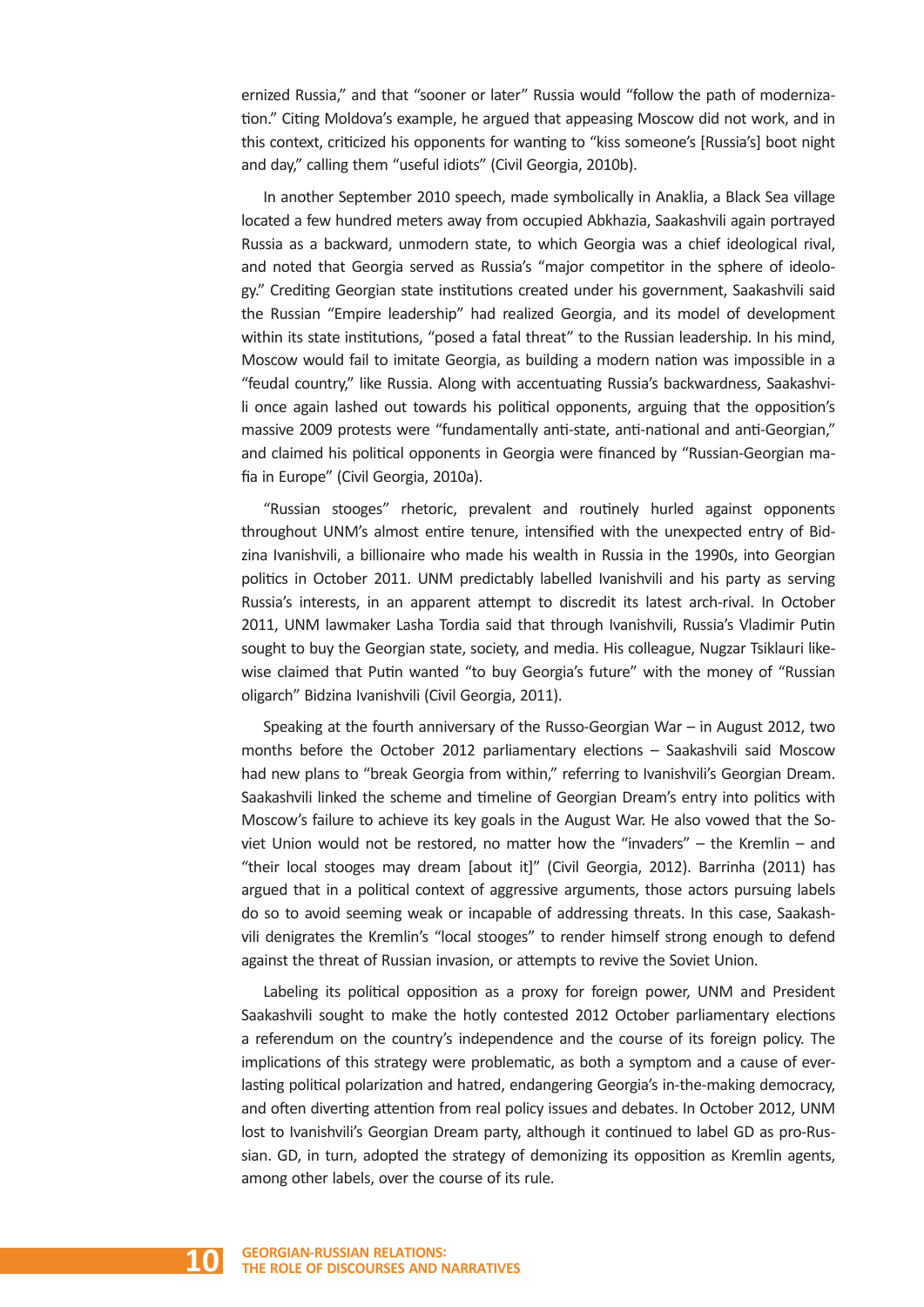ernized Russia," and that "sooner or later" Russia would "follow the path of modernization." Citing Moldova's example, he argued that appeasing Moscow did not work, and in this context, criticized his opponents for wanting to "kiss someone's [Russia's] boot night and day," calling them "useful idiots" (Civil Georgia, 2010b).

In another September 2010 speech, made symbolically in Anaklia, a Black Sea village located a few hundred meters away from occupied Abkhazia, Saakashvili again portrayed Russia as a backward, unmodern state, to which Georgia was a chief ideological rival, and noted that Georgia served as Russia's "major competitor in the sphere of ideology." Crediting Georgian state institutions created under his government, Saakashvili said the Russian "Empire leadership" had realized Georgia, and its model of development within its state institutions, "posed a fatal threat" to the Russian leadership. In his mind, Moscow would fail to imitate Georgia, as building a modern nation was impossible in a "feudal country," like Russia. Along with accentuating Russia's backwardness, Saakashvili once again lashed out towards his political opponents, arguing that the opposition's massive 2009 protests were "fundamentally anti-state, anti-national and anti-Georgian," and claimed his political opponents in Georgia were financed by "Russian-Georgian mafia in Europe" (Civil Georgia, 2010a).

"Russian stooges" rhetoric, prevalent and routinely hurled against opponents throughout UNM's almost entire tenure, intensified with the unexpected entry of Bidzina Ivanishvili, a billionaire who made his wealth in Russia in the 1990s, into Georgian politics in October 2011. UNM predictably labelled Ivanishvili and his party as serving Russia's interests, in an apparent attempt to discredit its latest arch-rival. In October 2011, UNM lawmaker Lasha Tordia said that through Ivanishvili, Russia's Vladimir Putin sought to buy the Georgian state, society, and media. His colleague, Nugzar Tsiklauri likewise claimed that Putin wanted "to buy Georgia's future" with the money of "Russian oligarch" Bidzina Ivanishvili (Civil Georgia, 2011).

Speaking at the fourth anniversary of the Russo-Georgian War – in August 2012, two months before the October 2012 parliamentary elections – Saakashvili said Moscow had new plans to "break Georgia from within," referring to Ivanishvili's Georgian Dream. Saakashvili linked the scheme and timeline of Georgian Dream's entry into politics with Moscow's failure to achieve its key goals in the August War. He also vowed that the Soviet Union would not be restored, no matter how the "invaders" – the Kremlin – and "their local stooges may dream [about it]" (Civil Georgia, 2012). Barrinha (2011) has argued that in a political context of aggressive arguments, those actors pursuing labels do so to avoid seeming weak or incapable of addressing threats. In this case, Saakashvili denigrates the Kremlin's "local stooges" to render himself strong enough to defend against the threat of Russian invasion, or attempts to revive the Soviet Union.

Labeling its political opposition as a proxy for foreign power, UNM and President Saakashvili sought to make the hotly contested 2012 October parliamentary elections a referendum on the country's independence and the course of its foreign policy. The implications of this strategy were problematic, as both a symptom and a cause of everlasting political polarization and hatred, endangering Georgia's in-the-making democracy, and often diverting attention from real policy issues and debates. In October 2012, UNM lost to Ivanishvili's Georgian Dream party, although it continued to label GD as pro-Russian. GD, in turn, adopted the strategy of demonizing its opposition as Kremlin agents, among other labels, over the course of its rule.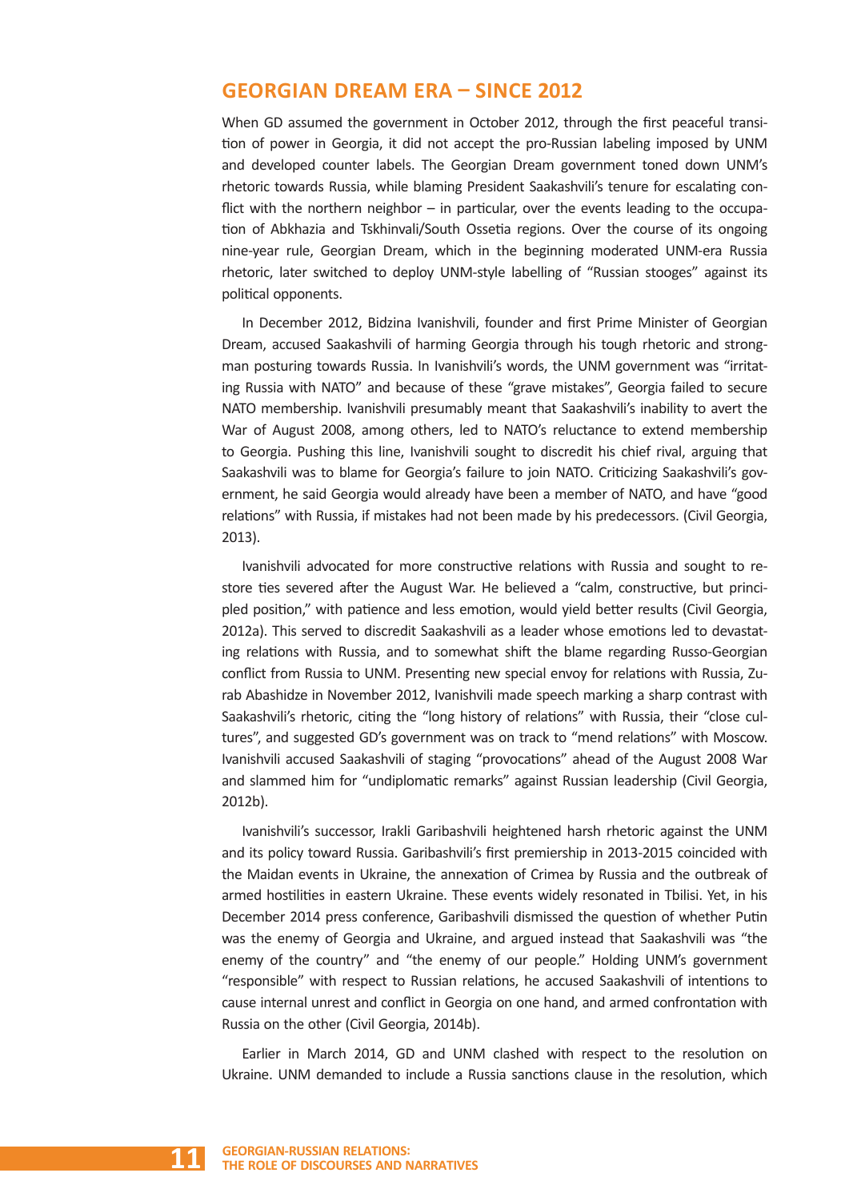## GEORGIAN DREAM ERA – SINCE 2012

When GD assumed the government in October 2012, through the first peaceful transition of power in Georgia, it did not accept the pro-Russian labeling imposed by UNM and developed counter labels. The Georgian Dream government toned down UNM's rhetoric towards Russia, while blaming President Saakashvili's tenure for escalating conflict with the northern neighbor – in particular, over the events leading to the occupation of Abkhazia and Tskhinvali/South Ossetia regions. Over the course of its ongoing nine-year rule, Georgian Dream, which in the beginning moderated UNM-era Russia rhetoric, later switched to deploy UNM-style labelling of "Russian stooges" against its political opponents.

In December 2012, Bidzina Ivanishvili, founder and first Prime Minister of Georgian Dream, accused Saakashvili of harming Georgia through his tough rhetoric and strongman posturing towards Russia. In Ivanishvili's words, the UNM government was "irritating Russia with NATO" and because of these "grave mistakes", Georgia failed to secure NATO membership. Ivanishvili presumably meant that Saakashvili's inability to avert the War of August 2008, among others, led to NATO's reluctance to extend membership to Georgia. Pushing this line, Ivanishvili sought to discredit his chief rival, arguing that Saakashvili was to blame for Georgia's failure to join NATO. Criticizing Saakashvili's government, he said Georgia would already have been a member of NATO, and have "good relations" with Russia, if mistakes had not been made by his predecessors. (Civil Georgia, 2013).

Ivanishvili advocated for more constructive relations with Russia and sought to restore ties severed after the August War. He believed a "calm, constructive, but principled position," with patience and less emotion, would yield better results (Civil Georgia, 2012a). This served to discredit Saakashvili as a leader whose emotions led to devastating relations with Russia, and to somewhat shift the blame regarding Russo-Georgian conflict from Russia to UNM. Presenting new special envoy for relations with Russia, Zurab Abashidze in November 2012, Ivanishvili made speech marking a sharp contrast with Saakashvili's rhetoric, citing the "long history of relations" with Russia, their "close cultures", and suggested GD's government was on track to "mend relations" with Moscow. Ivanishvili accused Saakashvili of staging "provocations" ahead of the August 2008 War and slammed him for "undiplomatic remarks" against Russian leadership (Civil Georgia, 2012b).

Ivanishvili's successor, Irakli Garibashvili heightened harsh rhetoric against the UNM and its policy toward Russia. Garibashvili's first premiership in 2013-2015 coincided with the Maidan events in Ukraine, the annexation of Crimea by Russia and the outbreak of armed hostilities in eastern Ukraine. These events widely resonated in Tbilisi. Yet, in his December 2014 press conference, Garibashvili dismissed the question of whether Putin was the enemy of Georgia and Ukraine, and argued instead that Saakashvili was "the enemy of the country" and "the enemy of our people." Holding UNM's government "responsible" with respect to Russian relations, he accused Saakashvili of intentions to cause internal unrest and conflict in Georgia on one hand, and armed confrontation with Russia on the other (Civil Georgia, 2014b).

Earlier in March 2014, GD and UNM clashed with respect to the resolution on Ukraine. UNM demanded to include a Russia sanctions clause in the resolution, which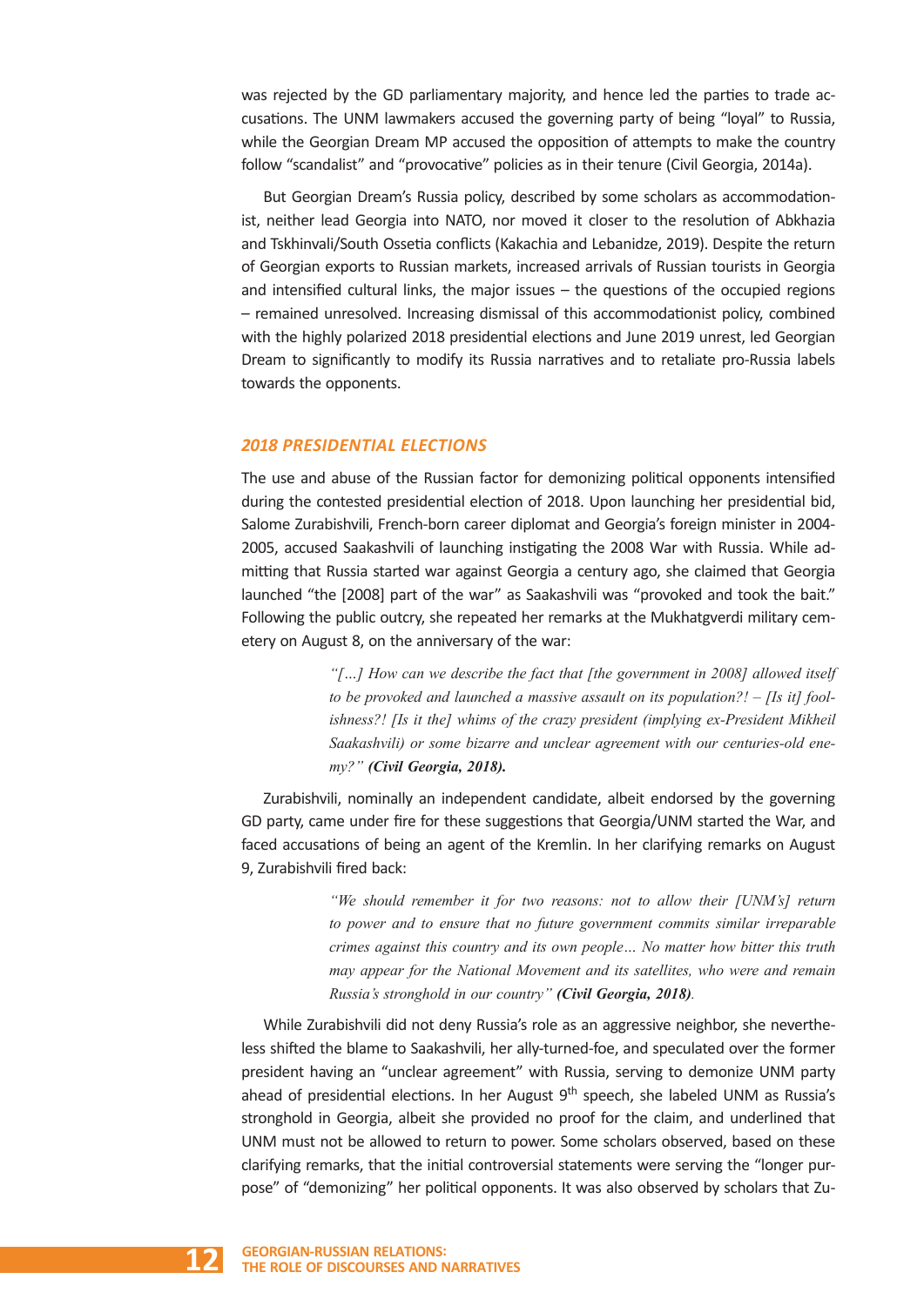was rejected by the GD parliamentary majority, and hence led the parties to trade accusations. The UNM lawmakers accused the governing party of being "loyal" to Russia, while the Georgian Dream MP accused the opposition of attempts to make the country follow "scandalist" and "provocative" policies as in their tenure (Civil Georgia, 2014a).

But Georgian Dream's Russia policy, described by some scholars as accommodationist, neither lead Georgia into NATO, nor moved it closer to the resolution of Abkhazia and Tskhinvali/South Ossetia conflicts (Kakachia and Lebanidze, 2019). Despite the return of Georgian exports to Russian markets, increased arrivals of Russian tourists in Georgia and intensified cultural links, the major issues – the questions of the occupied regions – remained unresolved. Increasing dismissal of this accommodationist policy, combined with the highly polarized 2018 presidential elections and June 2019 unrest, led Georgian Dream to significantly to modify its Russia narratives and to retaliate pro-Russia labels towards the opponents.

### *2018 PRESIDENTIAL ELECTIONS*

The use and abuse of the Russian factor for demonizing political opponents intensified during the contested presidential election of 2018. Upon launching her presidential bid, Salome Zurabishvili, French-born career diplomat and Georgia's foreign minister in 2004-2005, accused Saakashvili of launching instigating the 2008 War with Russia. While admitting that Russia started war against Georgia a century ago, she claimed that Georgia launched "the [2008] part of the war" as Saakashvili was "provoked and took the bait." Following the public outcry, she repeated her remarks at the Mukhatgverdi military cemetery on August 8, on the anniversary of the war:

> *"[…] How can we describe the fact that [the government in 2008] allowed itself to be provoked and launched a massive assault on its population?! – [Is it] foolishness?! [Is it the] whims of the crazy president (implying ex-President Mikheil Saakashvili) or some bizarre and unclear agreement with our centuries-old enemy?"* ***(Civil Georgia, 2018).***

Zurabishvili, nominally an independent candidate, albeit endorsed by the governing GD party, came under fire for these suggestions that Georgia/UNM started the War, and faced accusations of being an agent of the Kremlin. In her clarifying remarks on August 9, Zurabishvili fired back:

> *"We should remember it for two reasons: not to allow their [UNM's] return to power and to ensure that no future government commits similar irreparable crimes against this country and its own people… No matter how bitter this truth may appear for the National Movement and its satellites, who were and remain Russia's stronghold in our country"* ***(Civil Georgia, 2018)****.*

While Zurabishvili did not deny Russia's role as an aggressive neighbor, she nevertheless shifted the blame to Saakashvili, her ally-turned-foe, and speculated over the former president having an "unclear agreement" with Russia, serving to demonize UNM party ahead of presidential elections. In her August 9th speech, she labeled UNM as Russia's stronghold in Georgia, albeit she provided no proof for the claim, and underlined that UNM must not be allowed to return to power. Some scholars observed, based on these clarifying remarks, that the initial controversial statements were serving the "longer purpose" of "demonizing" her political opponents. It was also observed by scholars that Zu-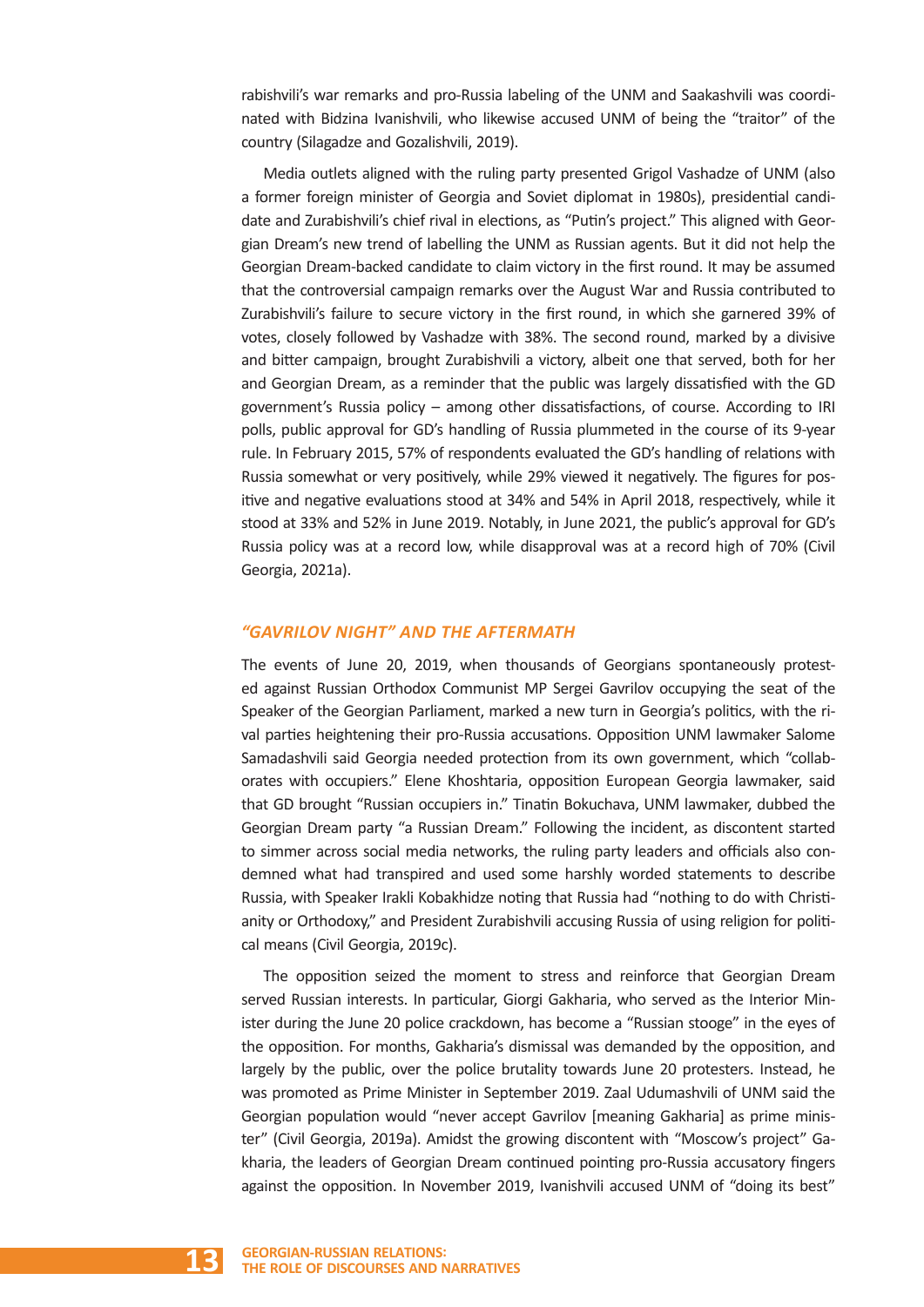rabishvili's war remarks and pro-Russia labeling of the UNM and Saakashvili was coordinated with Bidzina Ivanishvili, who likewise accused UNM of being the "traitor" of the country (Silagadze and Gozalishvili, 2019).

Media outlets aligned with the ruling party presented Grigol Vashadze of UNM (also a former foreign minister of Georgia and Soviet diplomat in 1980s), presidential candidate and Zurabishvili's chief rival in elections, as "Putin's project." This aligned with Georgian Dream's new trend of labelling the UNM as Russian agents. But it did not help the Georgian Dream-backed candidate to claim victory in the first round. It may be assumed that the controversial campaign remarks over the August War and Russia contributed to Zurabishvili's failure to secure victory in the first round, in which she garnered 39% of votes, closely followed by Vashadze with 38%. The second round, marked by a divisive and bitter campaign, brought Zurabishvili a victory, albeit one that served, both for her and Georgian Dream, as a reminder that the public was largely dissatisfied with the GD government's Russia policy – among other dissatisfactions, of course. According to IRI polls, public approval for GD's handling of Russia plummeted in the course of its 9-year rule. In February 2015, 57% of respondents evaluated the GD's handling of relations with Russia somewhat or very positively, while 29% viewed it negatively. The figures for positive and negative evaluations stood at 34% and 54% in April 2018, respectively, while it stood at 33% and 52% in June 2019. Notably, in June 2021, the public's approval for GD's Russia policy was at a record low, while disapproval was at a record high of 70% (Civil Georgia, 2021a).

## *"GAVRILOV NIGHT" AND THE AFTERMATH*

The events of June 20, 2019, when thousands of Georgians spontaneously protested against Russian Orthodox Communist MP Sergei Gavrilov occupying the seat of the Speaker of the Georgian Parliament, marked a new turn in Georgia's politics, with the rival parties heightening their pro-Russia accusations. Opposition UNM lawmaker Salome Samadashvili said Georgia needed protection from its own government, which "collaborates with occupiers." Elene Khoshtaria, opposition European Georgia lawmaker, said that GD brought "Russian occupiers in." Tinatin Bokuchava, UNM lawmaker, dubbed the Georgian Dream party "a Russian Dream." Following the incident, as discontent started to simmer across social media networks, the ruling party leaders and officials also condemned what had transpired and used some harshly worded statements to describe Russia, with Speaker Irakli Kobakhidze noting that Russia had "nothing to do with Christianity or Orthodox," and President Zurabishvili accusing Russia of using religion for political means (Civil Georgia, 2019c).

The opposition seized the moment to stress and reinforce that Georgian Dream served Russian interests. In particular, Giorgi Gakharia, who served as the Interior Minister during the June 20 police crackdown, has become a "Russian stooge" in the eyes of the opposition. For months, Gakharia's dismissal was demanded by the opposition, and largely by the public, over the police brutality towards June 20 protesters. Instead, he was promoted as Prime Minister in September 2019. Zaal Udumashvili of UNM said the Georgian population would "never accept Gavrilov [meaning Gakharia] as prime minister" (Civil Georgia, 2019a). Amidst the growing discontent with "Moscow's project" Gakharia, the leaders of Georgian Dream continued pointing pro-Russia accusatory fingers against the opposition. In November 2019, Ivanishvili accused UNM of "doing its best"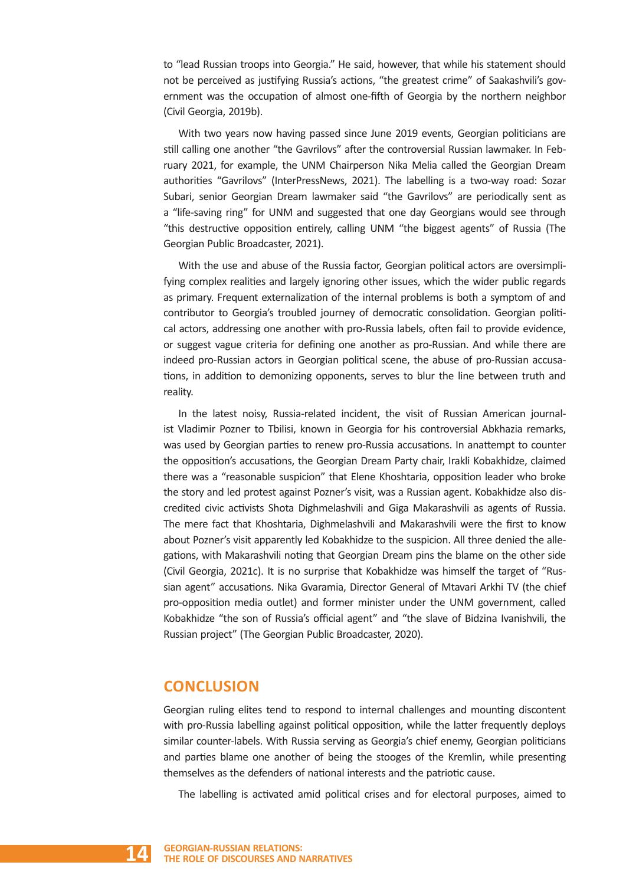to "lead Russian troops into Georgia." He said, however, that while his statement should not be perceived as justifying Russia's actions, "the greatest crime" of Saakashvili's government was the occupation of almost one-fifth of Georgia by the northern neighbor (Civil Georgia, 2019b).

With two years now having passed since June 2019 events, Georgian politicians are still calling one another "the Gavrilovs" after the controversial Russian lawmaker. In February 2021, for example, the UNM Chairperson Nika Melia called the Georgian Dream authorities "Gavrilovs" (InterPressNews, 2021). The labelling is a two-way road: Sozar Subari, senior Georgian Dream lawmaker said "the Gavrilovs" are periodically sent as a "life-saving ring" for UNM and suggested that one day Georgians would see through "this destructive opposition entirely, calling UNM "the biggest agents" of Russia (The Georgian Public Broadcaster, 2021).

With the use and abuse of the Russia factor, Georgian political actors are oversimplifying complex realities and largely ignoring other issues, which the wider public regards as primary. Frequent externalization of the internal problems is both a symptom of and contributor to Georgia's troubled journey of democratic consolidation. Georgian political actors, addressing one another with pro-Russia labels, often fail to provide evidence, or suggest vague criteria for defining one another as pro-Russian. And while there are indeed pro-Russian actors in Georgian political scene, the abuse of pro-Russian accusations, in addition to demonizing opponents, serves to blur the line between truth and reality.

In the latest noisy, Russia-related incident, the visit of Russian American journalist Vladimir Pozner to Tbilisi, known in Georgia for his controversial Abkhazia remarks, was used by Georgian parties to renew pro-Russia accusations. In anattempt to counter the opposition's accusations, the Georgian Dream Party chair, Irakli Kobakhidze, claimed there was a "reasonable suspicion" that Elene Khoshtaria, opposition leader who broke the story and led protest against Pozner's visit, was a Russian agent. Kobakhidze also discredited civic activists Shota Dighmelashvili and Giga Makarashvili as agents of Russia. The mere fact that Khoshtaria, Dighmelashvili and Makarashvili were the first to know about Pozner's visit apparently led Kobakhidze to the suspicion. All three denied the allegations, with Makarashvili noting that Georgian Dream pins the blame on the other side (Civil Georgia, 2021c). It is no surprise that Kobakhidze was himself the target of "Russian agent" accusations. Nika Gvaramia, Director General of Mtavari Arkhi TV (the chief pro-opposition media outlet) and former minister under the UNM government, called Kobakhidze "the son of Russia's official agent" and "the slave of Bidzina Ivanishvili, the Russian project" (The Georgian Public Broadcaster, 2020).

## CONCLUSION

Georgian ruling elites tend to respond to internal challenges and mounting discontent with pro-Russia labelling against political opposition, while the latter frequently deploys similar counter-labels. With Russia serving as Georgia's chief enemy, Georgian politicians and parties blame one another of being the stooges of the Kremlin, while presenting themselves as the defenders of national interests and the patriotic cause.

The labelling is activated amid political crises and for electoral purposes, aimed to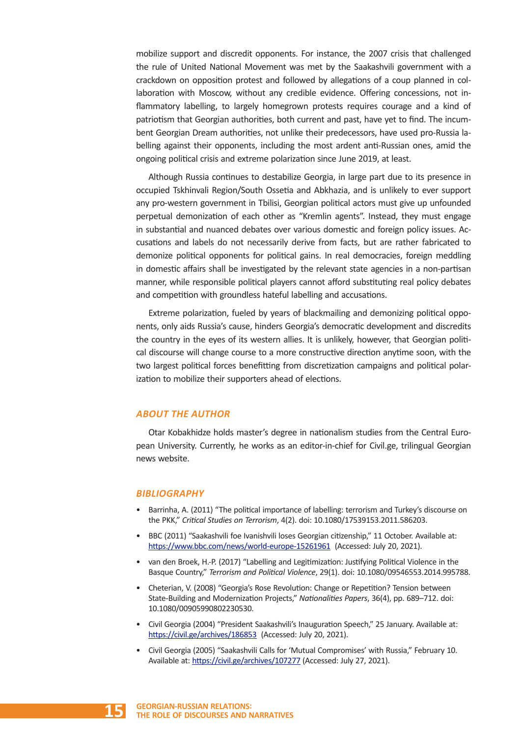mobilize support and discredit opponents. For instance, the 2007 crisis that challenged the rule of United National Movement was met by the Saakashvili government with a crackdown on opposition protest and followed by allegations of a coup planned in collaboration with Moscow, without any credible evidence. Offering concessions, not inflammatory labelling, to largely homegrown protests requires courage and a kind of patriotism that Georgian authorities, both current and past, have yet to find. The incumbent Georgian Dream authorities, not unlike their predecessors, have used pro-Russia labelling against their opponents, including the most ardent anti-Russian ones, amid the ongoing political crisis and extreme polarization since June 2019, at least.

Although Russia continues to destabilize Georgia, in large part due to its presence in occupied Tskhinvali Region/South Ossetia and Abkhazia, and is unlikely to ever support any pro-western government in Tbilisi, Georgian political actors must give up unfounded perpetual demonization of each other as "Kremlin agents". Instead, they must engage in substantial and nuanced debates over various domestic and foreign policy issues. Accusations and labels do not necessarily derive from facts, but are rather fabricated to demonize political opponents for political gains. In real democracies, foreign meddling in domestic affairs shall be investigated by the relevant state agencies in a non-partisan manner, while responsible political players cannot afford substituting real policy debates and competition with groundless hateful labelling and accusations.

Extreme polarization, fueled by years of blackmailing and demonizing political opponents, only aids Russia's cause, hinders Georgia's democratic development and discredits the country in the eyes of its western allies. It is unlikely, however, that Georgian political discourse will change course to a more constructive direction anytime soon, with the two largest political forces benefitting from discretization campaigns and political polarization to mobilize their supporters ahead of elections.

## *ABOUT THE AUTHOR*

Otar Kobakhidze holds master's degree in nationalism studies from the Central European University. Currently, he works as an editor-in-chief for Civil.ge, trilingual Georgian news website.

## *BIBLIOGRAPHY*

- Barrinha, A. (2011) "The political importance of labelling: terrorism and Turkey's discourse on the PKK," *Critical Studies on Terrorism*, 4(2). doi: 10.1080/17539153.2011.586203.
- BBC (2011) "Saakashvili foe Ivanishvili loses Georgian citizenship," 11 October. Available at: https://www.bbc.com/news/world-europe-15261961 (Accessed: July 20, 2021).
- van den Broek, H.-P. (2017) "Labelling and Legitimization: Justifying Political Violence in the Basque Country," *Terrorism and Political Violence*, 29(1). doi: 10.1080/09546553.2014.995788.
- Cheterian, V. (2008) "Georgia's Rose Revolution: Change or Repetition? Tension between State-Building and Modernization Projects," *Nationalities Papers*, 36(4), pp. 689–712. doi: 10.1080/00905990802230530.
- Civil Georgia (2004) "President Saakashvili's Inauguration Speech," 25 January. Available at: https://civil.ge/archives/186853 (Accessed: July 20, 2021).
- Civil Georgia (2005) "Saakashvili Calls for 'Mutual Compromises' with Russia," February 10. Available at: https://civil.ge/archives/107277 (Accessed: July 27, 2021).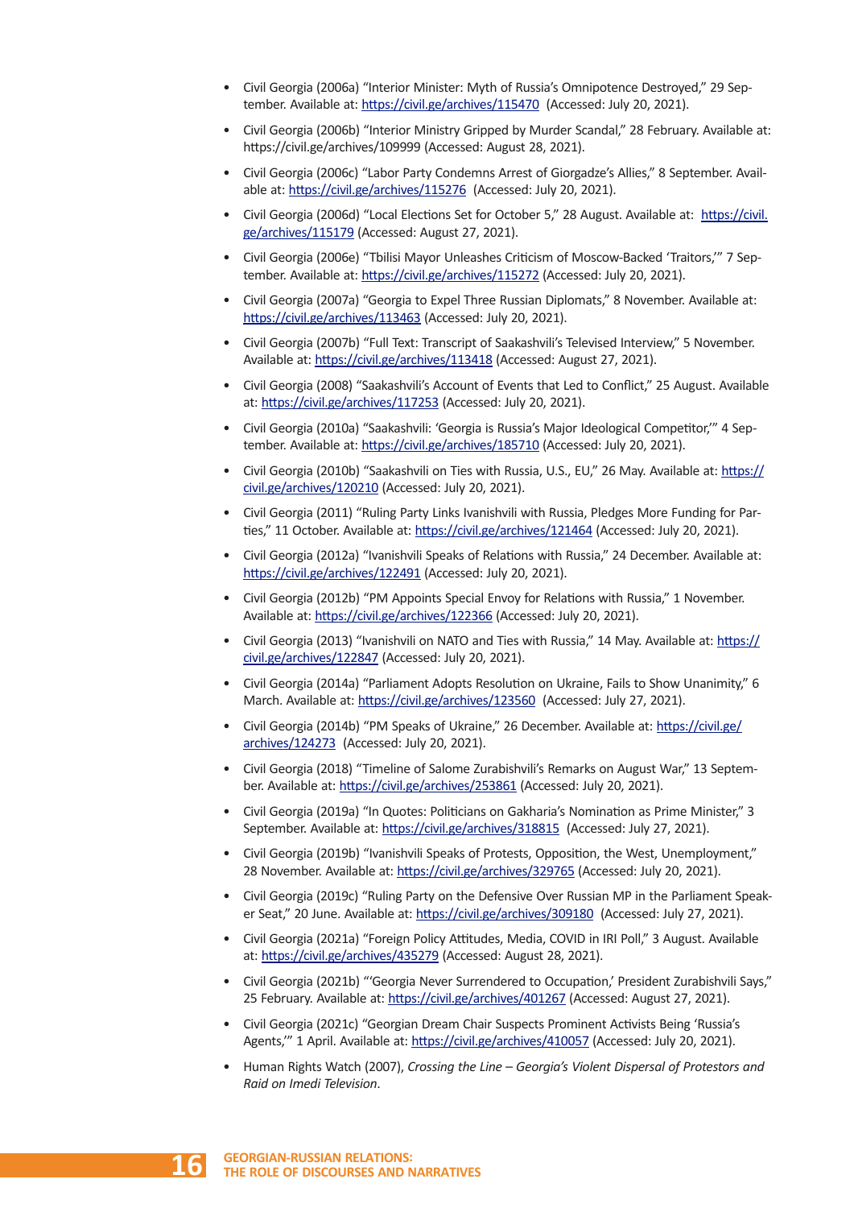- Civil Georgia (2006a) "Interior Minister: Myth of Russia's Omnipotence Destroyed," 29 September. Available at: https://civil.ge/archives/115470 (Accessed: July 20, 2021).
- Civil Georgia (2006b) "Interior Ministry Gripped by Murder Scandal," 28 February. Available at: https://civil.ge/archives/109999 (Accessed: August 28, 2021).
- Civil Georgia (2006c) "Labor Party Condemns Arrest of Giorgadze's Allies," 8 September. Available at: https://civil.ge/archives/115276 (Accessed: July 20, 2021).
- Civil Georgia (2006d) "Local Elections Set for October 5," 28 August. Available at: https://civil.ge/archives/115179 (Accessed: August 27, 2021).
- Civil Georgia (2006e) "Tbilisi Mayor Unleashes Criticism of Moscow-Backed 'Traitors,'" 7 September. Available at: https://civil.ge/archives/115272 (Accessed: July 20, 2021).
- Civil Georgia (2007a) "Georgia to Expel Three Russian Diplomats," 8 November. Available at: https://civil.ge/archives/113463 (Accessed: July 20, 2021).
- Civil Georgia (2007b) "Full Text: Transcript of Saakashvili's Televised Interview," 5 November. Available at: https://civil.ge/archives/113418 (Accessed: August 27, 2021).
- Civil Georgia (2008) "Saakashvili's Account of Events that Led to Conflict," 25 August. Available at: https://civil.ge/archives/117253 (Accessed: July 20, 2021).
- Civil Georgia (2010a) "Saakashvili: 'Georgia is Russia's Major Ideological Competitor,'" 4 September. Available at: https://civil.ge/archives/185710 (Accessed: July 20, 2021).
- Civil Georgia (2010b) "Saakashvili on Ties with Russia, U.S., EU," 26 May. Available at: https://civil.ge/archives/120210 (Accessed: July 20, 2021).
- Civil Georgia (2011) "Ruling Party Links Ivanishvili with Russia, Pledges More Funding for Parties," 11 October. Available at: https://civil.ge/archives/121464 (Accessed: July 20, 2021).
- Civil Georgia (2012a) "Ivanishvili Speaks of Relations with Russia," 24 December. Available at: https://civil.ge/archives/122491 (Accessed: July 20, 2021).
- Civil Georgia (2012b) "PM Appoints Special Envoy for Relations with Russia," 1 November. Available at: https://civil.ge/archives/122366 (Accessed: July 20, 2021).
- Civil Georgia (2013) "Ivanishvili on NATO and Ties with Russia," 14 May. Available at: https://civil.ge/archives/122847 (Accessed: July 20, 2021).
- Civil Georgia (2014a) "Parliament Adopts Resolution on Ukraine, Fails to Show Unanimity," 6 March. Available at: https://civil.ge/archives/123560 (Accessed: July 27, 2021).
- Civil Georgia (2014b) "PM Speaks of Ukraine," 26 December. Available at: https://civil.ge/archives/124273 (Accessed: July 20, 2021).
- Civil Georgia (2018) "Timeline of Salome Zurabishvili's Remarks on August War," 13 September. Available at: https://civil.ge/archives/253861 (Accessed: July 20, 2021).
- Civil Georgia (2019a) "In Quotes: Politicians on Gakharia's Nomination as Prime Minister," 3 September. Available at: https://civil.ge/archives/318815 (Accessed: July 27, 2021).
- Civil Georgia (2019b) "Ivanishvili Speaks of Protests, Opposition, the West, Unemployment," 28 November. Available at: https://civil.ge/archives/329765 (Accessed: July 20, 2021).
- Civil Georgia (2019c) "Ruling Party on the Defensive Over Russian MP in the Parliament Speaker Seat," 20 June. Available at: https://civil.ge/archives/309180 (Accessed: July 27, 2021).
- Civil Georgia (2021a) "Foreign Policy Attitudes, Media, COVID in IRI Poll," 3 August. Available at: https://civil.ge/archives/435279 (Accessed: August 28, 2021).
- Civil Georgia (2021b) "'Georgia Never Surrendered to Occupation,' President Zurabishvili Says," 25 February. Available at: https://civil.ge/archives/401267 (Accessed: August 27, 2021).
- Civil Georgia (2021c) "Georgian Dream Chair Suspects Prominent Activists Being 'Russia's Agents,'" 1 April. Available at: https://civil.ge/archives/410057 (Accessed: July 20, 2021).
- Human Rights Watch (2007), *Crossing the Line – Georgia's Violent Dispersal of Protestors and Raid on Imedi Television*.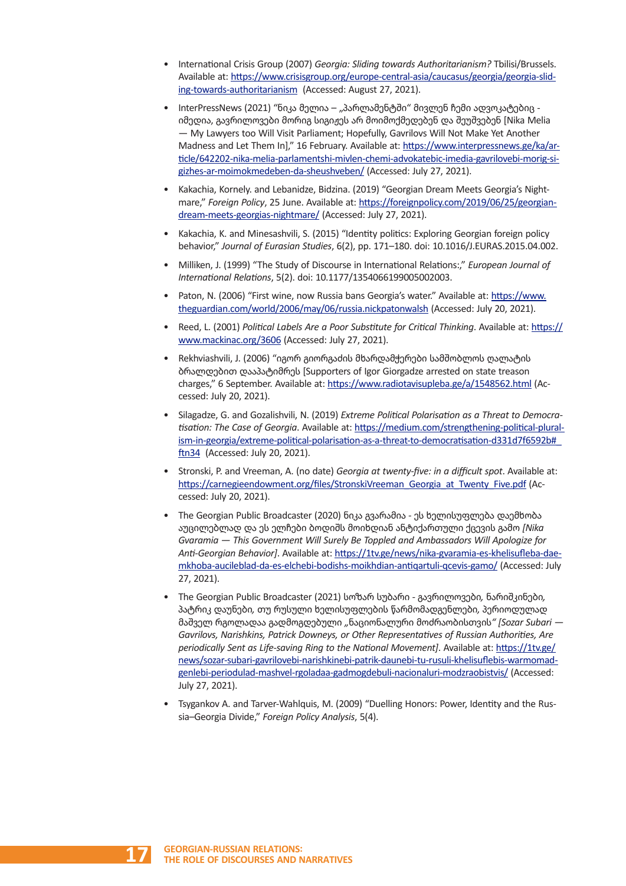- International Crisis Group (2007) *Georgia: Sliding towards Authoritarianism?* Tbilisi/Brussels. Available at: https://www.crisisgroup.org/europe-central-asia/caucasus/georgia/georgia-sliding-towards-authoritarianism (Accessed: August 27, 2021).

- InterPressNews (2021) "ნიკა მელია – „პარლამენტში" მივლენ ჩემი ადვოკატებიც - იმედია, გავრილოვები მორიგ სიგიჟეს არ მოიმოქმედებენ და შეუშვებენ [Nika Melia — My Lawyers too Will Visit Parliament; Hopefully, Gavrilovs Will Not Make Yet Another Madness and Let Them In]," 16 February. Available at: https://www.interpressnews.ge/ka/article/642202-nika-melia-parlamentshi-mivlen-chemi-advokatebic-imedia-gavrilovebi-morig-sigizhes-ar-moimokmedeben-da-sheushveben/ (Accessed: July 27, 2021).

- Kakachia, Kornely. and Lebanidze, Bidzina. (2019) "Georgian Dream Meets Georgia's Nightmare," *Foreign Policy*, 25 June. Available at: https://foreignpolicy.com/2019/06/25/georgian-dream-meets-georgias-nightmare/ (Accessed: July 27, 2021).

- Kakachia, K. and Minesashvili, S. (2015) "Identity politics: Exploring Georgian foreign policy behavior," *Journal of Eurasian Studies*, 6(2), pp. 171–180. doi: 10.1016/J.EURAS.2015.04.002.

- Milliken, J. (1999) "The Study of Discourse in International Relations:," *European Journal of International Relations*, 5(2). doi: 10.1177/1354066199005002003.

- Paton, N. (2006) "First wine, now Russia bans Georgia's water." Available at: https://www.theguardian.com/world/2006/may/06/russia.nickpatonwalsh (Accessed: July 20, 2021).

- Reed, L. (2001) *Political Labels Are a Poor Substitute for Critical Thinking*. Available at: https://www.mackinac.org/3606 (Accessed: July 27, 2021).

- Rekhviashvili, J. (2006) "იგორ გიორგაძის მხარდამჭერები სამშობლოს ღალატის ბრალდებით დააპატიმრეს [Supporters of Igor Giorgadze arrested on state treason charges," 6 September. Available at: https://www.radiotavisupleba.ge/a/1548562.html (Accessed: July 20, 2021).

- Silagadze, G. and Gozalishvili, N. (2019) *Extreme Political Polarisation as a Threat to Democratisation: The Case of Georgia*. Available at: https://medium.com/strengthening-political-pluralism-in-georgia/extreme-political-polarisation-as-a-threat-to-democratisation-d331d7f6592b#_ftn34 (Accessed: July 20, 2021).

- Stronski, P. and Vreeman, A. (no date) *Georgia at twenty-five: in a difficult spot*. Available at: https://carnegieendowment.org/files/StronskiVreeman_Georgia_at_Twenty_Five.pdf (Accessed: July 20, 2021).

- The Georgian Public Broadcaster (2020) ნიკა გვარამია - ეს ხელისუფლება დაემხობა აუცილებლად და ეს ელჩები ბოდიშს მოიხდიან ანტიქართული ქცევის გამო *[Nika Gvaramia — This Government Will Surely Be Toppled and Ambassadors Will Apologize for Anti-Georgian Behavior]*. Available at: https://1tv.ge/news/nika-gvaramia-es-khelisufleba-daemkhoba-auciileblad-da-es-elchebi-bodishs-moikhdian-antiqartuli-qcevis-gamo/ (Accessed: July 27, 2021).

- The Georgian Public Broadcaster (2021) სოზარ სუბარი - გავრილოვები*,* ნარიშკინები*,* პატრიკ დაუნები*,* თუ რუსული ხელისუფლების წარმომადგენლები*,* პერიოდულად მაშველ რგოლადაა გადმოგდებული „ნაციონალური მოძრაობისთვის" *[Sozar Subari — Gavrilovs, Narishkins, Patrick Downeys, or Other Representatives of Russian Authorities, Are periodically Sent as Life-saving Ring to the National Movement]*. Available at: https://1tv.ge/news/sozar-subari-gavrilovebi-narishkinebi-patrik-daunebi-tu-rusuli-khelisuflebis-warmomadgenlebi-periodulad-mashvel-rgoladaa-gadmogdebuli-nacionaluri-modzraobistvis/ (Accessed: July 27, 2021).

- Tsygankov A. and Tarver-Wahlquis, M. (2009) "Duelling Honors: Power, Identity and the Russia–Georgia Divide," *Foreign Policy Analysis*, 5(4).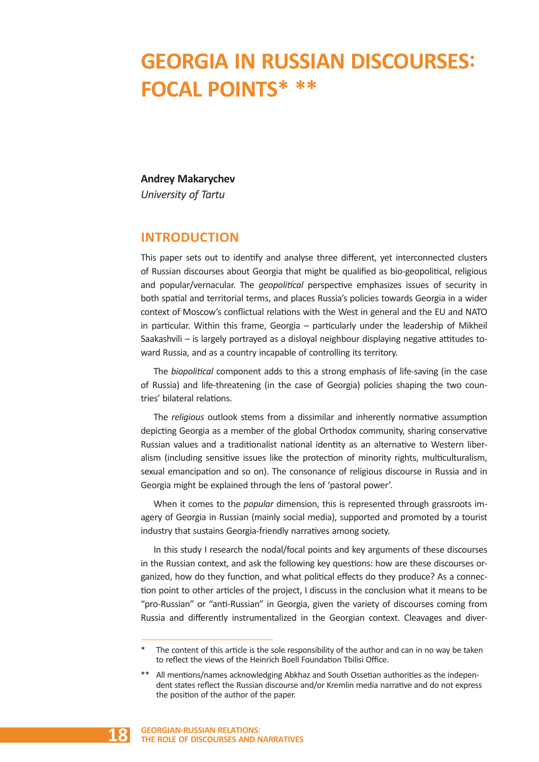# GEORGIA IN RUSSIAN DISCOURSES: FOCAL POINTS* **

**Andrey Makarychev**
*University of Tartu*

## INTRODUCTION

This paper sets out to identify and analyse three different, yet interconnected clusters of Russian discourses about Georgia that might be qualified as bio-geopolitical, religious and popular/vernacular. The *geopolitical* perspective emphasizes issues of security in both spatial and territorial terms, and places Russia's policies towards Georgia in a wider context of Moscow's conflictual relations with the West in general and the EU and NATO in particular. Within this frame, Georgia – particularly under the leadership of Mikheil Saakashvili – is largely portrayed as a disloyal neighbour displaying negative attitudes toward Russia, and as a country incapable of controlling its territory.

The *biopolitical* component adds to this a strong emphasis of life-saving (in the case of Russia) and life-threatening (in the case of Georgia) policies shaping the two countries' bilateral relations.

The *religious* outlook stems from a dissimilar and inherently normative assumption depicting Georgia as a member of the global Orthodox community, sharing conservative Russian values and a traditionalist national identity as an alternative to Western liberalism (including sensitive issues like the protection of minority rights, multiculturalism, sexual emancipation and so on). The consonance of religious discourse in Russia and in Georgia might be explained through the lens of 'pastoral power'.

When it comes to the *popular* dimension, this is represented through grassroots imagery of Georgia in Russian (mainly social media), supported and promoted by a tourist industry that sustains Georgia-friendly narratives among society.

In this study I research the nodal/focal points and key arguments of these discourses in the Russian context, and ask the following key questions: how are these discourses organized, how do they function, and what political effects do they produce? As a connection point to other articles of the project, I discuss in the conclusion what it means to be "pro-Russian" or "anti-Russian" in Georgia, given the variety of discourses coming from Russia and differently instrumentalized in the Georgian context. Cleavages and diver-

---

\* The content of this article is the sole responsibility of the author and can in no way be taken to reflect the views of the Heinrich Boell Foundation Tbilisi Office.

\*\* All mentions/names acknowledging Abkhaz and South Ossetian authorities as the independent states reflect the Russian discourse and/or Kremlin media narrative and do not express the position of the author of the paper.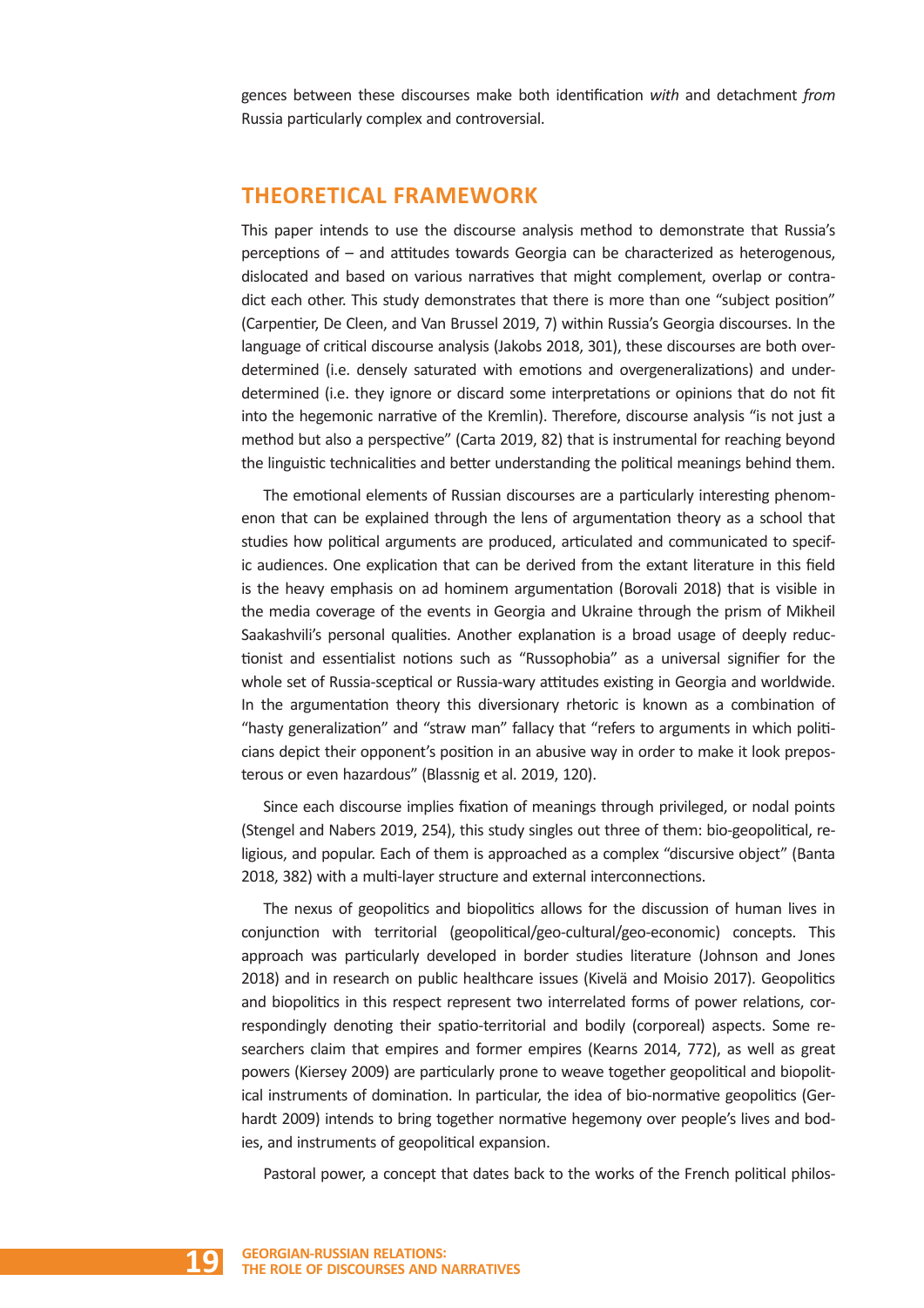gences between these discourses make both identification *with* and detachment *from* Russia particularly complex and controversial.

## THEORETICAL FRAMEWORK

This paper intends to use the discourse analysis method to demonstrate that Russia's perceptions of – and attitudes towards Georgia can be characterized as heterogenous, dislocated and based on various narratives that might complement, overlap or contradict each other. This study demonstrates that there is more than one "subject position" (Carpentier, De Cleen, and Van Brussel 2019, 7) within Russia's Georgia discourses. In the language of critical discourse analysis (Jakobs 2018, 301), these discourses are both overdetermined (i.e. densely saturated with emotions and overgeneralizations) and underdetermined (i.e. they ignore or discard some interpretations or opinions that do not fit into the hegemonic narrative of the Kremlin). Therefore, discourse analysis "is not just a method but also a perspective" (Carta 2019, 82) that is instrumental for reaching beyond the linguistic technicalities and better understanding the political meanings behind them.

The emotional elements of Russian discourses are a particularly interesting phenomenon that can be explained through the lens of argumentation theory as a school that studies how political arguments are produced, articulated and communicated to specific audiences. One explication that can be derived from the extant literature in this field is the heavy emphasis on ad hominem argumentation (Borovali 2018) that is visible in the media coverage of the events in Georgia and Ukraine through the prism of Mikheil Saakashvili's personal qualities. Another explanation is a broad usage of deeply reductionist and essentialist notions such as "Russophobia" as a universal signifier for the whole set of Russia-sceptical or Russia-wary attitudes existing in Georgia and worldwide. In the argumentation theory this diversionary rhetoric is known as a combination of "hasty generalization" and "straw man" fallacy that "refers to arguments in which politicians depict their opponent's position in an abusive way in order to make it look preposterous or even hazardous" (Blassnig et al. 2019, 120).

Since each discourse implies fixation of meanings through privileged, or nodal points (Stengel and Nabers 2019, 254), this study singles out three of them: bio-geopolitical, religious, and popular. Each of them is approached as a complex "discursive object" (Banta 2018, 382) with a multi-layer structure and external interconnections.

The nexus of geopolitics and biopolitics allows for the discussion of human lives in conjunction with territorial (geopolitical/geo-cultural/geo-economic) concepts. This approach was particularly developed in border studies literature (Johnson and Jones 2018) and in research on public healthcare issues (Kivelä and Moisio 2017). Geopolitics and biopolitics in this respect represent two interrelated forms of power relations, correspondingly denoting their spatio-territorial and bodily (corporeal) aspects. Some researchers claim that empires and former empires (Kearns 2014, 772), as well as great powers (Kiersey 2009) are particularly prone to weave together geopolitical and biopolitical instruments of domination. In particular, the idea of bio-normative geopolitics (Gerhardt 2009) intends to bring together normative hegemony over people's lives and bodies, and instruments of geopolitical expansion.

Pastoral power, a concept that dates back to the works of the French political philos-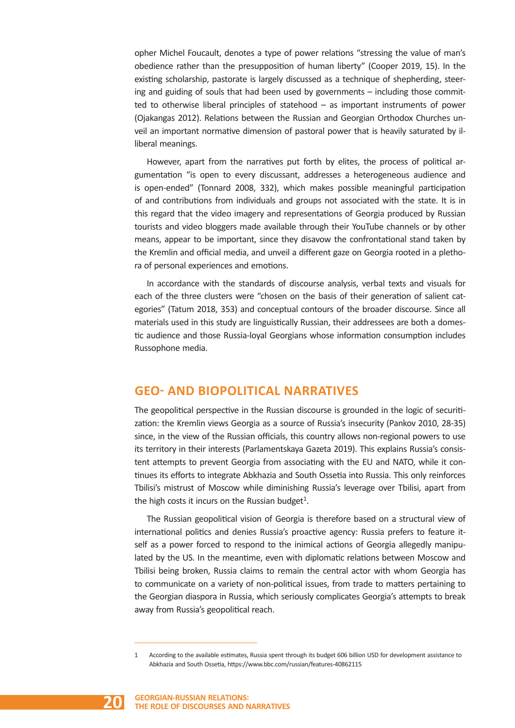opher Michel Foucault, denotes a type of power relations "stressing the value of man's obedience rather than the presupposition of human liberty" (Cooper 2019, 15). In the existing scholarship, pastorate is largely discussed as a technique of shepherding, steering and guiding of souls that had been used by governments – including those committed to otherwise liberal principles of statehood – as important instruments of power (Ojakangas 2012). Relations between the Russian and Georgian Orthodox Churches unveil an important normative dimension of pastoral power that is heavily saturated by illiberal meanings.

However, apart from the narratives put forth by elites, the process of political argumentation "is open to every discussant, addresses a heterogeneous audience and is open-ended" (Tonnard 2008, 332), which makes possible meaningful participation of and contributions from individuals and groups not associated with the state. It is in this regard that the video imagery and representations of Georgia produced by Russian tourists and video bloggers made available through their YouTube channels or by other means, appear to be important, since they disavow the confrontational stand taken by the Kremlin and official media, and unveil a different gaze on Georgia rooted in a plethora of personal experiences and emotions.

In accordance with the standards of discourse analysis, verbal texts and visuals for each of the three clusters were "chosen on the basis of their generation of salient categories" (Tatum 2018, 353) and conceptual contours of the broader discourse. Since all materials used in this study are linguistically Russian, their addressees are both a domestic audience and those Russia-loyal Georgians whose information consumption includes Russophone media.

## GEO- AND BIOPOLITICAL NARRATIVES

The geopolitical perspective in the Russian discourse is grounded in the logic of securitization: the Kremlin views Georgia as a source of Russia's insecurity (Pankov 2010, 28-35) since, in the view of the Russian officials, this country allows non-regional powers to use its territory in their interests (Parlamentskaya Gazeta 2019). This explains Russia's consistent attempts to prevent Georgia from associating with the EU and NATO, while it continues its efforts to integrate Abkhazia and South Ossetia into Russia. This only reinforces Tbilisi's mistrust of Moscow while diminishing Russia's leverage over Tbilisi, apart from the high costs it incurs on the Russian budget[1].

The Russian geopolitical vision of Georgia is therefore based on a structural view of international politics and denies Russia's proactive agency: Russia prefers to feature itself as a power forced to respond to the inimical actions of Georgia allegedly manipulated by the US. In the meantime, even with diplomatic relations between Moscow and Tbilisi being broken, Russia claims to remain the central actor with whom Georgia has to communicate on a variety of non-political issues, from trade to matters pertaining to the Georgian diaspora in Russia, which seriously complicates Georgia's attempts to break away from Russia's geopolitical reach.

---

1 According to the available estimates, Russia spent through its budget 606 billion USD for development assistance to Abkhazia and South Ossetia, https://www.bbc.com/russian/features-40862115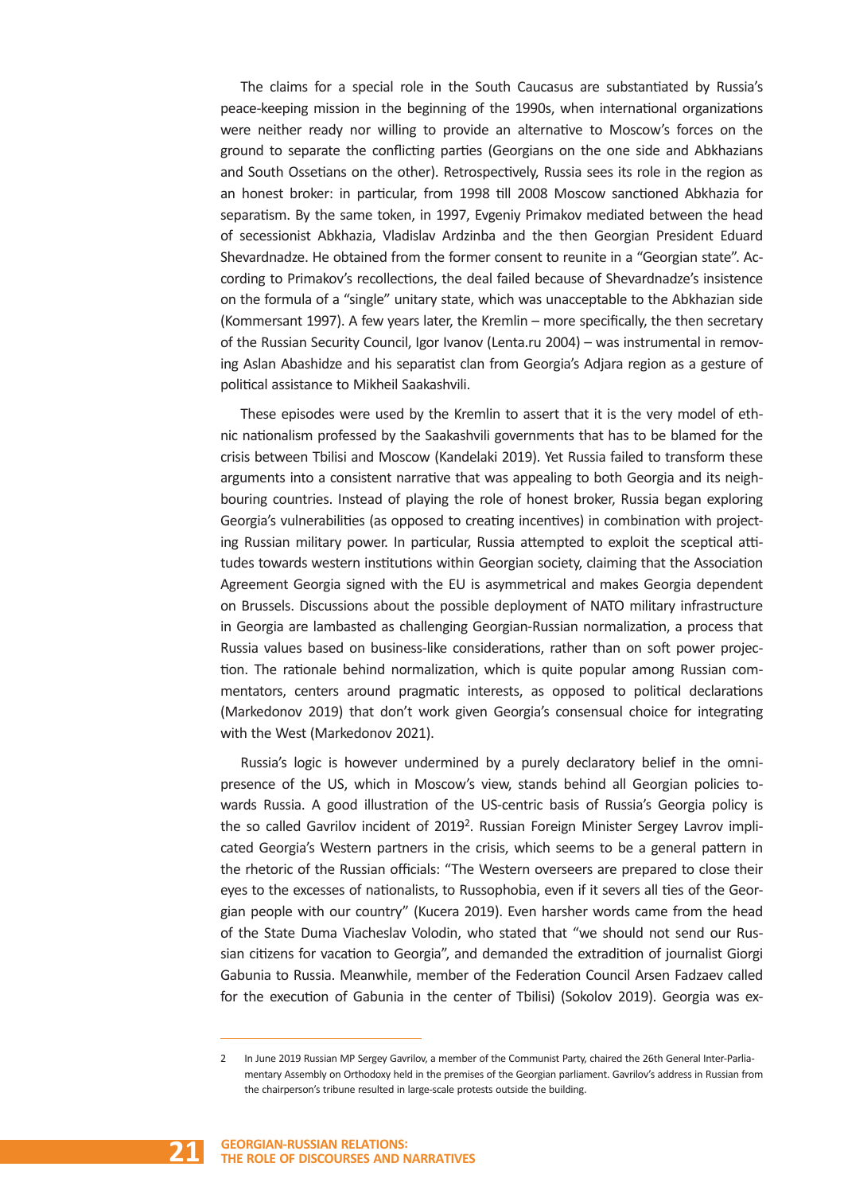The claims for a special role in the South Caucasus are substantiated by Russia's peace-keeping mission in the beginning of the 1990s, when international organizations were neither ready nor willing to provide an alternative to Moscow's forces on the ground to separate the conflicting parties (Georgians on the one side and Abkhazians and South Ossetians on the other). Retrospectively, Russia sees its role in the region as an honest broker: in particular, from 1998 till 2008 Moscow sanctioned Abkhazia for separatism. By the same token, in 1997, Evgeniy Primakov mediated between the head of secessionist Abkhazia, Vladislav Ardzinba and the then Georgian President Eduard Shevardnadze. He obtained from the former consent to reunite in a "Georgian state". According to Primakov's recollections, the deal failed because of Shevardnadze's insistence on the formula of a "single" unitary state, which was unacceptable to the Abkhazian side (Kommersant 1997). A few years later, the Kremlin – more specifically, the then secretary of the Russian Security Council, Igor Ivanov (Lenta.ru 2004) – was instrumental in removing Aslan Abashidze and his separatist clan from Georgia's Adjara region as a gesture of political assistance to Mikheil Saakashvili.

These episodes were used by the Kremlin to assert that it is the very model of ethnic nationalism professed by the Saakashvili governments that has to be blamed for the crisis between Tbilisi and Moscow (Kandelaki 2019). Yet Russia failed to transform these arguments into a consistent narrative that was appealing to both Georgia and its neighbouring countries. Instead of playing the role of honest broker, Russia began exploring Georgia's vulnerabilities (as opposed to creating incentives) in combination with projecting Russian military power. In particular, Russia attempted to exploit the sceptical attitudes towards western institutions within Georgian society, claiming that the Association Agreement Georgia signed with the EU is asymmetrical and makes Georgia dependent on Brussels. Discussions about the possible deployment of NATO military infrastructure in Georgia are lambasted as challenging Georgian-Russian normalization, a process that Russia values based on business-like considerations, rather than on soft power projection. The rationale behind normalization, which is quite popular among Russian commentators, centers around pragmatic interests, as opposed to political declarations (Markedonov 2019) that don't work given Georgia's consensual choice for integrating with the West (Markedonov 2021).

Russia's logic is however undermined by a purely declaratory belief in the omnipresence of the US, which in Moscow's view, stands behind all Georgian policies towards Russia. A good illustration of the US-centric basis of Russia's Georgia policy is the so called Gavrilov incident of 2019[2]. Russian Foreign Minister Sergey Lavrov implicated Georgia's Western partners in the crisis, which seems to be a general pattern in the rhetoric of the Russian officials: "The Western overseers are prepared to close their eyes to the excesses of nationalists, to Russophobia, even if it severs all ties of the Georgian people with our country" (Kucera 2019). Even harsher words came from the head of the State Duma Viacheslav Volodin, who stated that "we should not send our Russian citizens for vacation to Georgia", and demanded the extradition of journalist Giorgi Gabunia to Russia. Meanwhile, member of the Federation Council Arsen Fadzaev called for the execution of Gabunia in the center of Tbilisi) (Sokolov 2019). Georgia was ex-

---

2 In June 2019 Russian MP Sergey Gavrilov, a member of the Communist Party, chaired the 26th General Inter-Parliamentary Assembly on Orthodoxy held in the premises of the Georgian parliament. Gavrilov's address in Russian from the chairperson's tribune resulted in large-scale protests outside the building.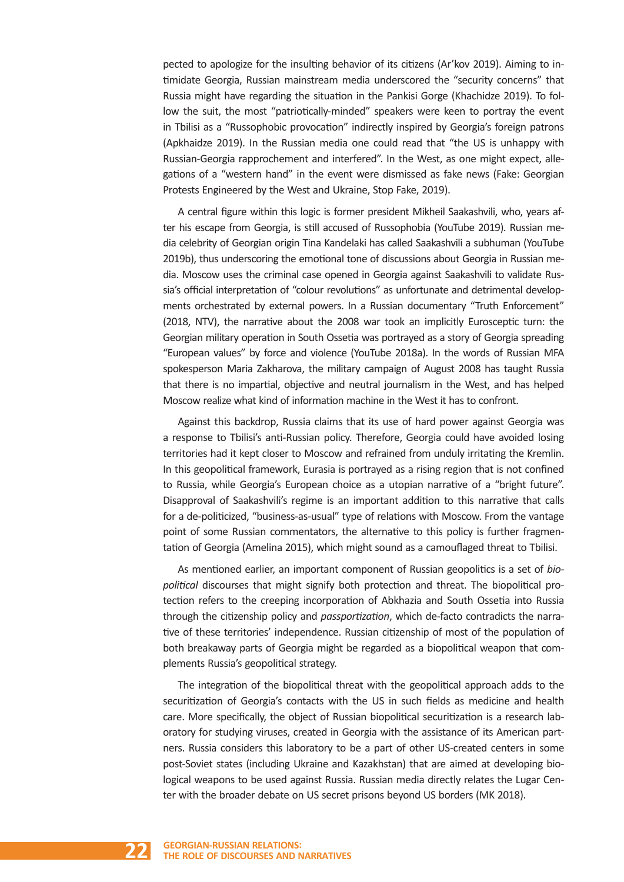pected to apologize for the insulting behavior of its citizens (Ar'kov 2019). Aiming to intimidate Georgia, Russian mainstream media underscored the "security concerns" that Russia might have regarding the situation in the Pankisi Gorge (Khachidze 2019). To follow the suit, the most "patriotically-minded" speakers were keen to portray the event in Tbilisi as a "Russophobic provocation" indirectly inspired by Georgia's foreign patrons (Apkhaidze 2019). In the Russian media one could read that "the US is unhappy with Russian-Georgia rapprochement and interfered". In the West, as one might expect, allegations of a "western hand" in the event were dismissed as fake news (Fake: Georgian Protests Engineered by the West and Ukraine, Stop Fake, 2019).

A central figure within this logic is former president Mikheil Saakashvili, who, years after his escape from Georgia, is still accused of Russophobia (YouTube 2019). Russian media celebrity of Georgian origin Tina Kandelaki has called Saakashvili a subhuman (YouTube 2019b), thus underscoring the emotional tone of discussions about Georgia in Russian media. Moscow uses the criminal case opened in Georgia against Saakashvili to validate Russia's official interpretation of "colour revolutions" as unfortunate and detrimental developments orchestrated by external powers. In a Russian documentary "Truth Enforcement" (2018, NTV), the narrative about the 2008 war took an implicitly Eurosceptic turn: the Georgian military operation in South Ossetia was portrayed as a story of Georgia spreading "European values" by force and violence (YouTube 2018a). In the words of Russian MFA spokesperson Maria Zakharova, the military campaign of August 2008 has taught Russia that there is no impartial, objective and neutral journalism in the West, and has helped Moscow realize what kind of information machine in the West it has to confront.

Against this backdrop, Russia claims that its use of hard power against Georgia was a response to Tbilisi's anti-Russian policy. Therefore, Georgia could have avoided losing territories had it kept closer to Moscow and refrained from unduly irritating the Kremlin. In this geopolitical framework, Eurasia is portrayed as a rising region that is not confined to Russia, while Georgia's European choice as a utopian narrative of a "bright future". Disapproval of Saakashvili's regime is an important addition to this narrative that calls for a de-politicized, "business-as-usual" type of relations with Moscow. From the vantage point of some Russian commentators, the alternative to this policy is further fragmentation of Georgia (Amelina 2015), which might sound as a camouflaged threat to Tbilisi.

As mentioned earlier, an important component of Russian geopolitics is a set of *biopolitical* discourses that might signify both protection and threat. The biopolitical protection refers to the creeping incorporation of Abkhazia and South Ossetia into Russia through the citizenship policy and *passportization*, which de-facto contradicts the narrative of these territories' independence. Russian citizenship of most of the population of both breakaway parts of Georgia might be regarded as a biopolitical weapon that complements Russia's geopolitical strategy.

The integration of the biopolitical threat with the geopolitical approach adds to the securitization of Georgia's contacts with the US in such fields as medicine and health care. More specifically, the object of Russian biopolitical securitization is a research laboratory for studying viruses, created in Georgia with the assistance of its American partners. Russia considers this laboratory to be a part of other US-created centers in some post-Soviet states (including Ukraine and Kazakhstan) that are aimed at developing biological weapons to be used against Russia. Russian media directly relates the Lugar Center with the broader debate on US secret prisons beyond US borders (MK 2018).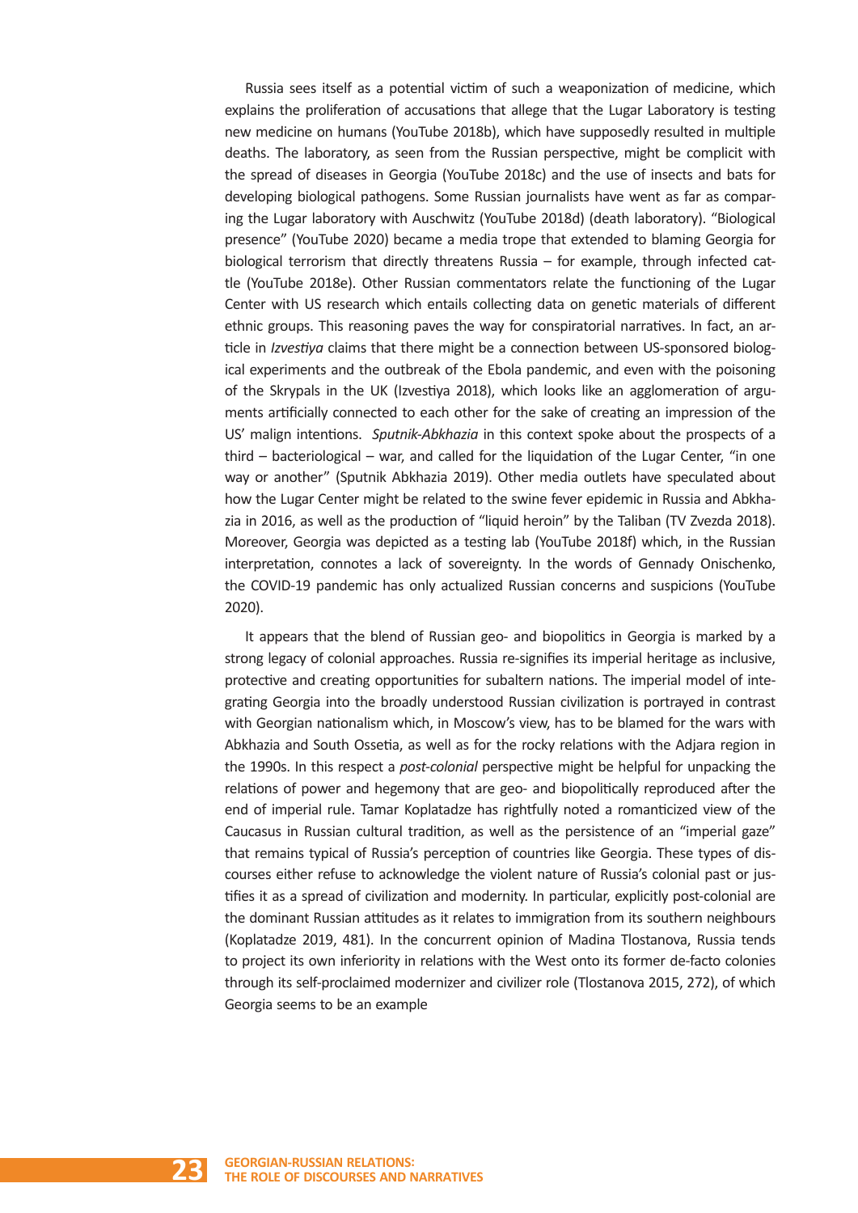Russia sees itself as a potential victim of such a weaponization of medicine, which explains the proliferation of accusations that allege that the Lugar Laboratory is testing new medicine on humans (YouTube 2018b), which have supposedly resulted in multiple deaths. The laboratory, as seen from the Russian perspective, might be complicit with the spread of diseases in Georgia (YouTube 2018c) and the use of insects and bats for developing biological pathogens. Some Russian journalists have went as far as comparing the Lugar laboratory with Auschwitz (YouTube 2018d) (death laboratory). "Biological presence" (YouTube 2020) became a media trope that extended to blaming Georgia for biological terrorism that directly threatens Russia – for example, through infected cattle (YouTube 2018e). Other Russian commentators relate the functioning of the Lugar Center with US research which entails collecting data on genetic materials of different ethnic groups. This reasoning paves the way for conspiratorial narratives. In fact, an article in *Izvestiya* claims that there might be a connection between US-sponsored biological experiments and the outbreak of the Ebola pandemic, and even with the poisoning of the Skrypals in the UK (Izvestiya 2018), which looks like an agglomeration of arguments artificially connected to each other for the sake of creating an impression of the US' malign intentions. *Sputnik-Abkhazia* in this context spoke about the prospects of a third – bacteriological – war, and called for the liquidation of the Lugar Center, "in one way or another" (Sputnik Abkhazia 2019). Other media outlets have speculated about how the Lugar Center might be related to the swine fever epidemic in Russia and Abkhazia in 2016, as well as the production of "liquid heroin" by the Taliban (TV Zvezda 2018). Moreover, Georgia was depicted as a testing lab (YouTube 2018f) which, in the Russian interpretation, connotes a lack of sovereignty. In the words of Gennady Onischenko, the COVID-19 pandemic has only actualized Russian concerns and suspicions (YouTube 2020).

It appears that the blend of Russian geo- and biopolitics in Georgia is marked by a strong legacy of colonial approaches. Russia re-signifies its imperial heritage as inclusive, protective and creating opportunities for subaltern nations. The imperial model of integrating Georgia into the broadly understood Russian civilization is portrayed in contrast with Georgian nationalism which, in Moscow's view, has to be blamed for the wars with Abkhazia and South Ossetia, as well as for the rocky relations with the Adjara region in the 1990s. In this respect a *post-colonial* perspective might be helpful for unpacking the relations of power and hegemony that are geo- and biopolitically reproduced after the end of imperial rule. Tamar Koplatadze has rightfully noted a romanticized view of the Caucasus in Russian cultural tradition, as well as the persistence of an "imperial gaze" that remains typical of Russia's perception of countries like Georgia. These types of discourses either refuse to acknowledge the violent nature of Russia's colonial past or justifies it as a spread of civilization and modernity. In particular, explicitly post-colonial are the dominant Russian attitudes as it relates to immigration from its southern neighbours (Koplatadze 2019, 481). In the concurrent opinion of Madina Tlostanova, Russia tends to project its own inferiority in relations with the West onto its former de-facto colonies through its self-proclaimed modernizer and civilizer role (Tlostanova 2015, 272), of which Georgia seems to be an example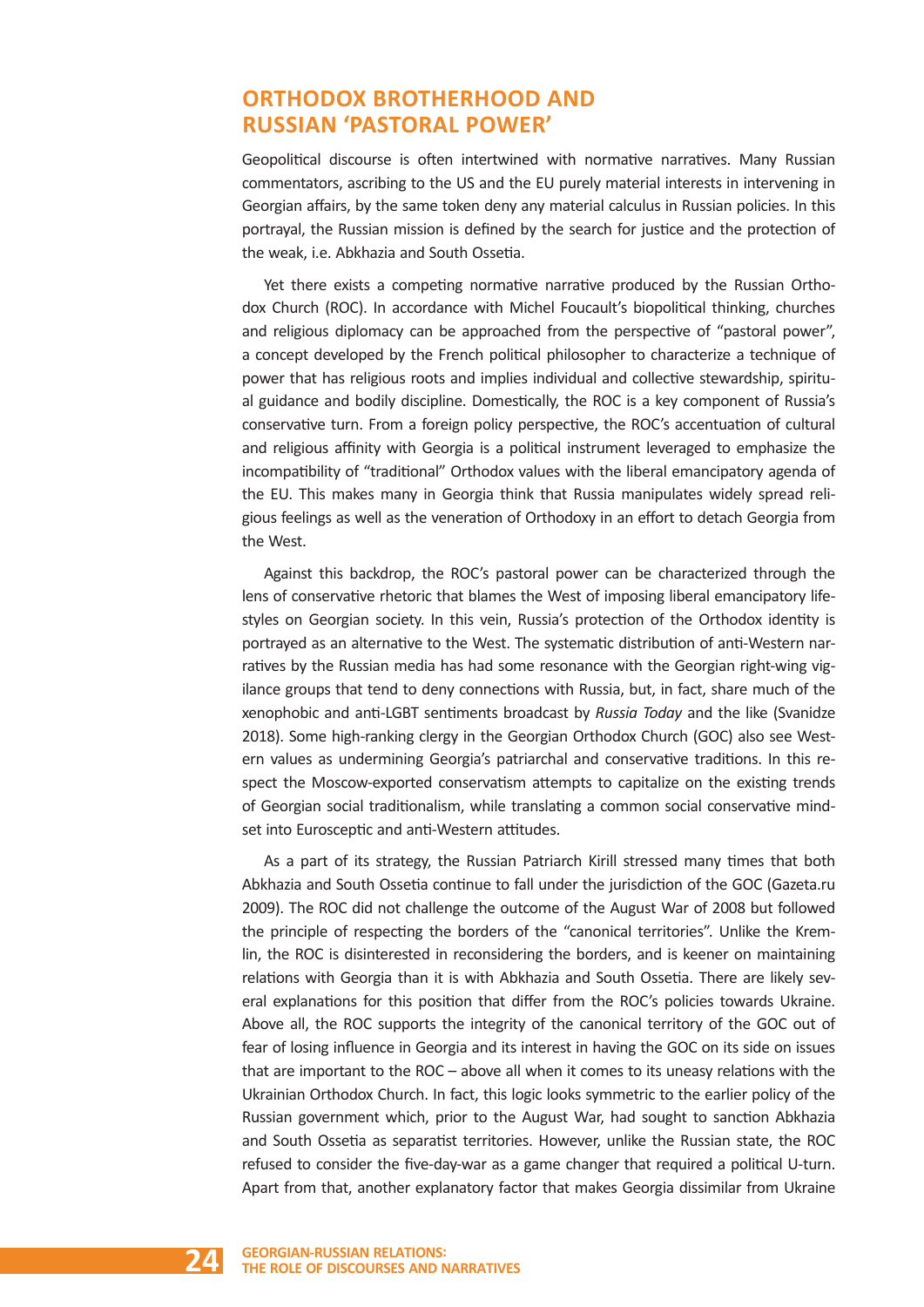## ORTHODOX BROTHERHOOD AND RUSSIAN 'PASTORAL POWER'

Geopolitical discourse is often intertwined with normative narratives. Many Russian commentators, ascribing to the US and the EU purely material interests in intervening in Georgian affairs, by the same token deny any material calculus in Russian policies. In this portrayal, the Russian mission is defined by the search for justice and the protection of the weak, i.e. Abkhazia and South Ossetia.

Yet there exists a competing normative narrative produced by the Russian Orthodox Church (ROC). In accordance with Michel Foucault's biopolitical thinking, churches and religious diplomacy can be approached from the perspective of "pastoral power", a concept developed by the French political philosopher to characterize a technique of power that has religious roots and implies individual and collective stewardship, spiritual guidance and bodily discipline. Domestically, the ROC is a key component of Russia's conservative turn. From a foreign policy perspective, the ROC's accentuation of cultural and religious affinity with Georgia is a political instrument leveraged to emphasize the incompatibility of "traditional" Orthodox values with the liberal emancipatory agenda of the EU. This makes many in Georgia think that Russia manipulates widely spread religious feelings as well as the veneration of Orthodoxy in an effort to detach Georgia from the West.

Against this backdrop, the ROC's pastoral power can be characterized through the lens of conservative rhetoric that blames the West of imposing liberal emancipatory lifestyles on Georgian society. In this vein, Russia's protection of the Orthodox identity is portrayed as an alternative to the West. The systematic distribution of anti-Western narratives by the Russian media has had some resonance with the Georgian right-wing vigilance groups that tend to deny connections with Russia, but, in fact, share much of the xenophobic and anti-LGBT sentiments broadcast by *Russia Today* and the like (Svanidze 2018). Some high-ranking clergy in the Georgian Orthodox Church (GOC) also see Western values as undermining Georgia's patriarchal and conservative traditions. In this respect the Moscow-exported conservatism attempts to capitalize on the existing trends of Georgian social traditionalism, while translating a common social conservative mindset into Eurosceptic and anti-Western attitudes.

As a part of its strategy, the Russian Patriarch Kirill stressed many times that both Abkhazia and South Ossetia continue to fall under the jurisdiction of the GOC (Gazeta.ru 2009). The ROC did not challenge the outcome of the August War of 2008 but followed the principle of respecting the borders of the "canonical territories". Unlike the Kremlin, the ROC is disinterested in reconsidering the borders, and is keener on maintaining relations with Georgia than it is with Abkhazia and South Ossetia. There are likely several explanations for this position that differ from the ROC's policies towards Ukraine. Above all, the ROC supports the integrity of the canonical territory of the GOC out of fear of losing influence in Georgia and its interest in having the GOC on its side on issues that are important to the ROC – above all when it comes to its uneasy relations with the Ukrainian Orthodox Church. In fact, this logic looks symmetric to the earlier policy of the Russian government which, prior to the August War, had sought to sanction Abkhazia and South Ossetia as separatist territories. However, unlike the Russian state, the ROC refused to consider the five-day-war as a game changer that required a political U-turn. Apart from that, another explanatory factor that makes Georgia dissimilar from Ukraine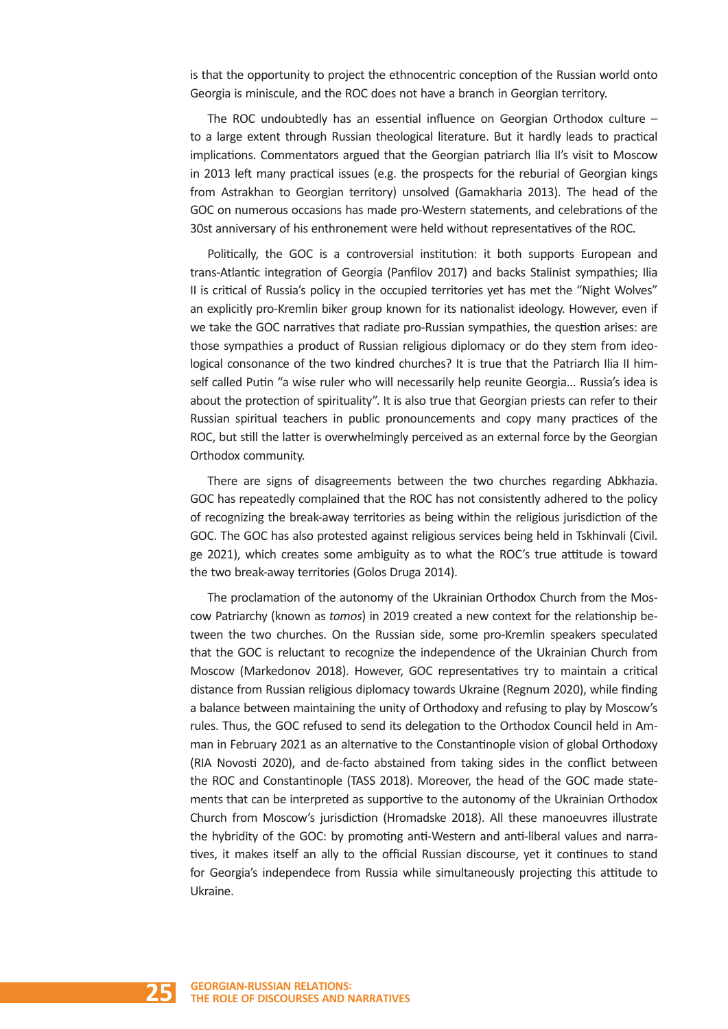is that the opportunity to project the ethnocentric conception of the Russian world onto Georgia is miniscule, and the ROC does not have a branch in Georgian territory.

The ROC undoubtedly has an essential influence on Georgian Orthodox culture – to a large extent through Russian theological literature. But it hardly leads to practical implications. Commentators argued that the Georgian patriarch Ilia II's visit to Moscow in 2013 left many practical issues (e.g. the prospects for the reburial of Georgian kings from Astrakhan to Georgian territory) unsolved (Gamakharia 2013). The head of the GOC on numerous occasions has made pro-Western statements, and celebrations of the 30st anniversary of his enthronement were held without representatives of the ROC.

Politically, the GOC is a controversial institution: it both supports European and trans-Atlantic integration of Georgia (Panfilov 2017) and backs Stalinist sympathies; Ilia II is critical of Russia's policy in the occupied territories yet has met the "Night Wolves" an explicitly pro-Kremlin biker group known for its nationalist ideology. However, even if we take the GOC narratives that radiate pro-Russian sympathies, the question arises: are those sympathies a product of Russian religious diplomacy or do they stem from ideological consonance of the two kindred churches? It is true that the Patriarch Ilia II himself called Putin "a wise ruler who will necessarily help reunite Georgia... Russia's idea is about the protection of spirituality". It is also true that Georgian priests can refer to their Russian spiritual teachers in public pronouncements and copy many practices of the ROC, but still the latter is overwhelmingly perceived as an external force by the Georgian Orthodox community.

There are signs of disagreements between the two churches regarding Abkhazia. GOC has repeatedly complained that the ROC has not consistently adhered to the policy of recognizing the break-away territories as being within the religious jurisdiction of the GOC. The GOC has also protested against religious services being held in Tskhinvali (Civil.ge 2021), which creates some ambiguity as to what the ROC's true attitude is toward the two break-away territories (Golos Druga 2014).

The proclamation of the autonomy of the Ukrainian Orthodox Church from the Moscow Patriarchy (known as *tomos*) in 2019 created a new context for the relationship between the two churches. On the Russian side, some pro-Kremlin speakers speculated that the GOC is reluctant to recognize the independence of the Ukrainian Church from Moscow (Markedonov 2018). However, GOC representatives try to maintain a critical distance from Russian religious diplomacy towards Ukraine (Regnum 2020), while finding a balance between maintaining the unity of Orthodoxy and refusing to play by Moscow's rules. Thus, the GOC refused to send its delegation to the Orthodox Council held in Amman in February 2021 as an alternative to the Constantinople vision of global Orthodoxy (RIA Novosti 2020), and de-facto abstained from taking sides in the conflict between the ROC and Constantinople (TASS 2018). Moreover, the head of the GOC made statements that can be interpreted as supportive to the autonomy of the Ukrainian Orthodox Church from Moscow's jurisdiction (Hromadske 2018). All these manoeuvres illustrate the hybridity of the GOC: by promoting anti-Western and anti-liberal values and narratives, it makes itself an ally to the official Russian discourse, yet it continues to stand for Georgia's independece from Russia while simultaneously projecting this attitude to Ukraine.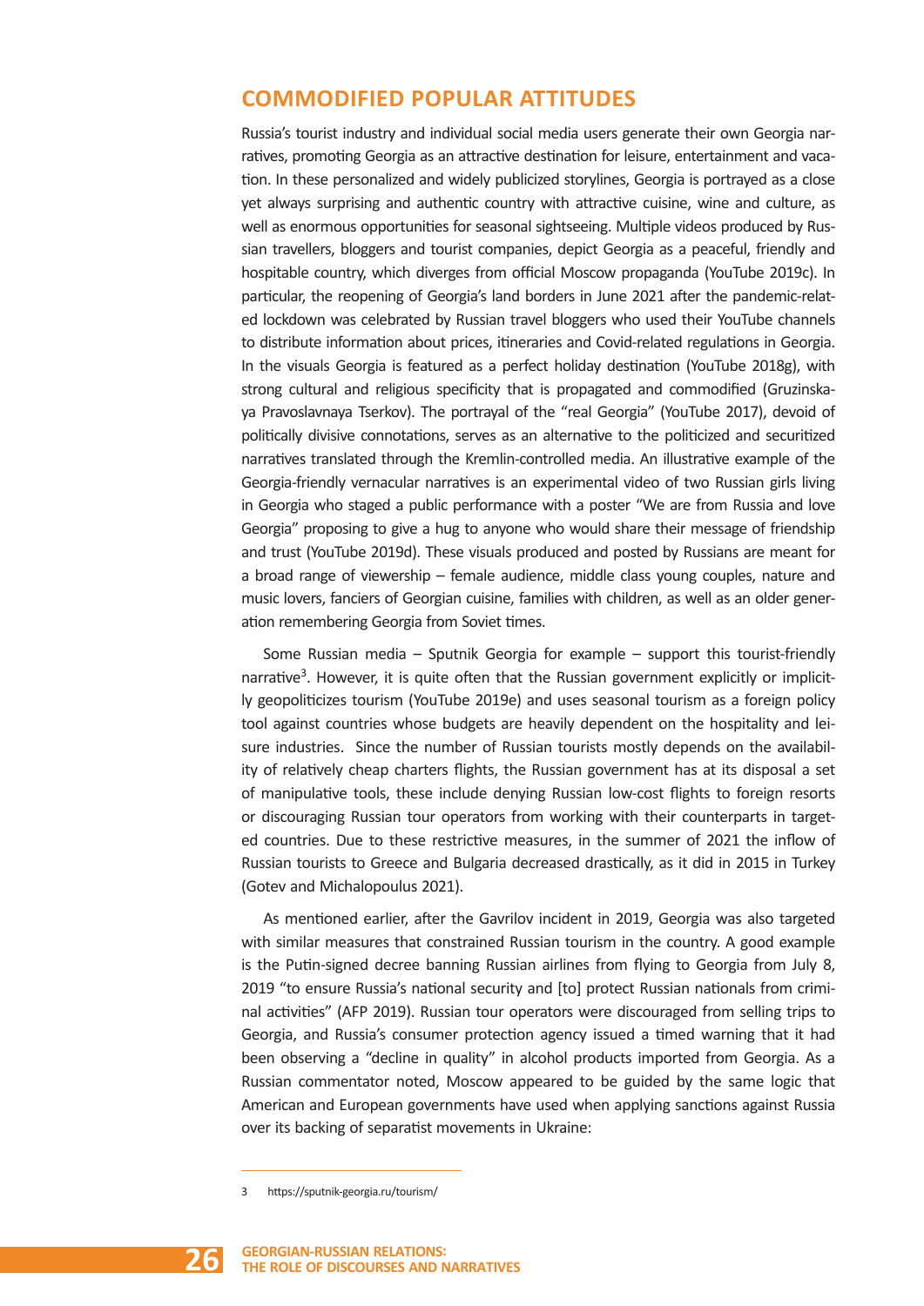## COMMODIFIED POPULAR ATTITUDES

Russia's tourist industry and individual social media users generate their own Georgia narratives, promoting Georgia as an attractive destination for leisure, entertainment and vacation. In these personalized and widely publicized storylines, Georgia is portrayed as a close yet always surprising and authentic country with attractive cuisine, wine and culture, as well as enormous opportunities for seasonal sightseeing. Multiple videos produced by Russian travellers, bloggers and tourist companies, depict Georgia as a peaceful, friendly and hospitable country, which diverges from official Moscow propaganda (YouTube 2019c). In particular, the reopening of Georgia's land borders in June 2021 after the pandemic-related lockdown was celebrated by Russian travel bloggers who used their YouTube channels to distribute information about prices, itineraries and Covid-related regulations in Georgia. In the visuals Georgia is featured as a perfect holiday destination (YouTube 2018g), with strong cultural and religious specificity that is propagated and commodified (Gruzinskaya Pravoslavnaya Tserkov). The portrayal of the "real Georgia" (YouTube 2017), devoid of politically divisive connotations, serves as an alternative to the politicized and securitized narratives translated through the Kremlin-controlled media. An illustrative example of the Georgia-friendly vernacular narratives is an experimental video of two Russian girls living in Georgia who staged a public performance with a poster "We are from Russia and love Georgia" proposing to give a hug to anyone who would share their message of friendship and trust (YouTube 2019d). These visuals produced and posted by Russians are meant for a broad range of viewership – female audience, middle class young couples, nature and music lovers, fanciers of Georgian cuisine, families with children, as well as an older generation remembering Georgia from Soviet times.

Some Russian media – Sputnik Georgia for example – support this tourist-friendly narrative[3]. However, it is quite often that the Russian government explicitly or implicitly geopoliticizes tourism (YouTube 2019e) and uses seasonal tourism as a foreign policy tool against countries whose budgets are heavily dependent on the hospitality and leisure industries. Since the number of Russian tourists mostly depends on the availability of relatively cheap charters flights, the Russian government has at its disposal a set of manipulative tools, these include denying Russian low-cost flights to foreign resorts or discouraging Russian tour operators from working with their counterparts in targeted countries. Due to these restrictive measures, in the summer of 2021 the inflow of Russian tourists to Greece and Bulgaria decreased drastically, as it did in 2015 in Turkey (Gotev and Michalopoulus 2021).

As mentioned earlier, after the Gavrilov incident in 2019, Georgia was also targeted with similar measures that constrained Russian tourism in the country. A good example is the Putin-signed decree banning Russian airlines from flying to Georgia from July 8, 2019 "to ensure Russia's national security and [to] protect Russian nationals from criminal activities" (AFP 2019). Russian tour operators were discouraged from selling trips to Georgia, and Russia's consumer protection agency issued a timed warning that it had been observing a "decline in quality" in alcohol products imported from Georgia. As a Russian commentator noted, Moscow appeared to be guided by the same logic that American and European governments have used when applying sanctions against Russia over its backing of separatist movements in Ukraine:

---

3 https://sputnik-georgia.ru/tourism/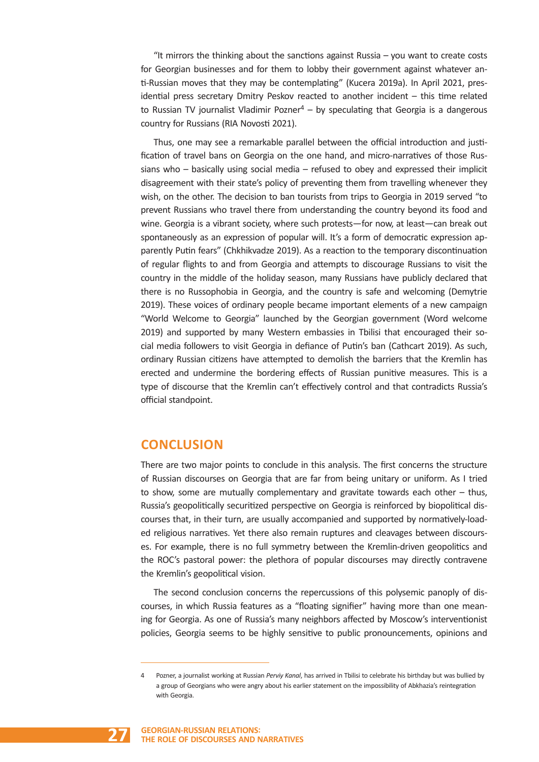"It mirrors the thinking about the sanctions against Russia – you want to create costs for Georgian businesses and for them to lobby their government against whatever anti-Russian moves that they may be contemplating" (Kucera 2019a). In April 2021, presidential press secretary Dmitry Peskov reacted to another incident – this time related to Russian TV journalist Vladimir Pozner[4] – by speculating that Georgia is a dangerous country for Russians (RIA Novosti 2021).

Thus, one may see a remarkable parallel between the official introduction and justification of travel bans on Georgia on the one hand, and micro-narratives of those Russians who – basically using social media – refused to obey and expressed their implicit disagreement with their state's policy of preventing them from travelling whenever they wish, on the other. The decision to ban tourists from trips to Georgia in 2019 served "to prevent Russians who travel there from understanding the country beyond its food and wine. Georgia is a vibrant society, where such protests—for now, at least—can break out spontaneously as an expression of popular will. It's a form of democratic expression apparently Putin fears" (Chkhikvadze 2019). As a reaction to the temporary discontinuation of regular flights to and from Georgia and attempts to discourage Russians to visit the country in the middle of the holiday season, many Russians have publicly declared that there is no Russophobia in Georgia, and the country is safe and welcoming (Demytrie 2019). These voices of ordinary people became important elements of a new campaign "World Welcome to Georgia" launched by the Georgian government (Word welcome 2019) and supported by many Western embassies in Tbilisi that encouraged their social media followers to visit Georgia in defiance of Putin's ban (Cathcart 2019). As such, ordinary Russian citizens have attempted to demolish the barriers that the Kremlin has erected and undermine the bordering effects of Russian punitive measures. This is a type of discourse that the Kremlin can't effectively control and that contradicts Russia's official standpoint.

## CONCLUSION

There are two major points to conclude in this analysis. The first concerns the structure of Russian discourses on Georgia that are far from being unitary or uniform. As I tried to show, some are mutually complementary and gravitate towards each other – thus, Russia's geopolitically securitized perspective on Georgia is reinforced by biopolitical discourses that, in their turn, are usually accompanied and supported by normatively-loaded religious narratives. Yet there also remain ruptures and cleavages between discourses. For example, there is no full symmetry between the Kremlin-driven geopolitics and the ROC's pastoral power: the plethora of popular discourses may directly contravene the Kremlin's geopolitical vision.

The second conclusion concerns the repercussions of this polysemic panoply of discourses, in which Russia features as a "floating signifier" having more than one meaning for Georgia. As one of Russia's many neighbors affected by Moscow's interventionist policies, Georgia seems to be highly sensitive to public pronouncements, opinions and

---

4 Pozner, a journalist working at Russian *Perviy Kanal*, has arrived in Tbilisi to celebrate his birthday but was bullied by a group of Georgians who were angry about his earlier statement on the impossibility of Abkhazia's reintegration with Georgia.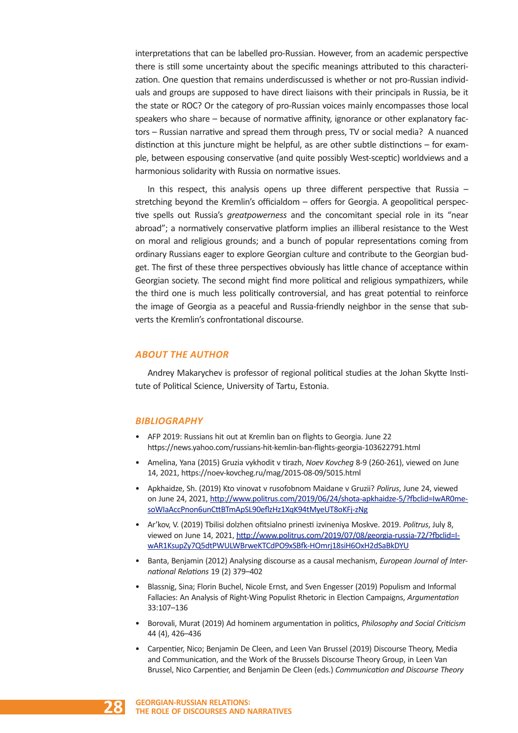interpretations that can be labelled pro-Russian. However, from an academic perspective there is still some uncertainty about the specific meanings attributed to this characterization. One question that remains underdiscussed is whether or not pro-Russian individuals and groups are supposed to have direct liaisons with their principals in Russia, be it the state or ROC? Or the category of pro-Russian voices mainly encompasses those local speakers who share – because of normative affinity, ignorance or other explanatory factors – Russian narrative and spread them through press, TV or social media? A nuanced distinction at this juncture might be helpful, as are other subtle distinctions – for example, between espousing conservative (and quite possibly West-sceptic) worldviews and a harmonious solidarity with Russia on normative issues.

In this respect, this analysis opens up three different perspective that Russia – stretching beyond the Kremlin's officialdom – offers for Georgia. A geopolitical perspective spells out Russia's *greatpowerness* and the concomitant special role in its "near abroad"; a normatively conservative platform implies an illiberal resistance to the West on moral and religious grounds; and a bunch of popular representations coming from ordinary Russians eager to explore Georgian culture and contribute to the Georgian budget. The first of these three perspectives obviously has little chance of acceptance within Georgian society. The second might find more political and religious sympathizers, while the third one is much less politically controversial, and has great potential to reinforce the image of Georgia as a peaceful and Russia-friendly neighbor in the sense that subverts the Kremlin's confrontational discourse.

## ABOUT THE AUTHOR

Andrey Makarychev is professor of regional political studies at the Johan Skytte Institute of Political Science, University of Tartu, Estonia.

## BIBLIOGRAPHY

- AFP 2019: Russians hit out at Kremlin ban on flights to Georgia. June 22 https://news.yahoo.com/russians-hit-kemlin-ban-flights-georgia-103622791.html
- Amelina, Yana (2015) Gruzia vykhodit v tirazh, *Noev Kovcheg* 8-9 (260-261), viewed on June 14, 2021, https://noev-kovcheg.ru/mag/2015-08-09/5015.html
- Apkhaidze, Sh. (2019) Kto vinovat v rusofobnom Maidane v Gruzii? *Polirus*, June 24, viewed on June 24, 2021, http://www.politrus.com/2019/06/24/shota-apkhaidze-5/?fbclid=IwAR0me-soWIaAccPnon6unCttBTmApSL90eflzHz1XqK94tMyeUT8oKFj-zNg
- Ar'kov, V. (2019) Tbilisi dolzhen ofitsialno prinesti izvineniya Moskve. 2019. *Politrus*, July 8, viewed on June 14, 2021, http://www.politrus.com/2019/07/08/georgia-russia-72/?fbclid=I-wAR1KsupZy7Q5dtPWULWBrweKTCdPO9xSBfk-HOmrj18siH6OxH2dSaBkDYU
- Banta, Benjamin (2012) Analysing discourse as a causal mechanism, *European Journal of International Relations* 19 (2) 379–402
- Blassnig, Sina; Florin Buchel, Nicole Ernst, and Sven Engesser (2019) Populism and Informal Fallacies: An Analysis of Right-Wing Populist Rhetoric in Election Campaigns, *Argumentation* 33:107–136
- Borovali, Murat (2019) Ad hominem argumentation in politics, *Philosophy and Social Criticism* 44 (4), 426–436
- Carpentier, Nico; Benjamin De Cleen, and Leen Van Brussel (2019) Discourse Theory, Media and Communication, and the Work of the Brussels Discourse Theory Group, in Leen Van Brussel, Nico Carpentier, and Benjamin De Cleen (eds.) *Communication and Discourse Theory*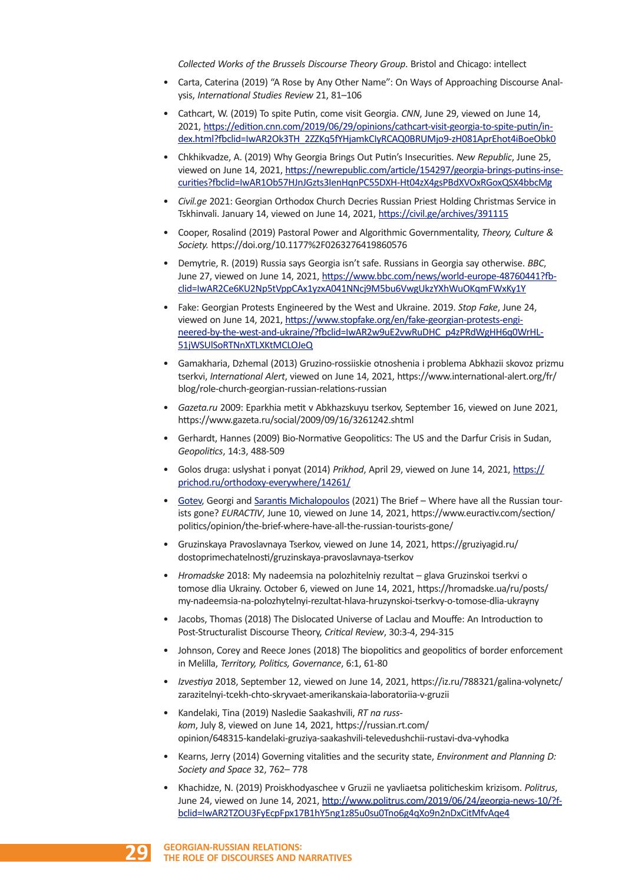*Collected Works of the Brussels Discourse Theory Group*. Bristol and Chicago: intellect

- Carta, Caterina (2019) "A Rose by Any Other Name": On Ways of Approaching Discourse Analysis, *International Studies Review* 21, 81–106
- Cathcart, W. (2019) To spite Putin, come visit Georgia. *CNN*, June 29, viewed on June 14, 2021, https://edition.cnn.com/2019/06/29/opinions/cathcart-visit-georgia-to-spite-putin/index.html?fbclid=IwAR2Ok3TH_2ZZKq5fYHjamkClyRCAQ0BRUMjo9-zH081AprEhot4iBoeObk0
- Chkhikvadze, A. (2019) Why Georgia Brings Out Putin's Insecurities. *New Republic*, June 25, viewed on June 14, 2021, https://newrepublic.com/article/154297/georgia-brings-putins-insecurities?fbclid=IwAR1Ob57HJnJGzts3IenHqnPC55DXH-Ht04zX4gsPBdXVOxRGoxQSX4bbcMg
- *Civil.ge* 2021: Georgian Orthodox Church Decries Russian Priest Holding Christmas Service in Tskhinvali. January 14, viewed on June 14, 2021, https://civil.ge/archives/391115
- Cooper, Rosalind (2019) Pastoral Power and Algorithmic Governmentality, *Theory, Culture & Society.* https://doi.org/10.1177%2F0263276419860576
- Demytrie, R. (2019) Russia says Georgia isn't safe. Russians in Georgia say otherwise. *BBC*, June 27, viewed on June 14, 2021, https://www.bbc.com/news/world-europe-48760441?fbclid=IwAR2Ce6KU2Np5tVppCAx1yzxA041NNcj9M5bu6VwgUkzYXhWuOKqmFWxKy1Y
- Fake: Georgian Protests Engineered by the West and Ukraine. 2019. *Stop Fake*, June 24, viewed on June 14, 2021, https://www.stopfake.org/en/fake-georgian-protests-engineered-by-the-west-and-ukraine/?fbclid=IwAR2w9uE2vwRuDHC_p4zPRdWgHH6q0WrHL51jWSUlSoRTNnXTLXKtMCLOJeQ
- Gamakharia, Dzhemal (2013) Gruzino-rossiiskie otnosheniia i problema Abkhazii skovoz prizmu tserkvi, *International Alert*, viewed on June 14, 2021, https://www.international-alert.org/fr/blog/role-church-georgian-russian-relations-russian
- *Gazeta.ru* 2009: Eparkhia metit v Abkhazskuyu tserkov, September 16, viewed on June 2021, https://www.gazeta.ru/social/2009/09/16/3261242.shtml
- Gerhardt, Hannes (2009) Bio-Normative Geopolitics: The US and the Darfur Crisis in Sudan, *Geopolitics*, 14:3, 488-509
- Golos druga: uslyshat i ponyat (2014) *Prikhod*, April 29, viewed on June 14, 2021, https://prichod.ru/orthodoxy-everywhere/14261/
- Gotev, Georgi and Sarantis Michalopoulos (2021) The Brief – Where have all the Russian tourists gone? *EURACTIV*, June 10, viewed on June 14, 2021, https://www.euractiv.com/section/politics/opinion/the-brief-where-have-all-the-russian-tourists-gone/
- Gruzinskaya Pravoslavnaya Tserkov, viewed on June 14, 2021, https://gruziyagid.ru/dostoprimechatelnosti/gruzinskaya-pravoslavnaya-tserkov
- *Hromadske* 2018: My nadeemsia na polozhitelniy rezultat – glava Gruzinskoi tserkvi o tomose dlia Ukrainy. October 6, viewed on June 14, 2021, https://hromadske.ua/ru/posts/my-nadeemsia-na-polozhytelnyi-rezultat-hlava-hruzynskoi-tserkvy-o-tomose-dlia-ukrayny
- Jacobs, Thomas (2018) The Dislocated Universe of Laclau and Mouffe: An Introduction to Post-Structuralist Discourse Theory, *Critical Review*, 30:3-4, 294-315
- Johnson, Corey and Reece Jones (2018) The biopolitics and geopolitics of border enforcement in Melilla, *Territory, Politics, Governance*, 6:1, 61-80
- *Izvestiya* 2018, September 12, viewed on June 14, 2021, https://iz.ru/788321/galina-volynetc/zarazitelnyi-tcekh-chto-skryvaet-amerikanskaia-laboratoriia-v-gruzii
- Kandelaki, Tina (2019) Nasledie Saakashvili, *RT na russkom*, July 8, viewed on June 14, 2021, https://russian.rt.com/opinion/648315-kandelaki-gruziya-saakashvili-televedushchii-rustavi-dva-vyhodka
- Kearns, Jerry (2014) Governing vitalities and the security state, *Environment and Planning D: Society and Space* 32, 762– 778
- Khachidze, N. (2019) Proiskhodyaschee v Gruzii ne yavliaetsa politicheskim krizisom. *Politrus*, June 24, viewed on June 14, 2021, http://www.politrus.com/2019/06/24/georgia-news-10/?fbclid=IwAR2TZOU3FyEcpFpx17B1hY5ng1z85u0su0Tno6g4qXo9n2nDxCitMfvAqe4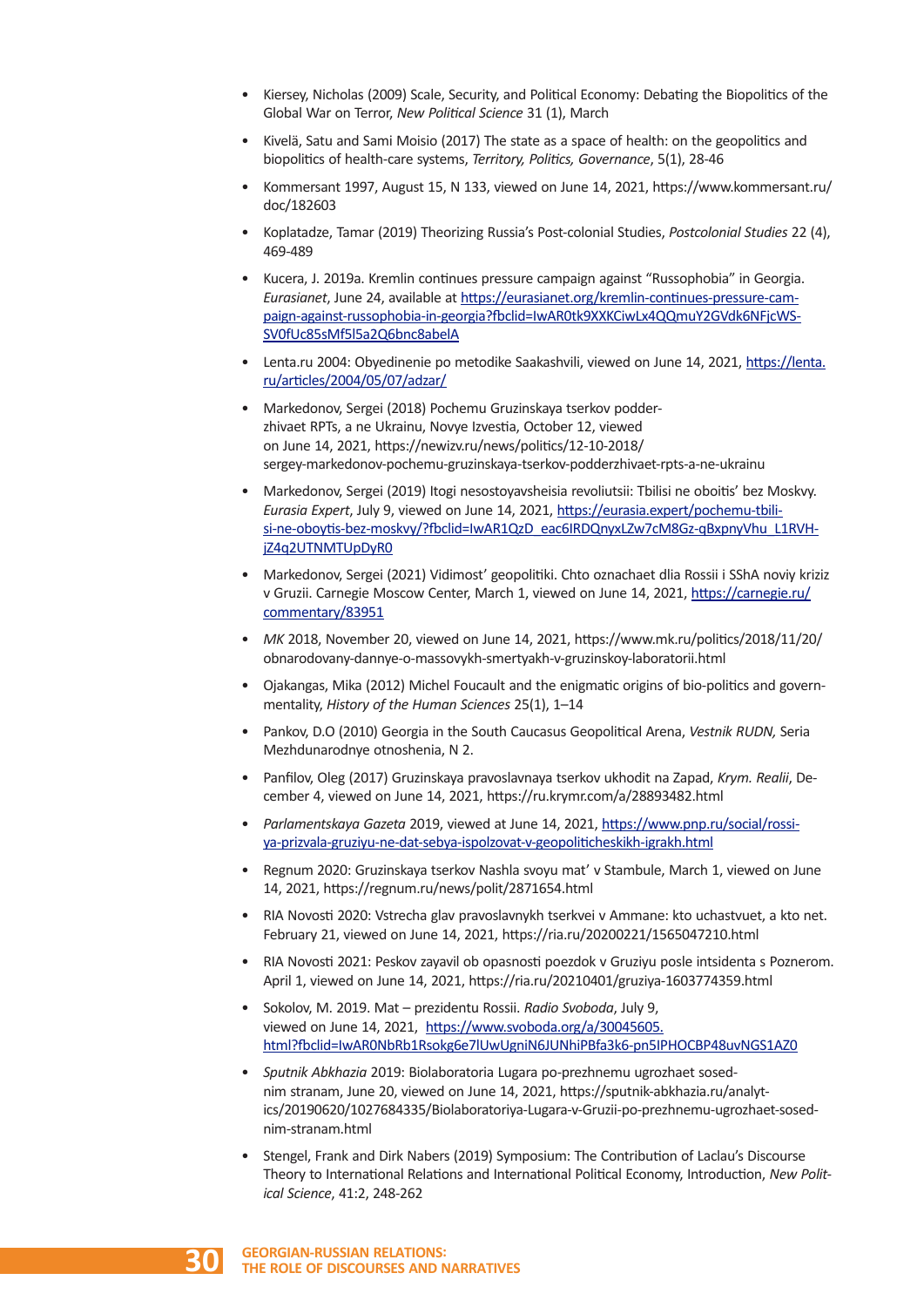- Kiersey, Nicholas (2009) Scale, Security, and Political Economy: Debating the Biopolitics of the Global War on Terror, *New Political Science* 31 (1), March
- Kivelä, Satu and Sami Moisio (2017) The state as a space of health: on the geopolitics and biopolitics of health-care systems, *Territory, Politics, Governance*, 5(1), 28-46
- Kommersant 1997, August 15, N 133, viewed on June 14, 2021, https://www.kommersant.ru/doc/182603
- Koplatadze, Tamar (2019) Theorizing Russia's Post-colonial Studies, *Postcolonial Studies* 22 (4), 469-489
- Kucera, J. 2019a. Kremlin continues pressure campaign against "Russophobia" in Georgia. *Eurasianet*, June 24, available at https://eurasianet.org/kremlin-continues-pressure-campaign-against-russophobia-in-georgia?fbclid=IwAR0tk9XXKCiwLx4QQmuY2GVdk6NFjcWS-SV0fUc85sMf5l5a2Q6bnc8abelA
- Lenta.ru 2004: Obyedinenie po metodike Saakashvili, viewed on June 14, 2021, https://lenta.ru/articles/2004/05/07/adzar/
- Markedonov, Sergei (2018) Pochemu Gruzinskaya tserkov podderzhivaet RPTs, a ne Ukrainu, Novye Izvestia, October 12, viewed on June 14, 2021, https://newizv.ru/news/politics/12-10-2018/sergey-markedonov-pochemu-gruzinskaya-tserkov-podderzhivaet-rpts-a-ne-ukrainu
- Markedonov, Sergei (2019) Itogi nesostoyavsheisia revoliutsii: Tbilisi ne oboitis' bez Moskvy. *Eurasia Expert*, July 9, viewed on June 14, 2021, https://eurasia.expert/pochemu-tbilisi-ne-oboytis-bez-moskvy/?fbclid=IwAR1QzD_eac6IRDQnyxLZw7cM8Gz-qBxpnyVhu_L1RVHjZ4q2UTNMTUpDyR0
- Markedonov, Sergei (2021) Vidimost' geopolitiki. Chto oznachaet dlia Rossii i SShA noviy kriziz v Gruzii. Carnegie Moscow Center, March 1, viewed on June 14, 2021, https://carnegie.ru/commentary/83951
- *MK* 2018, November 20, viewed on June 14, 2021, https://www.mk.ru/politics/2018/11/20/obnarodovany-dannye-o-massovykh-smertyakh-v-gruzinskoy-laboratorii.html
- Ojakangas, Mika (2012) Michel Foucault and the enigmatic origins of bio-politics and governmentality, *History of the Human Sciences* 25(1), 1–14
- Pankov, D.O (2010) Georgia in the South Caucasus Geopolitical Arena, *Vestnik RUDN,* Seria Mezhdunarodnye otnoshenia, N 2.
- Panfilov, Oleg (2017) Gruzinskaya pravoslavnaya tserkov ukhodit na Zapad, *Krym. Realii*, December 4, viewed on June 14, 2021, https://ru.krymr.com/a/28893482.html
- *Parlamentskaya Gazeta* 2019, viewed at June 14, 2021, https://www.pnp.ru/social/rossiya-prizvala-gruziyu-ne-dat-sebya-ispolzovat-v-geopoliticheskikh-igrakh.html
- Regnum 2020: Gruzinskaya tserkov Nashla svoyu mat' v Stambule, March 1, viewed on June 14, 2021, https://regnum.ru/news/polit/2871654.html
- RIA Novosti 2020: Vstrecha glav pravoslavnykh tserkvei v Ammane: kto uchastvuet, a kto net. February 21, viewed on June 14, 2021, https://ria.ru/20200221/1565047210.html
- RIA Novosti 2021: Peskov zayavil ob opasnosti poezdok v Gruziyu posle intsidenta s Poznerom. April 1, viewed on June 14, 2021, https://ria.ru/20210401/gruziya-1603774359.html
- Sokolov, M. 2019. Mat – prezidentu Rossii. *Radio Svoboda*, July 9, viewed on June 14, 2021, https://www.svoboda.org/a/30045605.html?fbclid=IwAR0NbRb1Rsokg6e7lUwUgniN6JUNhiPBfa3k6-pn5IPHOCBP48uvNGS1AZ0
- *Sputnik Abkhazia* 2019: Biolaboratoria Lugara po-prezhnemu ugrozhaet sosednim stranam, June 20, viewed on June 14, 2021, https://sputnik-abkhazia.ru/analytics/20190620/1027684335/Biolaboratoriya-Lugara-v-Gruzii-po-prezhnemu-ugrozhaet-sosednim-stranam.html
- Stengel, Frank and Dirk Nabers (2019) Symposium: The Contribution of Laclau's Discourse Theory to International Relations and International Political Economy, Introduction, *New Political Science*, 41:2, 248-262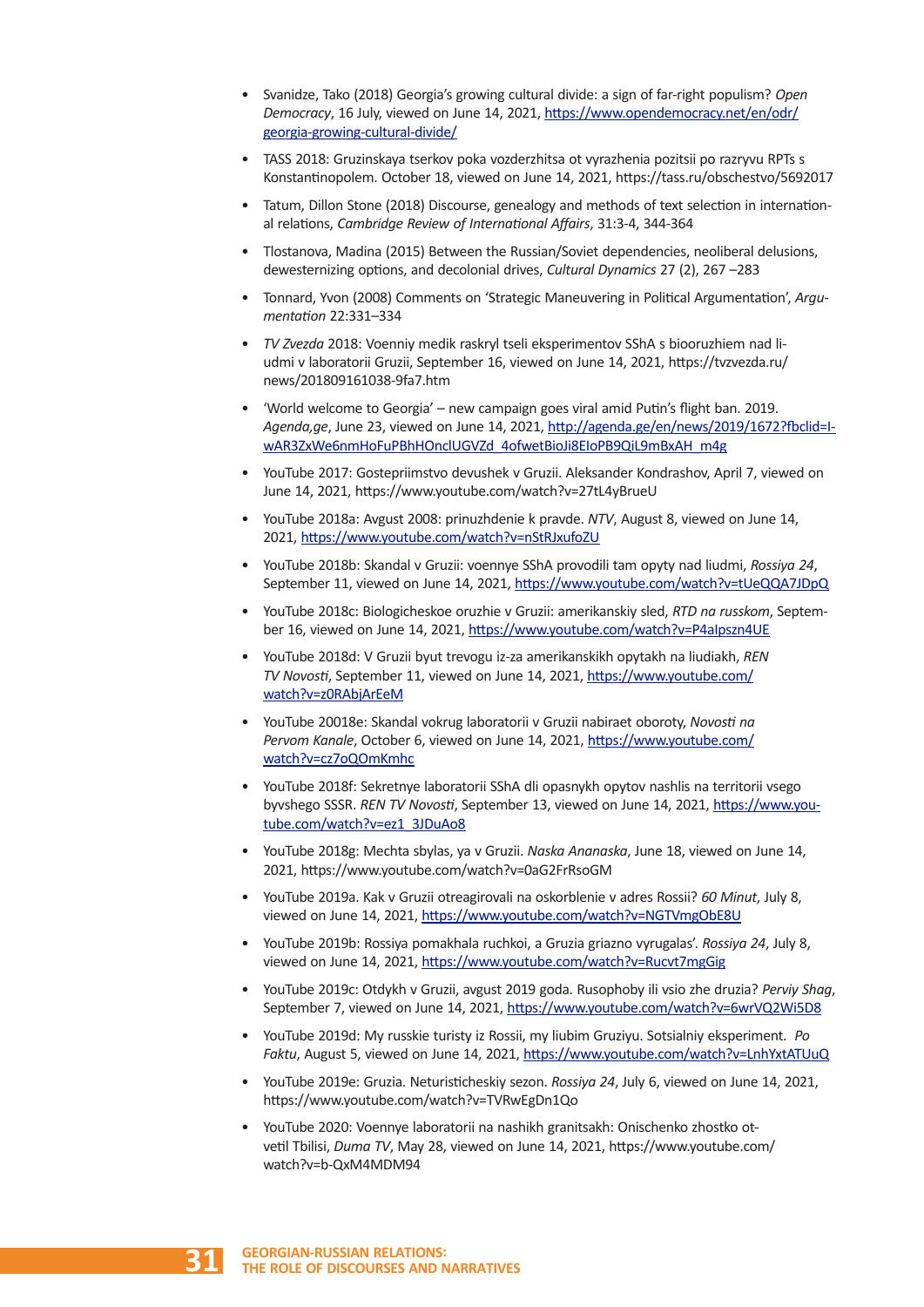- Svanidze, Tako (2018) Georgia's growing cultural divide: a sign of far-right populism? *Open Democracy*, 16 July, viewed on June 14, 2021, [https://www.opendemocracy.net/en/odr/georgia-growing-cultural-divide/](https://www.opendemocracy.net/en/odr/georgia-growing-cultural-divide/)
- TASS 2018: Gruzinskaya tserkov poka vozderzhitsa ot vyrazhenia pozitsii po razryvu RPTs s Konstantinopolem. October 18, viewed on June 14, 2021, https://tass.ru/obschestvo/5692017
- Tatum, Dillon Stone (2018) Discourse, genealogy and methods of text selection in international relations, *Cambridge Review of International Affairs*, 31:3-4, 344-364
- Tlostanova, Madina (2015) Between the Russian/Soviet dependencies, neoliberal delusions, dewesternizing options, and decolonial drives, *Cultural Dynamics* 27 (2), 267 –283
- Tonnard, Yvon (2008) Comments on 'Strategic Maneuvering in Political Argumentation', *Argumentation* 22:331–334
- *TV Zvezda* 2018: Voenniy medik raskryl tseli eksperimentov SShA s biooruzhiem nad liudmi v laboratorii Gruzii, September 16, viewed on June 14, 2021, https://tvzvezda.ru/news/201809161038-9fa7.htm
- 'World welcome to Georgia' – new campaign goes viral amid Putin's flight ban. 2019. *Agenda,ge*, June 23, viewed on June 14, 2021, [http://agenda.ge/en/news/2019/1672?fbclid=IwAR3ZxWe6nmHoFuPBhHOnclUGVZd_4ofwetBioJi8EIoPB9QiL9mBxAH_m4g](http://agenda.ge/en/news/2019/1672?fbclid=IwAR3ZxWe6nmHoFuPBhHOnclUGVZd_4ofwetBioJi8EIoPB9QiL9mBxAH_m4g)
- YouTube 2017: Gostepriimstvo devushek v Gruzii. Aleksander Kondrashov, April 7, viewed on June 14, 2021, https://www.youtube.com/watch?v=27tL4yBrueU
- YouTube 2018a: Avgust 2008: prinuzhdenie k pravde. *NTV*, August 8, viewed on June 14, 2021, [https://www.youtube.com/watch?v=nStRJxufoZU](https://www.youtube.com/watch?v=nStRJxufoZU)
- YouTube 2018b: Skandal v Gruzii: voennye SShA provodili tam opyty nad liudmi, *Rossiya 24*, September 11, viewed on June 14, 2021, [https://www.youtube.com/watch?v=tUeQQA7JDpQ](https://www.youtube.com/watch?v=tUeQQA7JDpQ)
- YouTube 2018c: Biologicheskoe oruzhie v Gruzii: amerikanskiy sled, *RTD na russkom*, September 16, viewed on June 14, 2021, [https://www.youtube.com/watch?v=P4aIpszn4UE](https://www.youtube.com/watch?v=P4aIpszn4UE)
- YouTube 2018d: V Gruzii byut trevogu iz-za amerikanskikh opytakh na liudiakh, *REN TV Novosti*, September 11, viewed on June 14, 2021, [https://www.youtube.com/watch?v=z0RAbjArEeM](https://www.youtube.com/watch?v=z0RAbjArEeM)
- YouTube 20018e: Skandal vokrug laboratorii v Gruzii nabiraet oboroty, *Novosti na Pervom Kanale*, October 6, viewed on June 14, 2021, [https://www.youtube.com/watch?v=cz7oQOmKmhc](https://www.youtube.com/watch?v=cz7oQOmKmhc)
- YouTube 2018f: Sekretnye laboratorii SShA dli opasnykh opytov nashlis na territorii vsego byvshego SSSR. *REN TV Novosti*, September 13, viewed on June 14, 2021, [https://www.youtube.com/watch?v=ez1_3JDuAo8](https://www.youtube.com/watch?v=ez1_3JDuAo8)
- YouTube 2018g: Mechta sbylas, ya v Gruzii. *Naska Ananaska*, June 18, viewed on June 14, 2021, https://www.youtube.com/watch?v=0aG2FrRsoGM
- YouTube 2019a. Kak v Gruzii otreagirovali na oskorblenie v adres Rossii? *60 Minut*, July 8, viewed on June 14, 2021, [https://www.youtube.com/watch?v=NGTVmgObE8U](https://www.youtube.com/watch?v=NGTVmgObE8U)
- YouTube 2019b: Rossiya pomakhala ruchkoi, a Gruzia griazno vyrugalas'. *Rossiya 24*, July 8, viewed on June 14, 2021, [https://www.youtube.com/watch?v=Rucvt7mgGig](https://www.youtube.com/watch?v=Rucvt7mgGig)
- YouTube 2019c: Otdykh v Gruzii, avgust 2019 goda. Rusophoby ili vsio zhe druzia? *Perviy Shag*, September 7, viewed on June 14, 2021, [https://www.youtube.com/watch?v=6wrVQ2Wi5D8](https://www.youtube.com/watch?v=6wrVQ2Wi5D8)
- YouTube 2019d: My russkie turisty iz Rossii, my liubim Gruziyu. Sotsialniy eksperiment. *Po Faktu*, August 5, viewed on June 14, 2021, [https://www.youtube.com/watch?v=LnhYxtATUuQ](https://www.youtube.com/watch?v=LnhYxtATUuQ)
- YouTube 2019e: Gruzia. Neturisticheskiy sezon. *Rossiya 24*, July 6, viewed on June 14, 2021, https://www.youtube.com/watch?v=TVRwEgDn1Qo
- YouTube 2020: Voennye laboratorii na nashikh granitsakh: Onischenko zhostko otvetil Tbilisi, *Duma TV*, May 28, viewed on June 14, 2021, https://www.youtube.com/watch?v=b-QxM4MDM94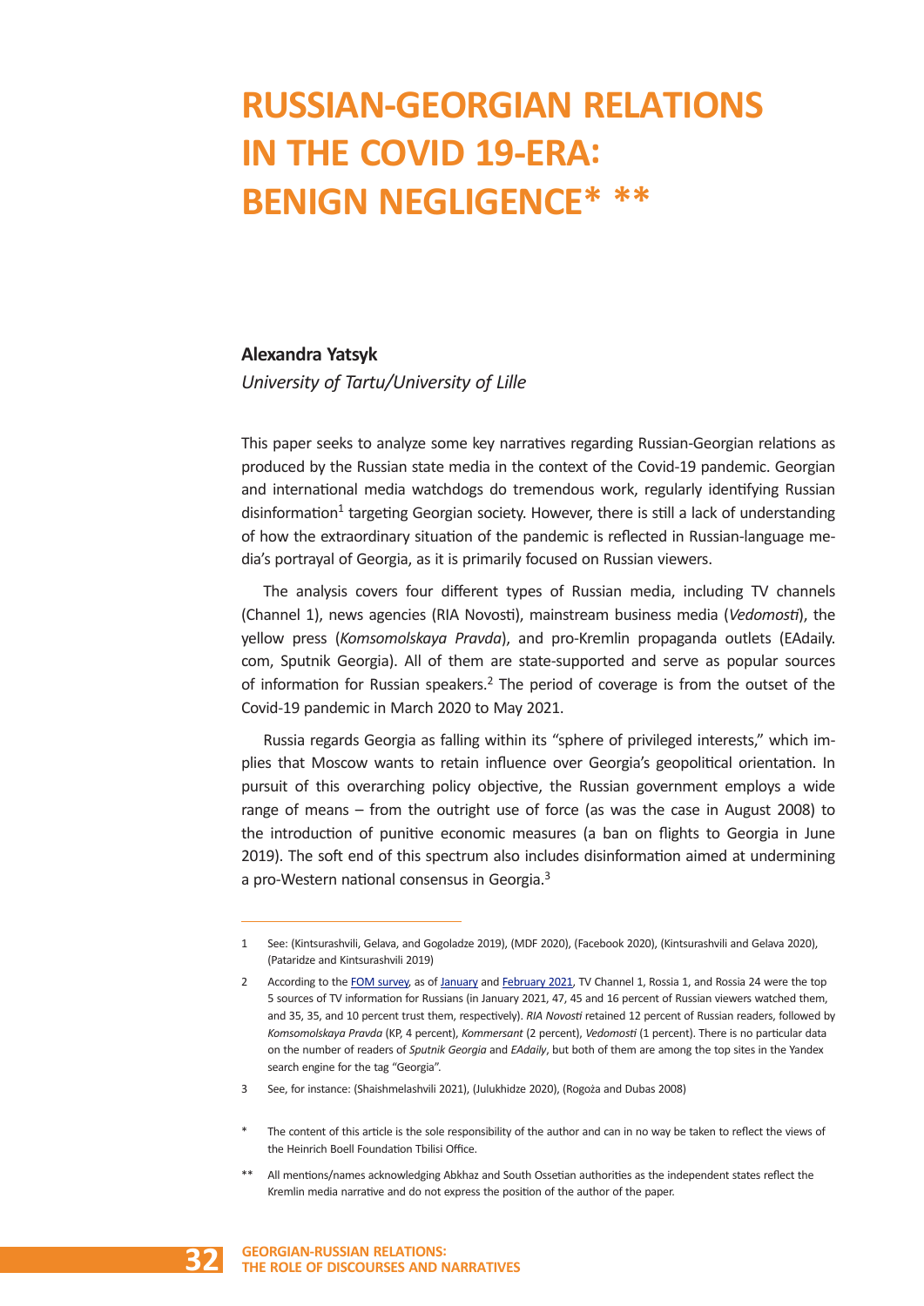# RUSSIAN-GEORGIAN RELATIONS IN THE COVID 19-ERA: BENIGN NEGLIGENCE* **

**Alexandra Yatsyk**

*University of Tartu/University of Lille*

This paper seeks to analyze some key narratives regarding Russian-Georgian relations as produced by the Russian state media in the context of the Covid-19 pandemic. Georgian and international media watchdogs do tremendous work, regularly identifying Russian disinformation[1] targeting Georgian society. However, there is still a lack of understanding of how the extraordinary situation of the pandemic is reflected in Russian-language media's portrayal of Georgia, as it is primarily focused on Russian viewers.

The analysis covers four different types of Russian media, including TV channels (Channel 1), news agencies (RIA Novosti), mainstream business media (*Vedomosti*), the yellow press (*Komsomolskaya Pravda*), and pro-Kremlin propaganda outlets (EAdaily.com, Sputnik Georgia). All of them are state-supported and serve as popular sources of information for Russian speakers.[2] The period of coverage is from the outset of the Covid-19 pandemic in March 2020 to May 2021.

Russia regards Georgia as falling within its "sphere of privileged interests," which implies that Moscow wants to retain influence over Georgia's geopolitical orientation. In pursuit of this overarching policy objective, the Russian government employs a wide range of means – from the outright use of force (as was the case in August 2008) to the introduction of punitive economic measures (a ban on flights to Georgia in June 2019). The soft end of this spectrum also includes disinformation aimed at undermining a pro-Western national consensus in Georgia.[3]

---

1 See: (Kintsurashvili, Gelava, and Gogoladze 2019), (MDF 2020), (Facebook 2020), (Kintsurashvili and Gelava 2020), (Pataridze and Kintsurashvili 2019)

2 According to the FOM survey, as of January and February 2021, TV Channel 1, Rossia 1, and Rossia 24 were the top 5 sources of TV information for Russians (in January 2021, 47, 45 and 16 percent of Russian viewers watched them, and 35, 35, and 10 percent trust them, respectively). *RIA Novosti* retained 12 percent of Russian readers, followed by *Komsomolskaya Pravda* (KP, 4 percent), *Kommersant* (2 percent), *Vedomosti* (1 percent). There is no particular data on the number of readers of *Sputnik Georgia* and *EAdaily*, but both of them are among the top sites in the Yandex search engine for the tag "Georgia".

3 See, for instance: (Shaishmelashvili 2021), (Julukhidze 2020), (Rogoża and Dubas 2008)

\* The content of this article is the sole responsibility of the author and can in no way be taken to reflect the views of the Heinrich Boell Foundation Tbilisi Office.

\*\* All mentions/names acknowledging Abkhaz and South Ossetian authorities as the independent states reflect the Kremlin media narrative and do not express the position of the author of the paper.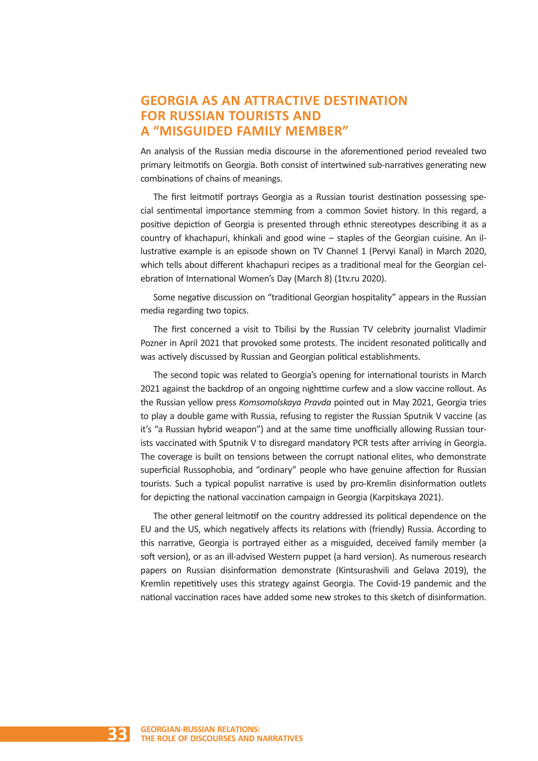## GEORGIA AS AN ATTRACTIVE DESTINATION FOR RUSSIAN TOURISTS AND A "MISGUIDED FAMILY MEMBER"

An analysis of the Russian media discourse in the aforementioned period revealed two primary leitmotifs on Georgia. Both consist of intertwined sub-narratives generating new combinations of chains of meanings.

The first leitmotif portrays Georgia as a Russian tourist destination possessing special sentimental importance stemming from a common Soviet history. In this regard, a positive depiction of Georgia is presented through ethnic stereotypes describing it as a country of khachapuri, khinkali and good wine – staples of the Georgian cuisine. An illustrative example is an episode shown on TV Channel 1 (Pervyi Kanal) in March 2020, which tells about different khachapuri recipes as a traditional meal for the Georgian celebration of International Women's Day (March 8) (1tv.ru 2020).

Some negative discussion on "traditional Georgian hospitality" appears in the Russian media regarding two topics.

The first concerned a visit to Tbilisi by the Russian TV celebrity journalist Vladimir Pozner in April 2021 that provoked some protests. The incident resonated politically and was actively discussed by Russian and Georgian political establishments.

The second topic was related to Georgia's opening for international tourists in March 2021 against the backdrop of an ongoing nighttime curfew and a slow vaccine rollout. As the Russian yellow press *Komsomolskaya Pravda* pointed out in May 2021, Georgia tries to play a double game with Russia, refusing to register the Russian Sputnik V vaccine (as it's "a Russian hybrid weapon") and at the same time unofficially allowing Russian tourists vaccinated with Sputnik V to disregard mandatory PCR tests after arriving in Georgia. The coverage is built on tensions between the corrupt national elites, who demonstrate superficial Russophobia, and "ordinary" people who have genuine affection for Russian tourists. Such a typical populist narrative is used by pro-Kremlin disinformation outlets for depicting the national vaccination campaign in Georgia (Karpitskaya 2021).

The other general leitmotif on the country addressed its political dependence on the EU and the US, which negatively affects its relations with (friendly) Russia. According to this narrative, Georgia is portrayed either as a misguided, deceived family member (a soft version), or as an ill-advised Western puppet (a hard version). As numerous research papers on Russian disinformation demonstrate (Kintsurashvili and Gelava 2019), the Kremlin repetitively uses this strategy against Georgia. The Covid-19 pandemic and the national vaccination races have added some new strokes to this sketch of disinformation.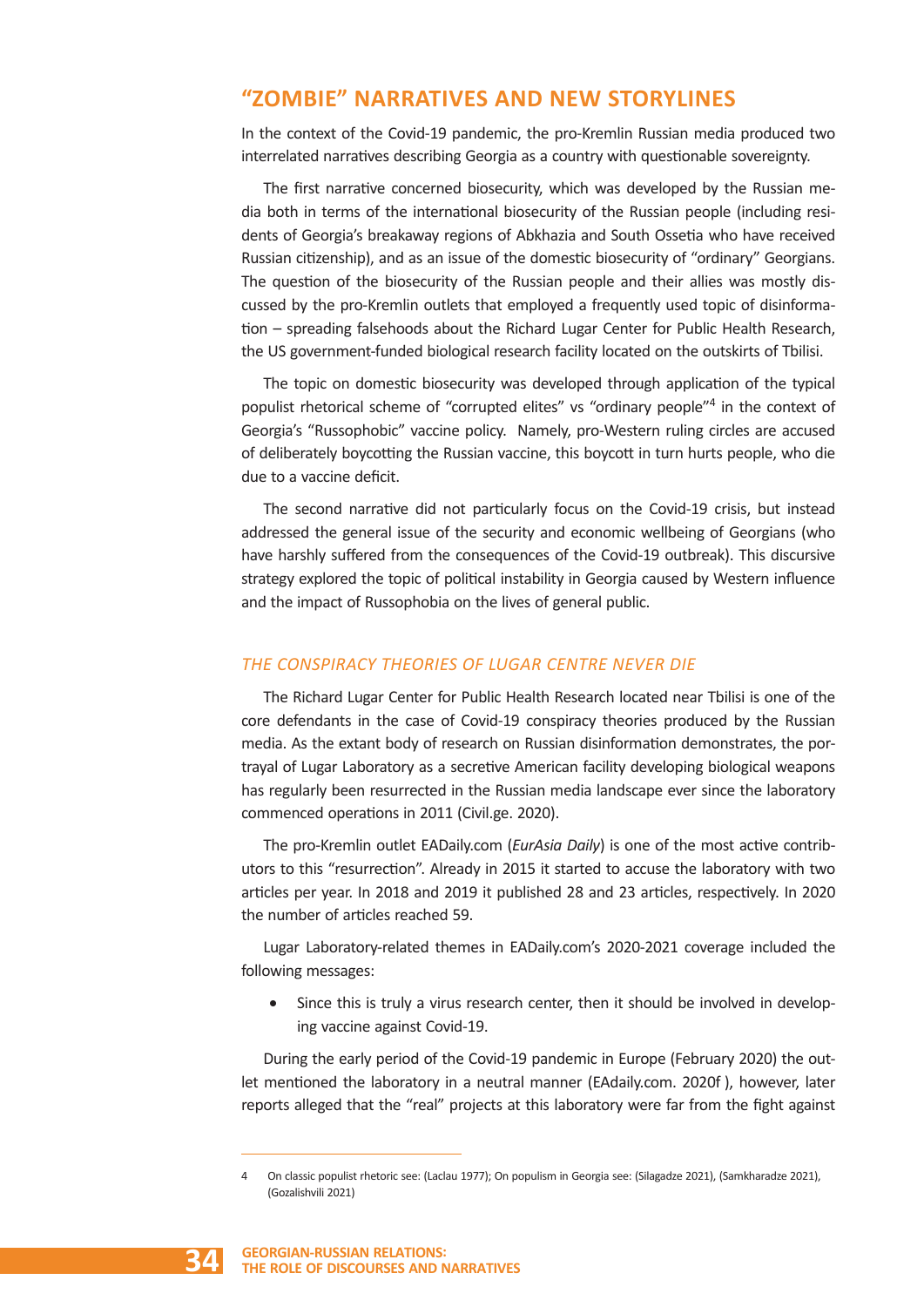## "ZOMBIE" NARRATIVES AND NEW STORYLINES

In the context of the Covid-19 pandemic, the pro-Kremlin Russian media produced two interrelated narratives describing Georgia as a country with questionable sovereignty.

The first narrative concerned biosecurity, which was developed by the Russian media both in terms of the international biosecurity of the Russian people (including residents of Georgia's breakaway regions of Abkhazia and South Ossetia who have received Russian citizenship), and as an issue of the domestic biosecurity of "ordinary" Georgians. The question of the biosecurity of the Russian people and their allies was mostly discussed by the pro-Kremlin outlets that employed a frequently used topic of disinformation – spreading falsehoods about the Richard Lugar Center for Public Health Research, the US government-funded biological research facility located on the outskirts of Tbilisi.

The topic on domestic biosecurity was developed through application of the typical populist rhetorical scheme of "corrupted elites" vs "ordinary people"[4] in the context of Georgia's "Russophobic" vaccine policy. Namely, pro-Western ruling circles are accused of deliberately boycotting the Russian vaccine, this boycott in turn hurts people, who die due to a vaccine deficit.

The second narrative did not particularly focus on the Covid-19 crisis, but instead addressed the general issue of the security and economic wellbeing of Georgians (who have harshly suffered from the consequences of the Covid-19 outbreak). This discursive strategy explored the topic of political instability in Georgia caused by Western influence and the impact of Russophobia on the lives of general public.

### *THE CONSPIRACY THEORIES OF LUGAR CENTRE NEVER DIE*

The Richard Lugar Center for Public Health Research located near Tbilisi is one of the core defendants in the case of Covid-19 conspiracy theories produced by the Russian media. As the extant body of research on Russian disinformation demonstrates, the portrayal of Lugar Laboratory as a secretive American facility developing biological weapons has regularly been resurrected in the Russian media landscape ever since the laboratory commenced operations in 2011 (Civil.ge. 2020).

The pro-Kremlin outlet EADaily.com (*EurAsia Daily*) is one of the most active contributors to this "resurrection". Already in 2015 it started to accuse the laboratory with two articles per year. In 2018 and 2019 it published 28 and 23 articles, respectively. In 2020 the number of articles reached 59.

Lugar Laboratory-related themes in EADaily.com's 2020-2021 coverage included the following messages:

- Since this is truly a virus research center, then it should be involved in developing vaccine against Covid-19.

During the early period of the Covid-19 pandemic in Europe (February 2020) the outlet mentioned the laboratory in a neutral manner (EAdaily.com. 2020f ), however, later reports alleged that the "real" projects at this laboratory were far from the fight against

---

4 On classic populist rhetoric see: (Laclau 1977); On populism in Georgia see: (Silagadze 2021), (Samkharadze 2021), (Gozalishvili 2021)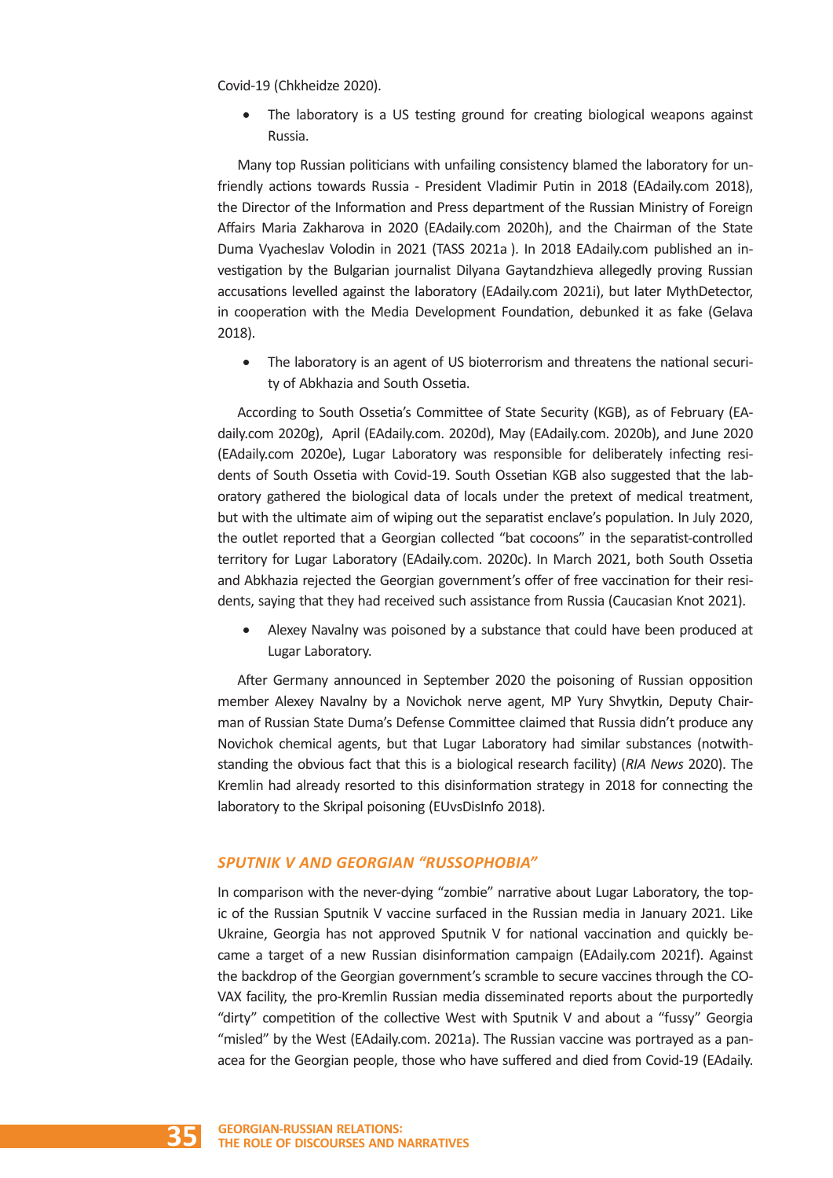Covid-19 (Chkheidze 2020).

- The laboratory is a US testing ground for creating biological weapons against Russia.

Many top Russian politicians with unfailing consistency blamed the laboratory for unfriendly actions towards Russia - President Vladimir Putin in 2018 (EAdaily.com 2018), the Director of the Information and Press department of the Russian Ministry of Foreign Affairs Maria Zakharova in 2020 (EAdaily.com 2020h), and the Chairman of the State Duma Vyacheslav Volodin in 2021 (TASS 2021a ). In 2018 EAdaily.com published an investigation by the Bulgarian journalist Dilyana Gaytandzhieva allegedly proving Russian accusations levelled against the laboratory (EAdaily.com 2021i), but later MythDetector, in cooperation with the Media Development Foundation, debunked it as fake (Gelava 2018).

- The laboratory is an agent of US bioterrorism and threatens the national security of Abkhazia and South Ossetia.

According to South Ossetia's Committee of State Security (KGB), as of February (EAdaily.com 2020g), April (EAdaily.com. 2020d), May (EAdaily.com. 2020b), and June 2020 (EAdaily.com 2020e), Lugar Laboratory was responsible for deliberately infecting residents of South Ossetia with Covid-19. South Ossetian KGB also suggested that the laboratory gathered the biological data of locals under the pretext of medical treatment, but with the ultimate aim of wiping out the separatist enclave's population. In July 2020, the outlet reported that a Georgian collected "bat cocoons" in the separatist-controlled territory for Lugar Laboratory (EAdaily.com. 2020c). In March 2021, both South Ossetia and Abkhazia rejected the Georgian government's offer of free vaccination for their residents, saying that they had received such assistance from Russia (Caucasian Knot 2021).

- Alexey Navalny was poisoned by a substance that could have been produced at Lugar Laboratory.

After Germany announced in September 2020 the poisoning of Russian opposition member Alexey Navalny by a Novichok nerve agent, MP Yury Shvytkin, Deputy Chairman of Russian State Duma's Defense Committee claimed that Russia didn't produce any Novichok chemical agents, but that Lugar Laboratory had similar substances (notwithstanding the obvious fact that this is a biological research facility) (*RIA News* 2020). The Kremlin had already resorted to this disinformation strategy in 2018 for connecting the laboratory to the Skripal poisoning (EUvsDisInfo 2018).

### *SPUTNIK V AND GEORGIAN "RUSSOPHOBIA"*

In comparison with the never-dying "zombie" narrative about Lugar Laboratory, the topic of the Russian Sputnik V vaccine surfaced in the Russian media in January 2021. Like Ukraine, Georgia has not approved Sputnik V for national vaccination and quickly became a target of a new Russian disinformation campaign (EAdaily.com 2021f). Against the backdrop of the Georgian government's scramble to secure vaccines through the COVAX facility, the pro-Kremlin Russian media disseminated reports about the purportedly "dirty" competition of the collective West with Sputnik V and about a "fussy" Georgia "misled" by the West (EAdaily.com. 2021a). The Russian vaccine was portrayed as a panacea for the Georgian people, those who have suffered and died from Covid-19 (EAdaily.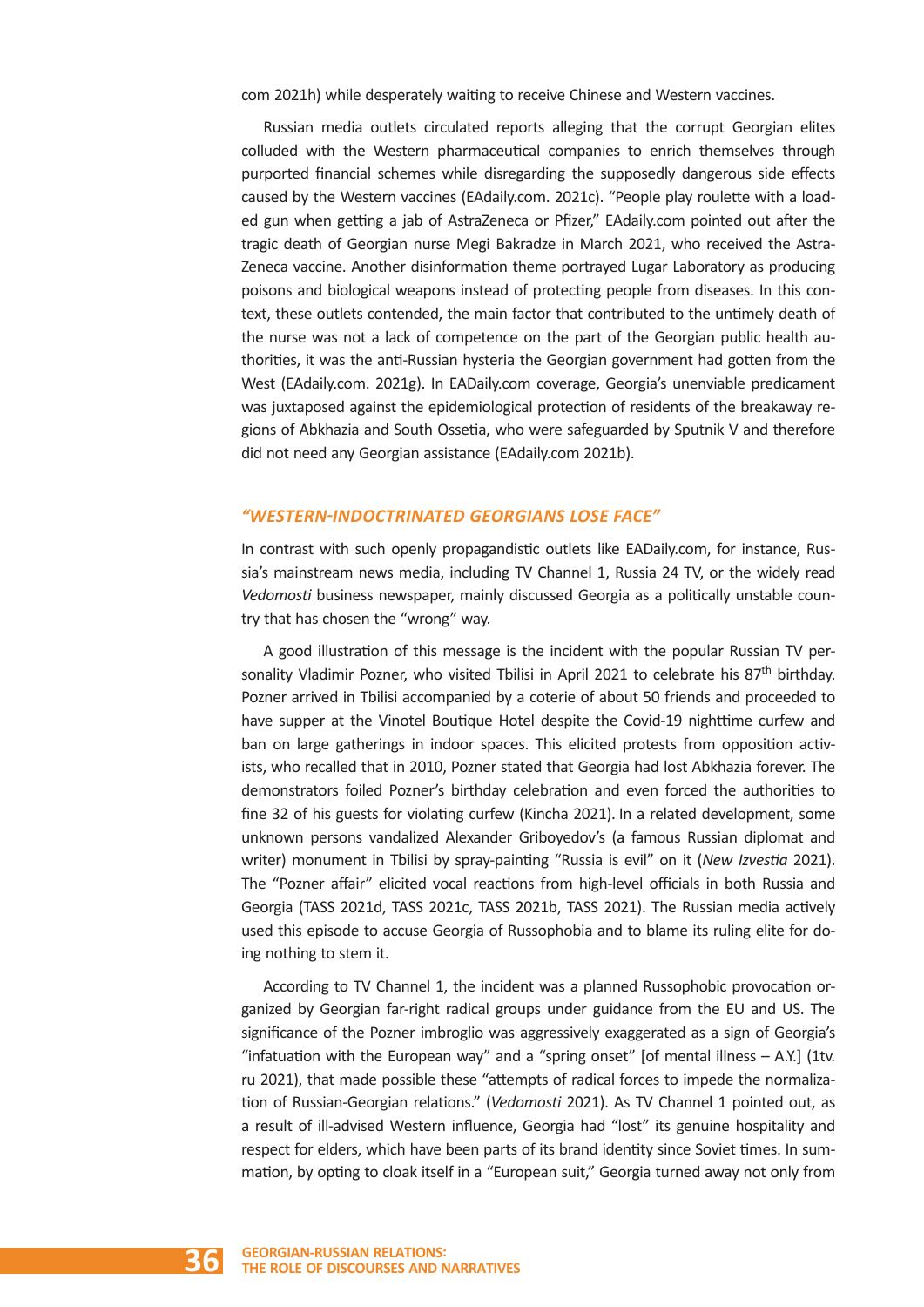com 2021h) while desperately waiting to receive Chinese and Western vaccines.

Russian media outlets circulated reports alleging that the corrupt Georgian elites colluded with the Western pharmaceutical companies to enrich themselves through purported financial schemes while disregarding the supposedly dangerous side effects caused by the Western vaccines (EAdaily.com. 2021c). "People play roulette with a loaded gun when getting a jab of AstraZeneca or Pfizer," EAdaily.com pointed out after the tragic death of Georgian nurse Megi Bakradze in March 2021, who received the AstraZeneca vaccine. Another disinformation theme portrayed Lugar Laboratory as producing poisons and biological weapons instead of protecting people from diseases. In this context, these outlets contended, the main factor that contributed to the untimely death of the nurse was not a lack of competence on the part of the Georgian public health authorities, it was the anti-Russian hysteria the Georgian government had gotten from the West (EAdaily.com. 2021g). In EADaily.com coverage, Georgia's unenviable predicament was juxtaposed against the epidemiological protection of residents of the breakaway regions of Abkhazia and South Ossetia, who were safeguarded by Sputnik V and therefore did not need any Georgian assistance (EAdaily.com 2021b).

### *"WESTERN-INDOCTRINATED GEORGIANS LOSE FACE"*

In contrast with such openly propagandistic outlets like EADaily.com, for instance, Russia's mainstream news media, including TV Channel 1, Russia 24 TV, or the widely read *Vedomosti* business newspaper, mainly discussed Georgia as a politically unstable country that has chosen the "wrong" way.

A good illustration of this message is the incident with the popular Russian TV personality Vladimir Pozner, who visited Tbilisi in April 2021 to celebrate his 87th birthday. Pozner arrived in Tbilisi accompanied by a coterie of about 50 friends and proceeded to have supper at the Vinotel Boutique Hotel despite the Covid-19 nighttime curfew and ban on large gatherings in indoor spaces. This elicited protests from opposition activists, who recalled that in 2010, Pozner stated that Georgia had lost Abkhazia forever. The demonstrators foiled Pozner's birthday celebration and even forced the authorities to fine 32 of his guests for violating curfew (Kincha 2021). In a related development, some unknown persons vandalized Alexander Griboyedov's (a famous Russian diplomat and writer) monument in Tbilisi by spray-painting "Russia is evil" on it (*New Izvestia* 2021). The "Pozner affair" elicited vocal reactions from high-level officials in both Russia and Georgia (TASS 2021d, TASS 2021c, TASS 2021b, TASS 2021). The Russian media actively used this episode to accuse Georgia of Russophobia and to blame its ruling elite for doing nothing to stem it.

According to TV Channel 1, the incident was a planned Russophobic provocation organized by Georgian far-right radical groups under guidance from the EU and US. The significance of the Pozner imbroglio was aggressively exaggerated as a sign of Georgia's "infatuation with the European way" and a "spring onset" [of mental illness – A.Y.] (1tv.ru 2021), that made possible these "attempts of radical forces to impede the normalization of Russian-Georgian relations." (*Vedomosti* 2021). As TV Channel 1 pointed out, as a result of ill-advised Western influence, Georgia had "lost" its genuine hospitality and respect for elders, which have been parts of its brand identity since Soviet times. In summation, by opting to cloak itself in a "European suit," Georgia turned away not only from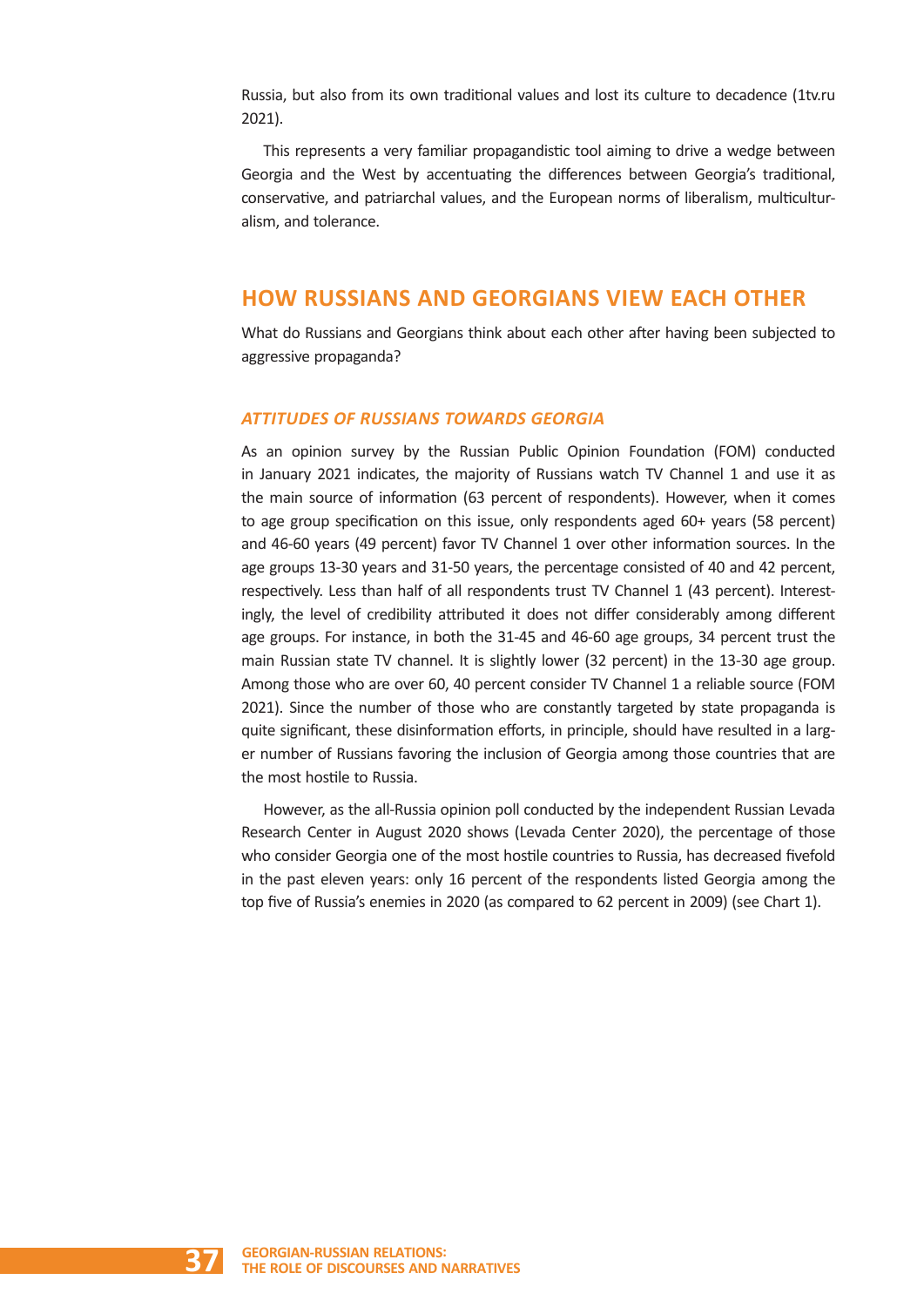Russia, but also from its own traditional values and lost its culture to decadence (1tv.ru 2021).

This represents a very familiar propagandistic tool aiming to drive a wedge between Georgia and the West by accentuating the differences between Georgia's traditional, conservative, and patriarchal values, and the European norms of liberalism, multiculturalism, and tolerance.

## HOW RUSSIANS AND GEORGIANS VIEW EACH OTHER

What do Russians and Georgians think about each other after having been subjected to aggressive propaganda?

### *ATTITUDES OF RUSSIANS TOWARDS GEORGIA*

As an opinion survey by the Russian Public Opinion Foundation (FOM) conducted in January 2021 indicates, the majority of Russians watch TV Channel 1 and use it as the main source of information (63 percent of respondents). However, when it comes to age group specification on this issue, only respondents aged 60+ years (58 percent) and 46-60 years (49 percent) favor TV Channel 1 over other information sources. In the age groups 13-30 years and 31-50 years, the percentage consisted of 40 and 42 percent, respectively. Less than half of all respondents trust TV Channel 1 (43 percent). Interestingly, the level of credibility attributed it does not differ considerably among different age groups. For instance, in both the 31-45 and 46-60 age groups, 34 percent trust the main Russian state TV channel. It is slightly lower (32 percent) in the 13-30 age group. Among those who are over 60, 40 percent consider TV Channel 1 a reliable source (FOM 2021). Since the number of those who are constantly targeted by state propaganda is quite significant, these disinformation efforts, in principle, should have resulted in a larger number of Russians favoring the inclusion of Georgia among those countries that are the most hostile to Russia.

However, as the all-Russia opinion poll conducted by the independent Russian Levada Research Center in August 2020 shows (Levada Center 2020), the percentage of those who consider Georgia one of the most hostile countries to Russia, has decreased fivefold in the past eleven years: only 16 percent of the respondents listed Georgia among the top five of Russia's enemies in 2020 (as compared to 62 percent in 2009) (see Chart 1).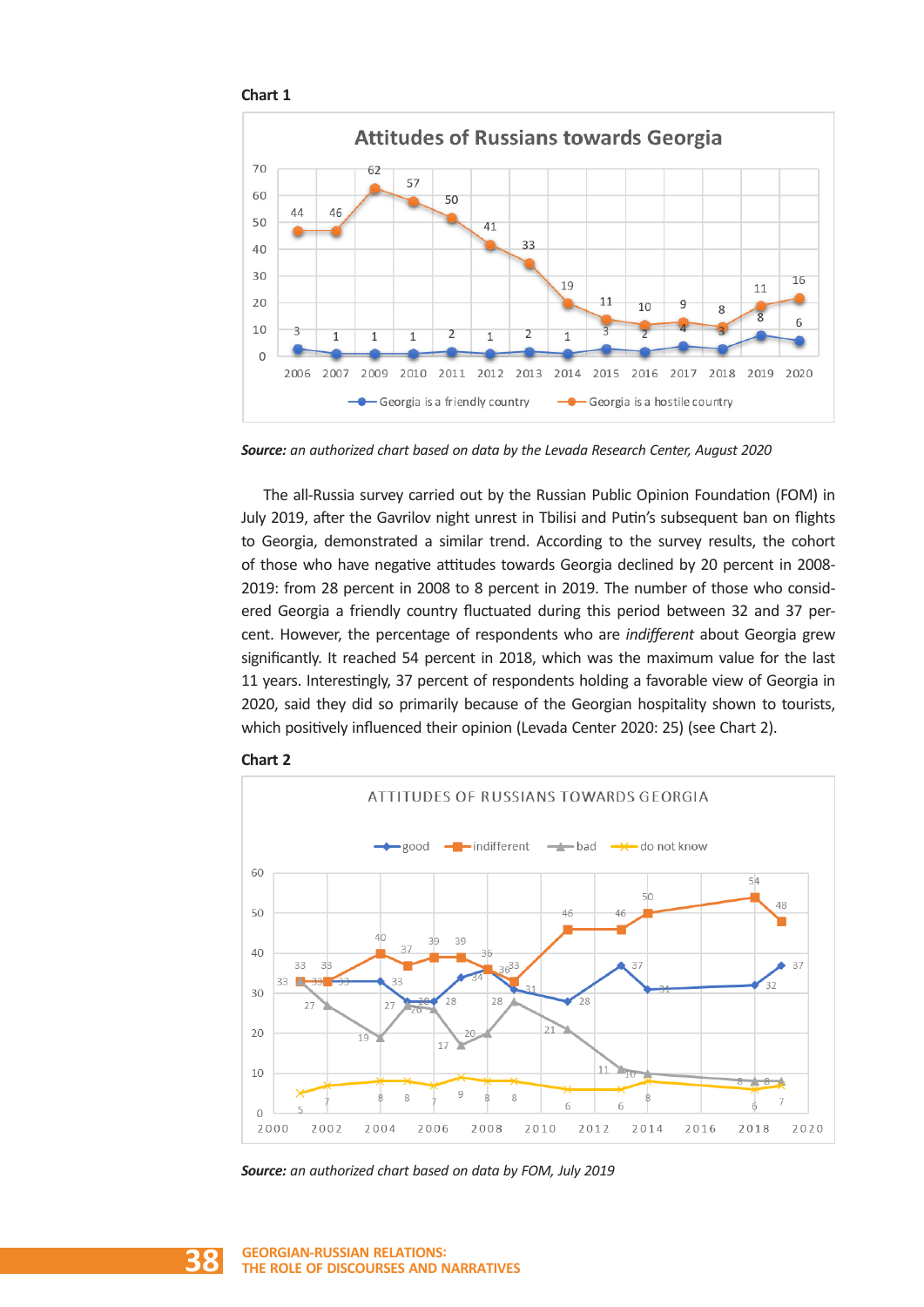**Chart 1**

**Attitudes of Russians towards Georgia**

| | 2006 | 2007 | 2009 | 2010 | 2011 | 2012 | 2013 | 2014 | 2015 | 2016 | 2017 | 2018 | 2019 | 2020 |
|---|---|---|---|---|---|---|---|---|---|---|---|---|---|---|
| Georgia is a friendly country | 3 | 1 | 1 | 1 | 2 | 1 | 2 | 1 | 3 | 2 | 4 | 3 | 8 | 6 |
| Georgia is a hostile country | 44 | 46 | 62 | 57 | 50 | 41 | 33 | 19 | 11 | 10 | 9 | 8 | 11 | 16 |

***Source:*** *an authorized chart based on data by the Levada Research Center, August 2020*

The all-Russia survey carried out by the Russian Public Opinion Foundation (FOM) in July 2019, after the Gavrilov night unrest in Tbilisi and Putin's subsequent ban on flights to Georgia, demonstrated a similar trend. According to the survey results, the cohort of those who have negative attitudes towards Georgia declined by 20 percent in 2008-2019: from 28 percent in 2008 to 8 percent in 2019. The number of those who considered Georgia a friendly country fluctuated during this period between 32 and 37 percent. However, the percentage of respondents who are *indifferent* about Georgia grew significantly. It reached 54 percent in 2018, which was the maximum value for the last 11 years. Interestingly, 37 percent of respondents holding a favorable view of Georgia in 2020, said they did so primarily because of the Georgian hospitality shown to tourists, which positively influenced their opinion (Levada Center 2020: 25) (see Chart 2).

**Chart 2**

ATTITUDES OF RUSSIANS TOWARDS GEORGIA

(good, indifferent, bad, do not know; 2000–2020)

***Source:*** *an authorized chart based on data by FOM, July 2019*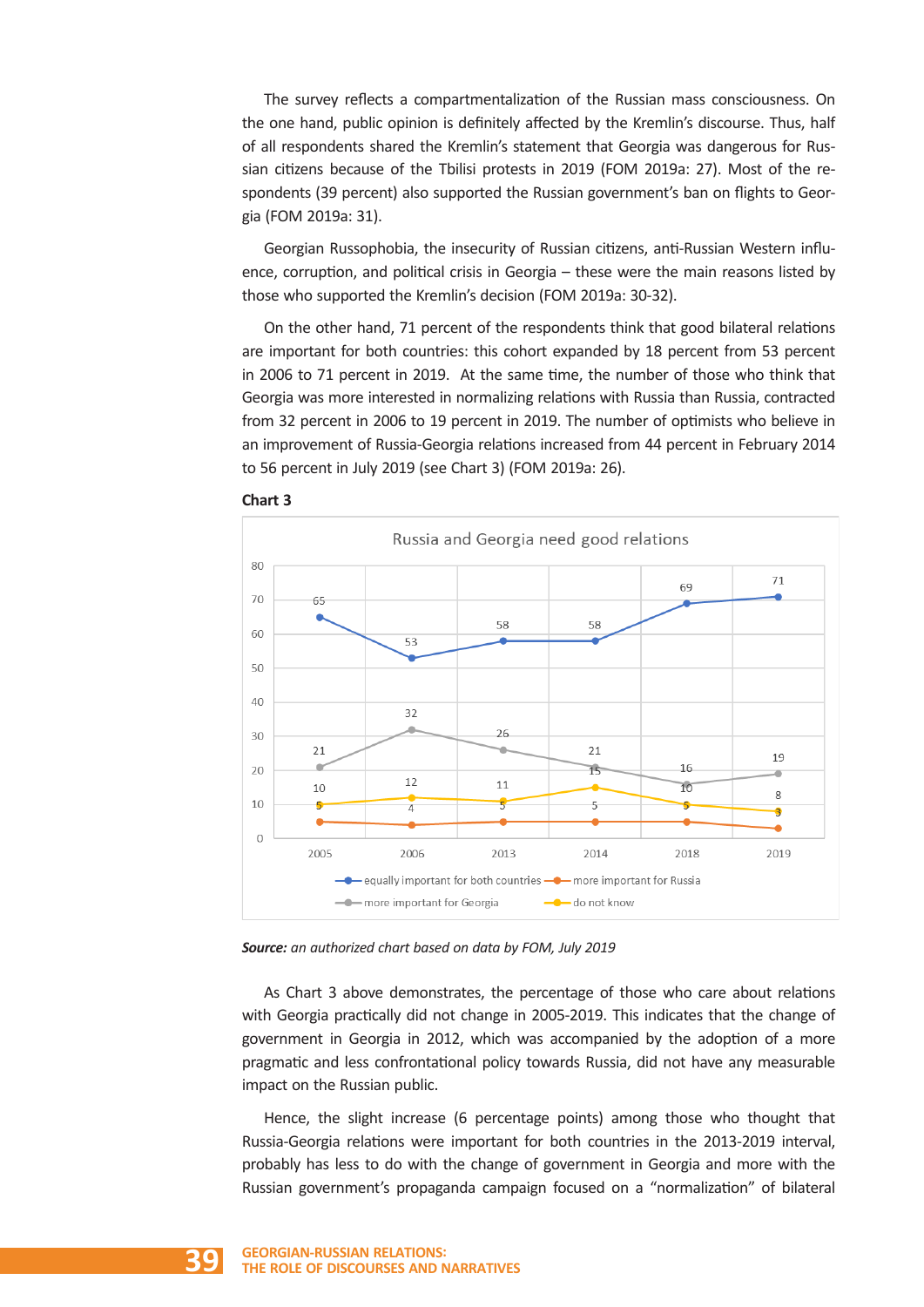The survey reflects a compartmentalization of the Russian mass consciousness. On the one hand, public opinion is definitely affected by the Kremlin's discourse. Thus, half of all respondents shared the Kremlin's statement that Georgia was dangerous for Russian citizens because of the Tbilisi protests in 2019 (FOM 2019a: 27). Most of the respondents (39 percent) also supported the Russian government's ban on flights to Georgia (FOM 2019a: 31).

Georgian Russophobia, the insecurity of Russian citizens, anti-Russian Western influence, corruption, and political crisis in Georgia – these were the main reasons listed by those who supported the Kremlin's decision (FOM 2019a: 30-32).

On the other hand, 71 percent of the respondents think that good bilateral relations are important for both countries: this cohort expanded by 18 percent from 53 percent in 2006 to 71 percent in 2019. At the same time, the number of those who think that Georgia was more interested in normalizing relations with Russia than Russia, contracted from 32 percent in 2006 to 19 percent in 2019. The number of optimists who believe in an improvement of Russia-Georgia relations increased from 44 percent in February 2014 to 56 percent in July 2019 (see Chart 3) (FOM 2019a: 26).

**Chart 3**

Russia and Georgia need good relations

| | 2005 | 2006 | 2013 | 2014 | 2018 | 2019 |
|---|---|---|---|---|---|---|
| equally important for both countries | 65 | 53 | 58 | 58 | 69 | 71 |
| more important for Russia | 5 | 4 | 5 | 5 | 5 | 3 |
| more important for Georgia | 21 | 32 | 26 | 21 | 16 | 19 |
| do not know | 10 | 12 | 11 | 15 | 10 | 8 |

***Source:*** *an authorized chart based on data by FOM, July 2019*

As Chart 3 above demonstrates, the percentage of those who care about relations with Georgia practically did not change in 2005-2019. This indicates that the change of government in Georgia in 2012, which was accompanied by the adoption of a more pragmatic and less confrontational policy towards Russia, did not have any measurable impact on the Russian public.

Hence, the slight increase (6 percentage points) among those who thought that Russia-Georgia relations were important for both countries in the 2013-2019 interval, probably has less to do with the change of government in Georgia and more with the Russian government's propaganda campaign focused on a "normalization" of bilateral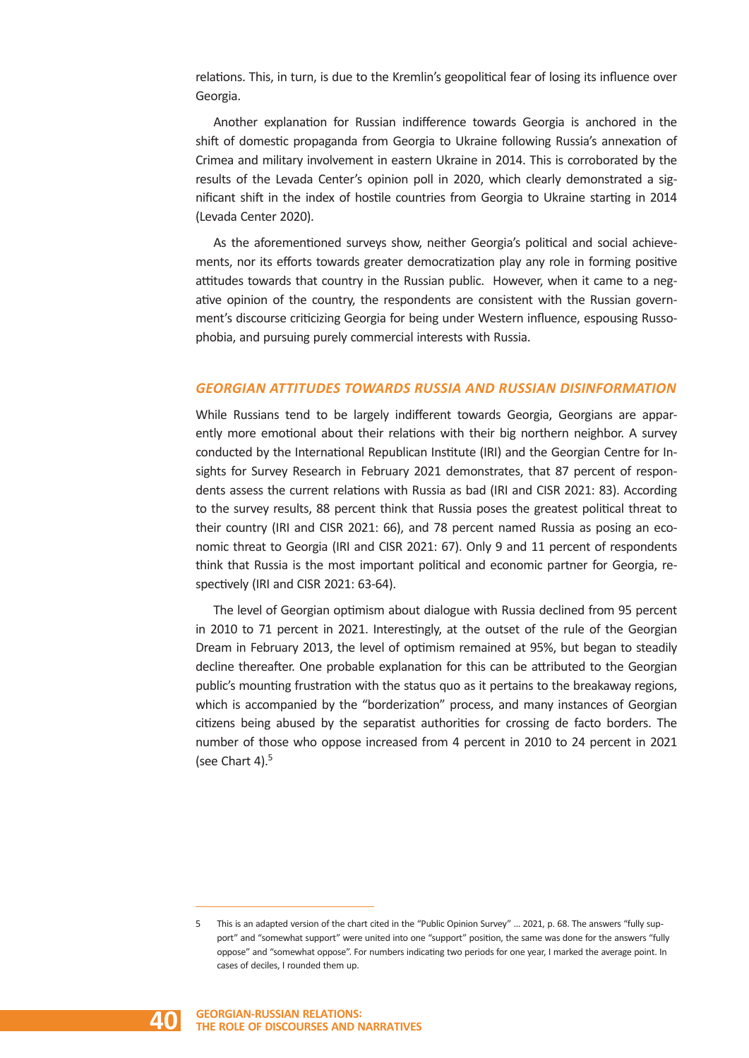relations. This, in turn, is due to the Kremlin's geopolitical fear of losing its influence over Georgia.

Another explanation for Russian indifference towards Georgia is anchored in the shift of domestic propaganda from Georgia to Ukraine following Russia's annexation of Crimea and military involvement in eastern Ukraine in 2014. This is corroborated by the results of the Levada Center's opinion poll in 2020, which clearly demonstrated a significant shift in the index of hostile countries from Georgia to Ukraine starting in 2014 (Levada Center 2020).

As the aforementioned surveys show, neither Georgia's political and social achievements, nor its efforts towards greater democratization play any role in forming positive attitudes towards that country in the Russian public. However, when it came to a negative opinion of the country, the respondents are consistent with the Russian government's discourse criticizing Georgia for being under Western influence, espousing Russophobia, and pursuing purely commercial interests with Russia.

## *GEORGIAN ATTITUDES TOWARDS RUSSIA AND RUSSIAN DISINFORMATION*

While Russians tend to be largely indifferent towards Georgia, Georgians are apparently more emotional about their relations with their big northern neighbor. A survey conducted by the International Republican Institute (IRI) and the Georgian Centre for Insights for Survey Research in February 2021 demonstrates, that 87 percent of respondents assess the current relations with Russia as bad (IRI and CISR 2021: 83). According to the survey results, 88 percent think that Russia poses the greatest political threat to their country (IRI and CISR 2021: 66), and 78 percent named Russia as posing an economic threat to Georgia (IRI and CISR 2021: 67). Only 9 and 11 percent of respondents think that Russia is the most important political and economic partner for Georgia, respectively (IRI and CISR 2021: 63-64).

The level of Georgian optimism about dialogue with Russia declined from 95 percent in 2010 to 71 percent in 2021. Interestingly, at the outset of the rule of the Georgian Dream in February 2013, the level of optimism remained at 95%, but began to steadily decline thereafter. One probable explanation for this can be attributed to the Georgian public's mounting frustration with the status quo as it pertains to the breakaway regions, which is accompanied by the "borderization" process, and many instances of Georgian citizens being abused by the separatist authorities for crossing de facto borders. The number of those who oppose increased from 4 percent in 2010 to 24 percent in 2021 (see Chart 4).[5]

---

5 This is an adapted version of the chart cited in the "Public Opinion Survey" ... 2021, p. 68. The answers "fully support" and "somewhat support" were united into one "support" position, the same was done for the answers "fully oppose" and "somewhat oppose". For numbers indicating two periods for one year, I marked the average point. In cases of deciles, I rounded them up.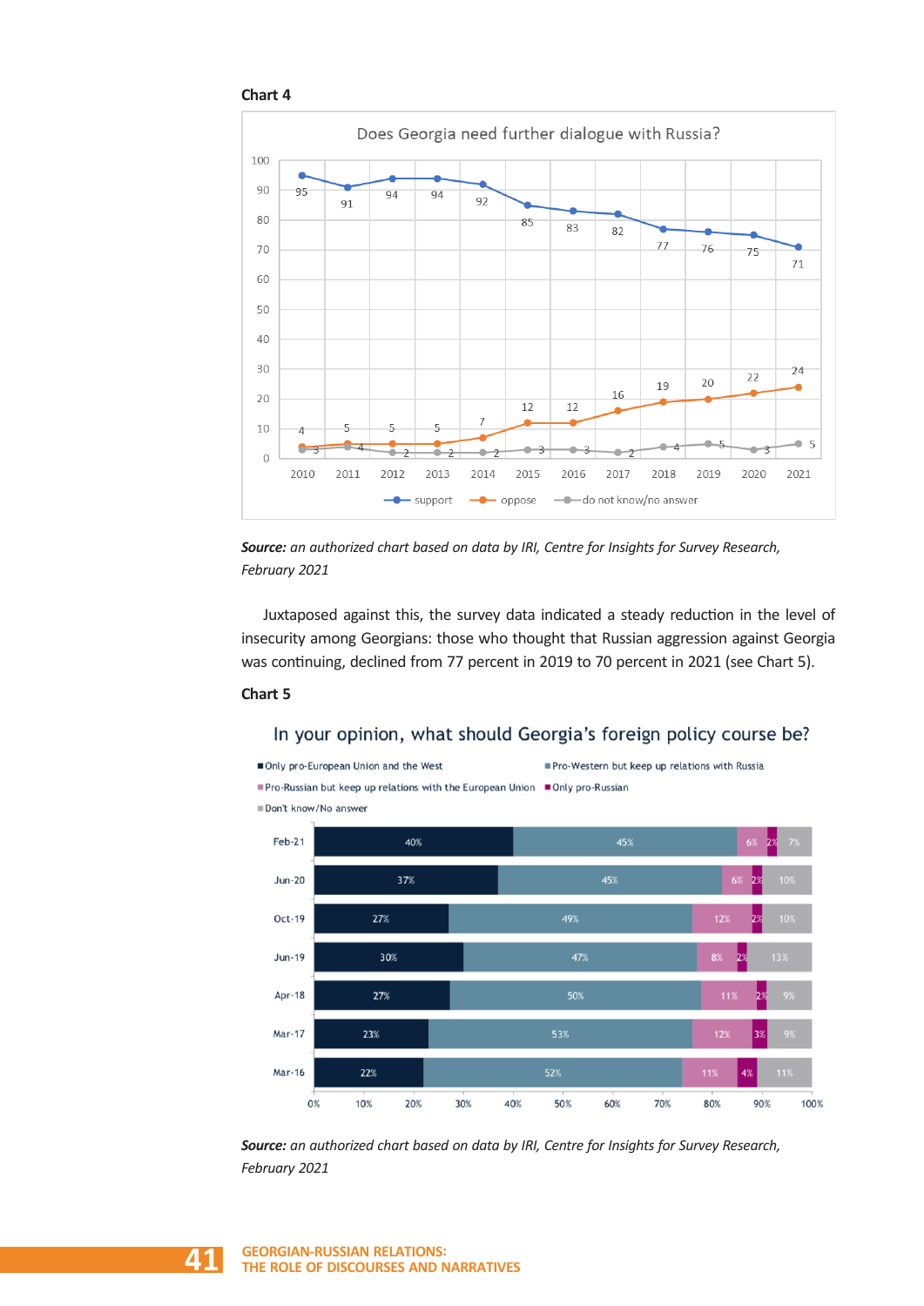**Chart 4**

Does Georgia need further dialogue with Russia?

| Year | support | oppose | do not know/no answer |
|---|---|---|---|
| 2010 | 95 | 4 | 3 |
| 2011 | 91 | 5 | 4 |
| 2012 | 94 | 5 | 2 |
| 2013 | 94 | 5 | 2 |
| 2014 | 92 | 7 | 2 |
| 2015 | 85 | 12 | 3 |
| 2016 | 83 | 12 | 3 |
| 2017 | 82 | 16 | 2 |
| 2018 | 77 | 19 | 4 |
| 2019 | 76 | 20 | 5 |
| 2020 | 75 | 22 | 3 |
| 2021 | 71 | 24 | 5 |

***Source:*** *an authorized chart based on data by IRI, Centre for Insights for Survey Research, February 2021*

Juxtaposed against this, the survey data indicated a steady reduction in the level of insecurity among Georgians: those who thought that Russian aggression against Georgia was continuing, declined from 77 percent in 2019 to 70 percent in 2021 (see Chart 5).

**Chart 5**

In your opinion, what should Georgia's foreign policy course be?

| | Only pro-European Union and the West | Pro-Western but keep up relations with Russia | Pro-Russian but keep up relations with the European Union | Only pro-Russian | Don't know/No answer |
|---|---|---|---|---|---|
| Feb-21 | 40% | 45% | 6% | 2% | 7% |
| Jun-20 | 37% | 45% | 6% | 2% | 10% |
| Oct-19 | 27% | 49% | 12% | 2% | 10% |
| Jun-19 | 30% | 47% | 8% | 2% | 13% |
| Apr-18 | 27% | 50% | 11% | 2% | 9% |
| Mar-17 | 23% | 53% | 12% | 3% | 9% |
| Mar-16 | 22% | 52% | 11% | 4% | 11% |

***Source:*** *an authorized chart based on data by IRI, Centre for Insights for Survey Research, February 2021*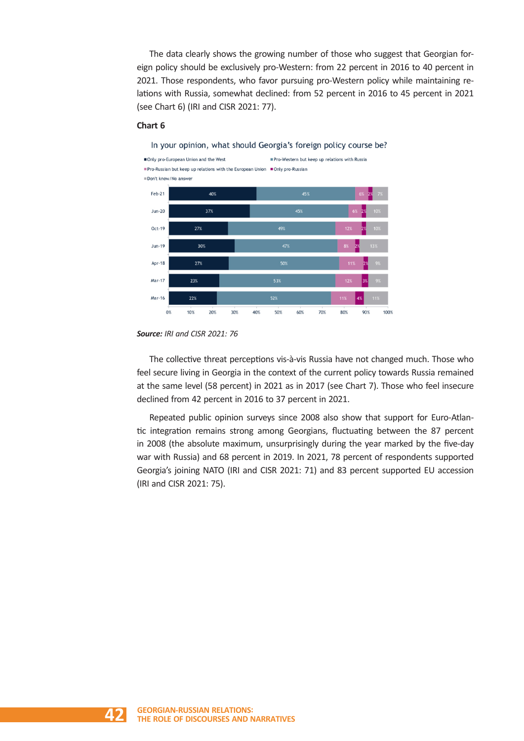The data clearly shows the growing number of those who suggest that Georgian foreign policy should be exclusively pro-Western: from 22 percent in 2016 to 40 percent in 2021. Those respondents, who favor pursuing pro-Western policy while maintaining relations with Russia, somewhat declined: from 52 percent in 2016 to 45 percent in 2021 (see Chart 6) (IRI and CISR 2021: 77).

**Chart 6**

In your opinion, what should Georgia's foreign policy course be?

| | Only pro-European Union and the West | Pro-Western but keep up relations with Russia | Pro-Russian but keep up relations with the European Union | Only pro-Russian | Don't know/No answer |
|---|---|---|---|---|---|
| Feb-21 | 40% | 45% | 6% | 2% | 7% |
| Jun-20 | 37% | 45% | 6% | 2% | 10% |
| Oct-19 | 27% | 49% | 12% | 2% | 10% |
| Jun-19 | 30% | 47% | 8% | 2% | 13% |
| Apr-18 | 27% | 50% | 11% | 2% | 9% |
| Mar-17 | 23% | 53% | 12% | 3% | 9% |
| Mar-16 | 22% | 52% | 11% | 4% | 11% |

***Source:*** *IRI and CISR 2021: 76*

The collective threat perceptions vis-à-vis Russia have not changed much. Those who feel secure living in Georgia in the context of the current policy towards Russia remained at the same level (58 percent) in 2021 as in 2017 (see Chart 7). Those who feel insecure declined from 42 percent in 2016 to 37 percent in 2021.

Repeated public opinion surveys since 2008 also show that support for Euro-Atlantic integration remains strong among Georgians, fluctuating between the 87 percent in 2008 (the absolute maximum, unsurprisingly during the year marked by the five-day war with Russia) and 68 percent in 2019. In 2021, 78 percent of respondents supported Georgia's joining NATO (IRI and CISR 2021: 71) and 83 percent supported EU accession (IRI and CISR 2021: 75).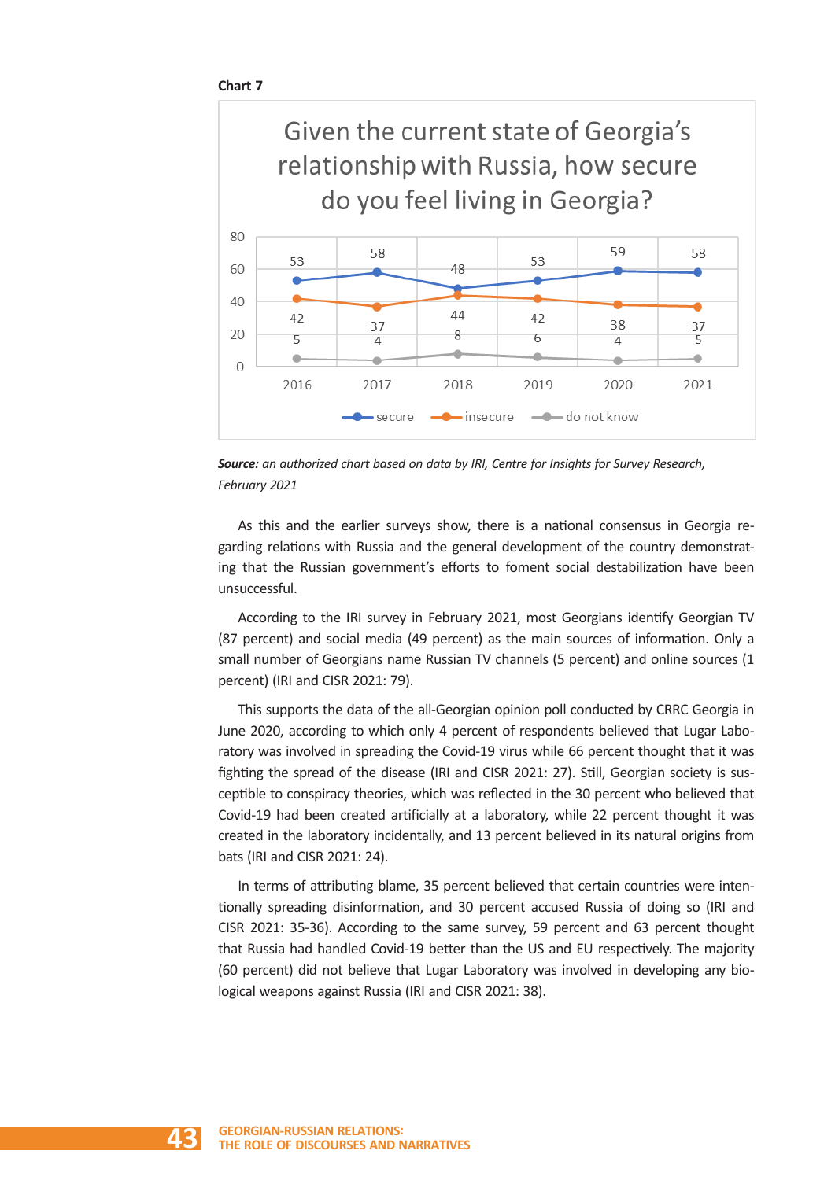**Chart 7**

Given the current state of Georgia's relationship with Russia, how secure do you feel living in Georgia?

| | 2016 | 2017 | 2018 | 2019 | 2020 | 2021 |
|---|---|---|---|---|---|---|
| secure | 53 | 58 | 48 | 53 | 59 | 58 |
| insecure | 42 | 37 | 44 | 42 | 38 | 37 |
| do not know | 5 | 4 | 8 | 6 | 4 | 5 |

***Source:*** *an authorized chart based on data by IRI, Centre for Insights for Survey Research, February 2021*

As this and the earlier surveys show, there is a national consensus in Georgia regarding relations with Russia and the general development of the country demonstrating that the Russian government's efforts to foment social destabilization have been unsuccessful.

According to the IRI survey in February 2021, most Georgians identify Georgian TV (87 percent) and social media (49 percent) as the main sources of information. Only a small number of Georgians name Russian TV channels (5 percent) and online sources (1 percent) (IRI and CISR 2021: 79).

This supports the data of the all-Georgian opinion poll conducted by CRRC Georgia in June 2020, according to which only 4 percent of respondents believed that Lugar Laboratory was involved in spreading the Covid-19 virus while 66 percent thought that it was fighting the spread of the disease (IRI and CISR 2021: 27). Still, Georgian society is susceptible to conspiracy theories, which was reflected in the 30 percent who believed that Covid-19 had been created artificially at a laboratory, while 22 percent thought it was created in the laboratory incidentally, and 13 percent believed in its natural origins from bats (IRI and CISR 2021: 24).

In terms of attributing blame, 35 percent believed that certain countries were intentionally spreading disinformation, and 30 percent accused Russia of doing so (IRI and CISR 2021: 35-36). According to the same survey, 59 percent and 63 percent thought that Russia had handled Covid-19 better than the US and EU respectively. The majority (60 percent) did not believe that Lugar Laboratory was involved in developing any biological weapons against Russia (IRI and CISR 2021: 38).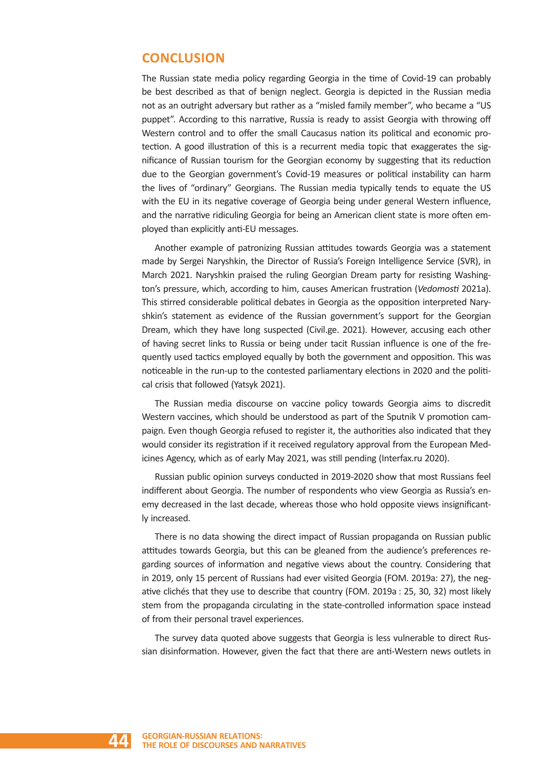## CONCLUSION

The Russian state media policy regarding Georgia in the time of Covid-19 can probably be best described as that of benign neglect. Georgia is depicted in the Russian media not as an outright adversary but rather as a "misled family member", who became a "US puppet". According to this narrative, Russia is ready to assist Georgia with throwing off Western control and to offer the small Caucasus nation its political and economic protection. A good illustration of this is a recurrent media topic that exaggerates the significance of Russian tourism for the Georgian economy by suggesting that its reduction due to the Georgian government's Covid-19 measures or political instability can harm the lives of "ordinary" Georgians. The Russian media typically tends to equate the US with the EU in its negative coverage of Georgia being under general Western influence, and the narrative ridiculing Georgia for being an American client state is more often employed than explicitly anti-EU messages.

Another example of patronizing Russian attitudes towards Georgia was a statement made by Sergei Naryshkin, the Director of Russia's Foreign Intelligence Service (SVR), in March 2021. Naryshkin praised the ruling Georgian Dream party for resisting Washington's pressure, which, according to him, causes American frustration (*Vedomosti* 2021a). This stirred considerable political debates in Georgia as the opposition interpreted Naryshkin's statement as evidence of the Russian government's support for the Georgian Dream, which they have long suspected (Civil.ge. 2021). However, accusing each other of having secret links to Russia or being under tacit Russian influence is one of the frequently used tactics employed equally by both the government and opposition. This was noticeable in the run-up to the contested parliamentary elections in 2020 and the political crisis that followed (Yatsyk 2021).

The Russian media discourse on vaccine policy towards Georgia aims to discredit Western vaccines, which should be understood as part of the Sputnik V promotion campaign. Even though Georgia refused to register it, the authorities also indicated that they would consider its registration if it received regulatory approval from the European Medicines Agency, which as of early May 2021, was still pending (Interfax.ru 2020).

Russian public opinion surveys conducted in 2019-2020 show that most Russians feel indifferent about Georgia. The number of respondents who view Georgia as Russia's enemy decreased in the last decade, whereas those who hold opposite views insignificantly increased.

There is no data showing the direct impact of Russian propaganda on Russian public attitudes towards Georgia, but this can be gleaned from the audience's preferences regarding sources of information and negative views about the country. Considering that in 2019, only 15 percent of Russians had ever visited Georgia (FOM. 2019a: 27), the negative clichés that they use to describe that country (FOM. 2019a : 25, 30, 32) most likely stem from the propaganda circulating in the state-controlled information space instead of from their personal travel experiences.

The survey data quoted above suggests that Georgia is less vulnerable to direct Russian disinformation. However, given the fact that there are anti-Western news outlets in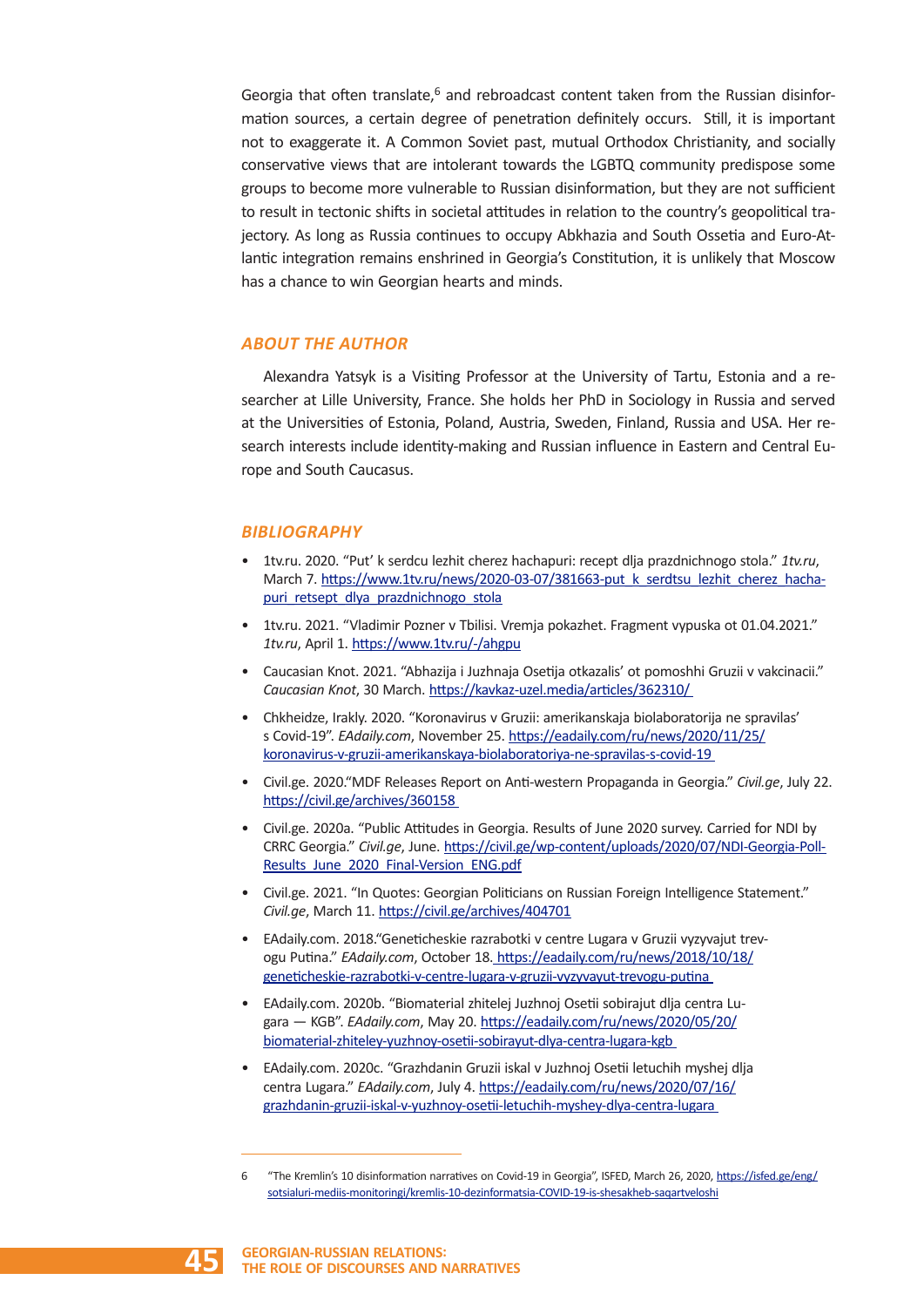Georgia that often translate,[6] and rebroadcast content taken from the Russian disinformation sources, a certain degree of penetration definitely occurs. Still, it is important not to exaggerate it. A Common Soviet past, mutual Orthodox Christianity, and socially conservative views that are intolerant towards the LGBTQ community predispose some groups to become more vulnerable to Russian disinformation, but they are not sufficient to result in tectonic shifts in societal attitudes in relation to the country's geopolitical trajectory. As long as Russia continues to occupy Abkhazia and South Ossetia and Euro-Atlantic integration remains enshrined in Georgia's Constitution, it is unlikely that Moscow has a chance to win Georgian hearts and minds.

## ABOUT THE AUTHOR

Alexandra Yatsyk is a Visiting Professor at the University of Tartu, Estonia and a researcher at Lille University, France. She holds her PhD in Sociology in Russia and served at the Universities of Estonia, Poland, Austria, Sweden, Finland, Russia and USA. Her research interests include identity-making and Russian influence in Eastern and Central Europe and South Caucasus.

## BIBLIOGRAPHY

- 1tv.ru. 2020. "Put' k serdcu lezhit cherez hachapuri: recept dlja prazdnichnogo stola." *1tv.ru*, March 7. https://www.1tv.ru/news/2020-03-07/381663-put_k_serdtsu_lezhit_cherez_hachapuri_retsept_dlya_prazdnichnogo_stola
- 1tv.ru. 2021. "Vladimir Pozner v Tbilisi. Vremja pokazhet. Fragment vypuska ot 01.04.2021." *1tv.ru*, April 1. https://www.1tv.ru/-/ahgpu
- Caucasian Knot. 2021. "Abhazija i Juzhnaja Osetija otkazalis' ot pomoshhi Gruzii v vakcinacii." *Caucasian Knot*, 30 March. https://kavkaz-uzel.media/articles/362310/
- Chkheidze, Irakly. 2020. "Koronavirus v Gruzii: amerikanskaja biolaboratorija ne spravilas' s Covid-19". *EAdaily.com*, November 25. https://eadaily.com/ru/news/2020/11/25/koronavirus-v-gruzii-amerikanskaya-biolaboratoriya-ne-spravilas-s-covid-19
- Civil.ge. 2020."MDF Releases Report on Anti-western Propaganda in Georgia." *Civil.ge*, July 22. https://civil.ge/archives/360158
- Civil.ge. 2020a. "Public Attitudes in Georgia. Results of June 2020 survey. Carried for NDI by CRRC Georgia." *Civil.ge*, June. https://civil.ge/wp-content/uploads/2020/07/NDI-Georgia-Poll-Results_June_2020_Final-Version_ENG.pdf
- Civil.ge. 2021. "In Quotes: Georgian Politicians on Russian Foreign Intelligence Statement." *Civil.ge*, March 11. https://civil.ge/archives/404701
- EAdaily.com. 2018."Geneticheskie razrabotki v centre Lugara v Gruzii vyzyvajut trevogu Putina." *EAdaily.com*, October 18. https://eadaily.com/ru/news/2018/10/18/geneticheskie-razrabotki-v-centre-lugara-v-gruzii-vyzyvayut-trevogu-putina
- EAdaily.com. 2020b. "Biomaterial zhitelej Juzhnoj Osetii sobirajut dlja centra Lugara — KGB". *EAdaily.com*, May 20. https://eadaily.com/ru/news/2020/05/20/biomaterial-zhiteley-yuzhnoy-osetii-sobirayut-dlya-centra-lugara-kgb
- EAdaily.com. 2020c. "Grazhdanin Gruzii iskal v Juzhnoj Osetii letuchih myshej dlja centra Lugara." *EAdaily.com*, July 4. https://eadaily.com/ru/news/2020/07/16/grazhdanin-gruzii-iskal-v-yuzhnoy-osetii-letuchih-myshey-dlya-centra-lugara

---

6 "The Kremlin's 10 disinformation narratives on Covid-19 in Georgia", ISFED, March 26, 2020, https://isfed.ge/eng/sotsialuri-mediis-monitoringi/kremlis-10-dezinformatsia-COVID-19-is-shesakheb-saqartveloshi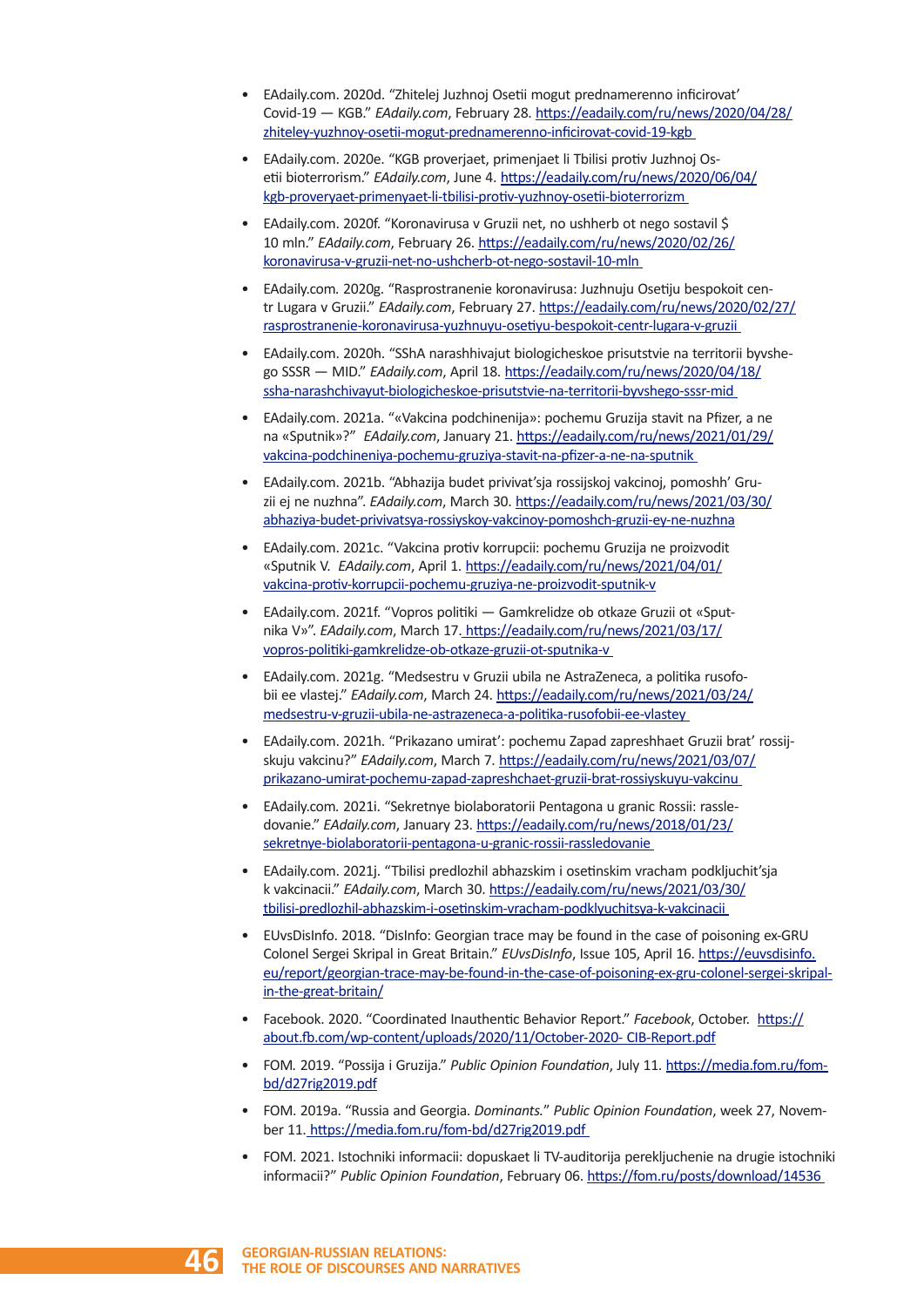- EAdaily.com. 2020d. “Zhitelej Juzhnoj Osetii mogut prednamerenno inficirovat’ Covid-19 — KGB.” *EAdaily.com*, February 28. https://eadaily.com/ru/news/2020/04/28/zhiteley-yuzhnoy-osetii-mogut-prednamerenno-inficirovat-covid-19-kgb

- EAdaily.com. 2020e. “KGB proverjaet, primenjaet li Tbilisi protiv Juzhnoj Osetii bioterrorism.” *EAdaily.com*, June 4. https://eadaily.com/ru/news/2020/06/04/kgb-proveryaet-primenyaet-li-tbilisi-protiv-yuzhnoy-osetii-bioterrorizm

- EAdaily.com. 2020f. “Koronavirusa v Gruzii net, no ushherb ot nego sostavil $ 10 mln.” *EAdaily.com*, February 26. https://eadaily.com/ru/news/2020/02/26/koronavirusa-v-gruzii-net-no-ushcherb-ot-nego-sostavil-10-mln

- EAdaily.com. 2020g. “Rasprostranenie koronavirusa: Juzhnuju Osetiju bespokoit centr Lugara v Gruzii.” *EAdaily.com*, February 27. https://eadaily.com/ru/news/2020/02/27/rasprostranenie-koronavirusa-yuzhnuyu-osetiyu-bespokoit-centr-lugara-v-gruzii

- EAdaily.com. 2020h. “SShA narashhivajut biologicheskoe prisutstvie na territorii byvshego SSSR — MID.” *EAdaily.com*, April 18. https://eadaily.com/ru/news/2020/04/18/ssha-narashchivayut-biologicheskoe-prisutstvie-na-territorii-byvshego-sssr-mid

- EAdaily.com. 2021a. “«Vakcina podchinenija»: pochemu Gruzija stavit na Pfizer, a ne na «Sputnik»?” *EAdaily.com*, January 21. https://eadaily.com/ru/news/2021/01/29/vakcina-podchineniya-pochemu-gruziya-stavit-na-pfizer-a-ne-na-sputnik

- EAdaily.com. 2021b. “Abhazija budet privivat’sja rossijskoj vakcinoj, pomoshh’ Gruzii ej ne nuzhna”. *EAdaily.com*, March 30. https://eadaily.com/ru/news/2021/03/30/abhaziya-budet-privivatsya-rossiyskoy-vakcinoy-pomoshch-gruzii-ey-ne-nuzhna

- EAdaily.com. 2021c. “Vakcina protiv korrupcii: pochemu Gruzija ne proizvodit «Sputnik V. *EAdaily.com*, April 1. https://eadaily.com/ru/news/2021/04/01/vakcina-protiv-korrupcii-pochemu-gruziya-ne-proizvodit-sputnik-v

- EAdaily.com. 2021f. “Vopros politiki — Gamkrelidze ob otkaze Gruzii ot «Sputnika V»”. *EAdaily.com*, March 17. https://eadaily.com/ru/news/2021/03/17/vopros-politiki-gamkrelidze-ob-otkaze-gruzii-ot-sputnika-v

- EAdaily.com. 2021g. “Medsestru v Gruzii ubila ne AstraZeneca, a politika rusofobii ee vlastej.” *EAdaily.com*, March 24. https://eadaily.com/ru/news/2021/03/24/medsestru-v-gruzii-ubila-ne-astrazeneca-a-politika-rusofobii-ee-vlastey

- EAdaily.com. 2021h. “Prikazano umirat’: pochemu Zapad zapreshhaet Gruzii brat’ rossijskuju vakcinu?” *EAdaily.com*, March 7. https://eadaily.com/ru/news/2021/03/07/prikazano-umirat-pochemu-zapad-zapreshchaet-gruzii-brat-rossiyskuyu-vakcinu

- EAdaily.com. 2021i. “Sekretnye biolaboratorii Pentagona u granic Rossii: rassledovanie.” *EAdaily.com*, January 23. https://eadaily.com/ru/news/2018/01/23/sekretnye-biolaboratorii-pentagona-u-granic-rossii-rassledovanie

- EAdaily.com. 2021j. “Tbilisi predlozhil abhazskim i osetinskim vracham podkljuchit’sja k vakcinacii.” *EAdaily.com*, March 30. https://eadaily.com/ru/news/2021/03/30/tbilisi-predlozhil-abhazskim-i-osetinskim-vracham-podklyuchitsya-k-vakcinacii

- EUvsDisInfo. 2018. “DisInfo: Georgian trace may be found in the case of poisoning ex-GRU Colonel Sergei Skripal in Great Britain.” *EUvsDisInfo*, Issue 105, April 16. https://euvsdisinfo.eu/report/georgian-trace-may-be-found-in-the-case-of-poisoning-ex-gru-colonel-sergei-skripal-in-the-great-britain/

- Facebook. 2020. “Coordinated Inauthentic Behavior Report.” *Facebook*, October. https://about.fb.com/wp-content/uploads/2020/11/October-2020- CIB-Report.pdf

- FOM. 2019. “Possija i Gruzija.” *Public Opinion Foundation*, July 11. https://media.fom.ru/fom-bd/d27rig2019.pdf

- FOM. 2019a. “Russia and Georgia. *Dominants.*” *Public Opinion Foundation*, week 27, November 11. https://media.fom.ru/fom-bd/d27rig2019.pdf

- FOM. 2021. Istochniki informacii: dopuskaet li TV-auditorija perekljuchenie na drugie istochniki informacii?” *Public Opinion Foundation*, February 06. https://fom.ru/posts/download/14536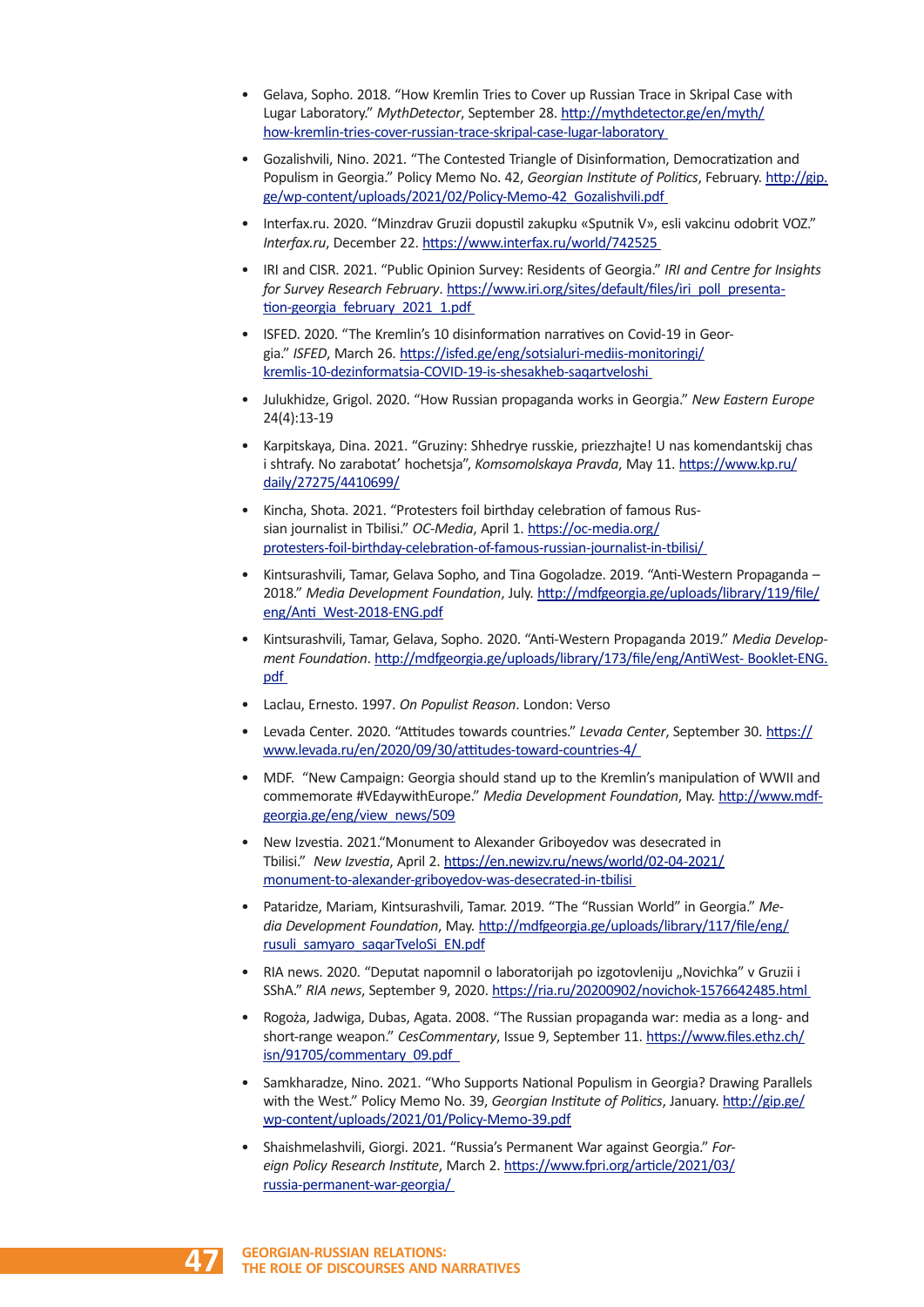- Gelava, Sopho. 2018. "How Kremlin Tries to Cover up Russian Trace in Skripal Case with Lugar Laboratory." *MythDetector*, September 28. http://mythdetector.ge/en/myth/how-kremlin-tries-cover-russian-trace-skripal-case-lugar-laboratory

- Gozalishvili, Nino. 2021. "The Contested Triangle of Disinformation, Democratization and Populism in Georgia." Policy Memo No. 42, *Georgian Institute of Politics*, February. http://gip.ge/wp-content/uploads/2021/02/Policy-Memo-42_Gozalishvili.pdf

- Interfax.ru. 2020. "Minzdrav Gruzii dopustil zakupku «Sputnik V», esli vakcinu odobrit VOZ." *Interfax.ru*, December 22. https://www.interfax.ru/world/742525

- IRI and CISR. 2021. "Public Opinion Survey: Residents of Georgia." *IRI and Centre for Insights for Survey Research February*. https://www.iri.org/sites/default/files/iri_poll_presentation-georgia_february_2021_1.pdf

- ISFED. 2020. "The Kremlin's 10 disinformation narratives on Covid-19 in Georgia." *ISFED*, March 26. https://isfed.ge/eng/sotsialuri-mediis-monitoringi/kremlis-10-dezinformatsia-COVID-19-is-shesakheb-saqartveloshi

- Julukhidze, Grigol. 2020. "How Russian propaganda works in Georgia." *New Eastern Europe* 24(4):13-19

- Karpitskaya, Dina. 2021. "Gruziny: Shhedrye russkie, priezzhajte! U nas komendantskij chas i shtrafy. No zarabotat' hochetsja", *Komsomolskaya Pravda*, May 11. https://www.kp.ru/daily/27275/4410699/

- Kincha, Shota. 2021. "Protesters foil birthday celebration of famous Russian journalist in Tbilisi." *OC-Media*, April 1. https://oc-media.org/protesters-foil-birthday-celebration-of-famous-russian-journalist-in-tbilisi/

- Kintsurashvili, Tamar, Gelava Sopho, and Tina Gogoladze. 2019. "Anti-Western Propaganda – 2018." *Media Development Foundation*, July. http://mdfgeorgia.ge/uploads/library/119/file/eng/Anti_West-2018-ENG.pdf

- Kintsurashvili, Tamar, Gelava, Sopho. 2020. "Anti-Western Propaganda 2019." *Media Development Foundation*. http://mdfgeorgia.ge/uploads/library/173/file/eng/AntiWest- Booklet-ENG.pdf

- Laclau, Ernesto. 1997. *On Populist Reason*. London: Verso

- Levada Center. 2020. "Attitudes towards countries." *Levada Center*, September 30. https://www.levada.ru/en/2020/09/30/attitudes-toward-countries-4/

- MDF. "New Campaign: Georgia should stand up to the Kremlin's manipulation of WWII and commemorate #VEdaywithEurope." *Media Development Foundation*, May. http://www.mdfgeorgia.ge/eng/view_news/509

- New Izvestia. 2021."Monument to Alexander Griboyedov was desecrated in Tbilisi." *New Izvestia*, April 2. https://en.newizv.ru/news/world/02-04-2021/monument-to-alexander-griboyedov-was-desecrated-in-tbilisi

- Pataridze, Mariam, Kintsurashvili, Tamar. 2019. "The "Russian World" in Georgia." *Media Development Foundation*, May. http://mdfgeorgia.ge/uploads/library/117/file/eng/rusuli_samyaro_saqarTveloSi_EN.pdf

- RIA news. 2020. "Deputat napomnil o laboratorijah po izgotovleniju „Novichka" v Gruzii i SShA." *RIA news*, September 9, 2020. https://ria.ru/20200902/novichok-1576642485.html

- Rogoża, Jadwiga, Dubas, Agata. 2008. "The Russian propaganda war: media as a long- and short-range weapon." *CesCommentary*, Issue 9, September 11. https://www.files.ethz.ch/isn/91705/commentary_09.pdf

- Samkharadze, Nino. 2021. "Who Supports National Populism in Georgia? Drawing Parallels with the West." Policy Memo No. 39, *Georgian Institute of Politics*, January. http://gip.ge/wp-content/uploads/2021/01/Policy-Memo-39.pdf

- Shaishmelashvili, Giorgi. 2021. "Russia's Permanent War against Georgia." *Foreign Policy Research Institute*, March 2. https://www.fpri.org/article/2021/03/russia-permanent-war-georgia/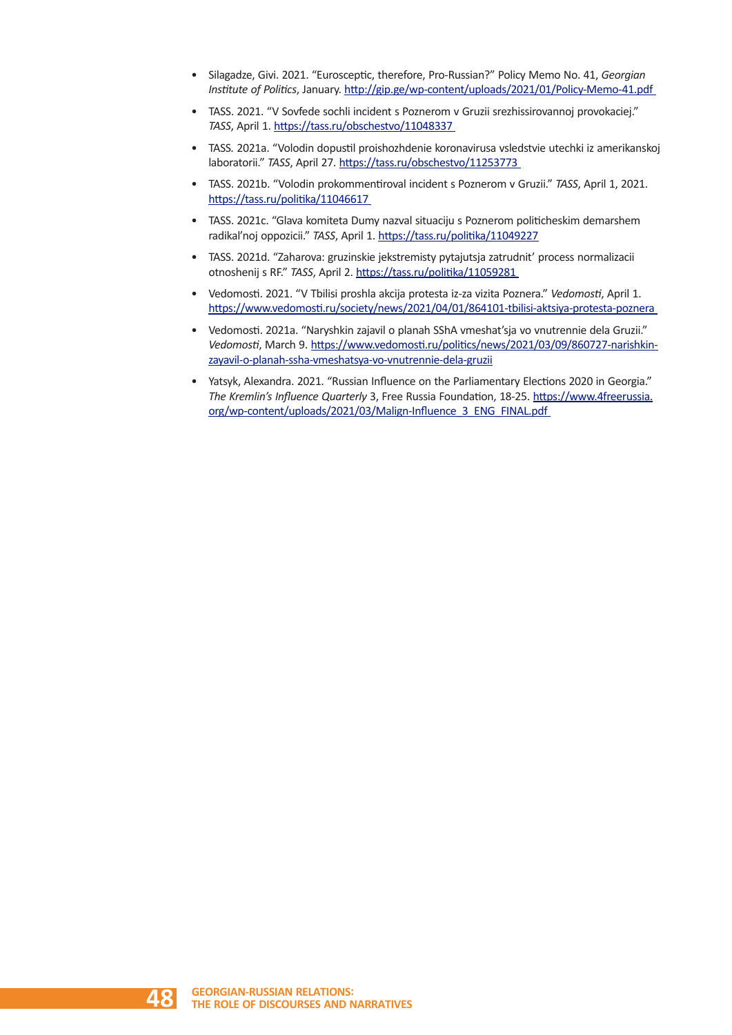- Silagadze, Givi. 2021. "Eurosceptic, therefore, Pro-Russian?" Policy Memo No. 41, *Georgian Institute of Politics*, January. http://gip.ge/wp-content/uploads/2021/01/Policy-Memo-41.pdf
- TASS. 2021. "V Sovfede sochli incident s Poznerom v Gruzii srezhissirovannoj provokaciej." *TASS*, April 1. https://tass.ru/obschestvo/11048337
- TASS. 2021a. "Volodin dopustil proishozhdenie koronavirusa vsledstvie utechki iz amerikanskoj laboratorii." *TASS*, April 27. https://tass.ru/obschestvo/11253773
- TASS. 2021b. "Volodin prokommentiroval incident s Poznerom v Gruzii." *TASS*, April 1, 2021. https://tass.ru/politika/11046617
- TASS. 2021c. "Glava komiteta Dumy nazval situaciju s Poznerom politicheskim demarshem radikal'noj oppozicii." *TASS*, April 1. https://tass.ru/politika/11049227
- TASS. 2021d. "Zaharova: gruzinskie jekstremisty pytajutsja zatrudnit' process normalizacii otnoshenij s RF." *TASS*, April 2. https://tass.ru/politika/11059281
- Vedomosti. 2021. "V Tbilisi proshla akcija protesta iz-za vizita Poznera." *Vedomosti*, April 1. https://www.vedomosti.ru/society/news/2021/04/01/864101-tbilisi-aktsiya-protesta-poznera
- Vedomosti. 2021a. "Naryshkin zajavil o planah SShA vmeshat'sja vo vnutrennie dela Gruzii." *Vedomosti*, March 9. https://www.vedomosti.ru/politics/news/2021/03/09/860727-narishkin-zayavil-o-planah-ssha-vmeshatsya-vo-vnutrennie-dela-gruzii
- Yatsyk, Alexandra. 2021. "Russian Influence on the Parliamentary Elections 2020 in Georgia." *The Kremlin's Influence Quarterly* 3, Free Russia Foundation, 18-25. https://www.4freerussia.org/wp-content/uploads/2021/03/Malign-Influence_3_ENG_FINAL.pdf